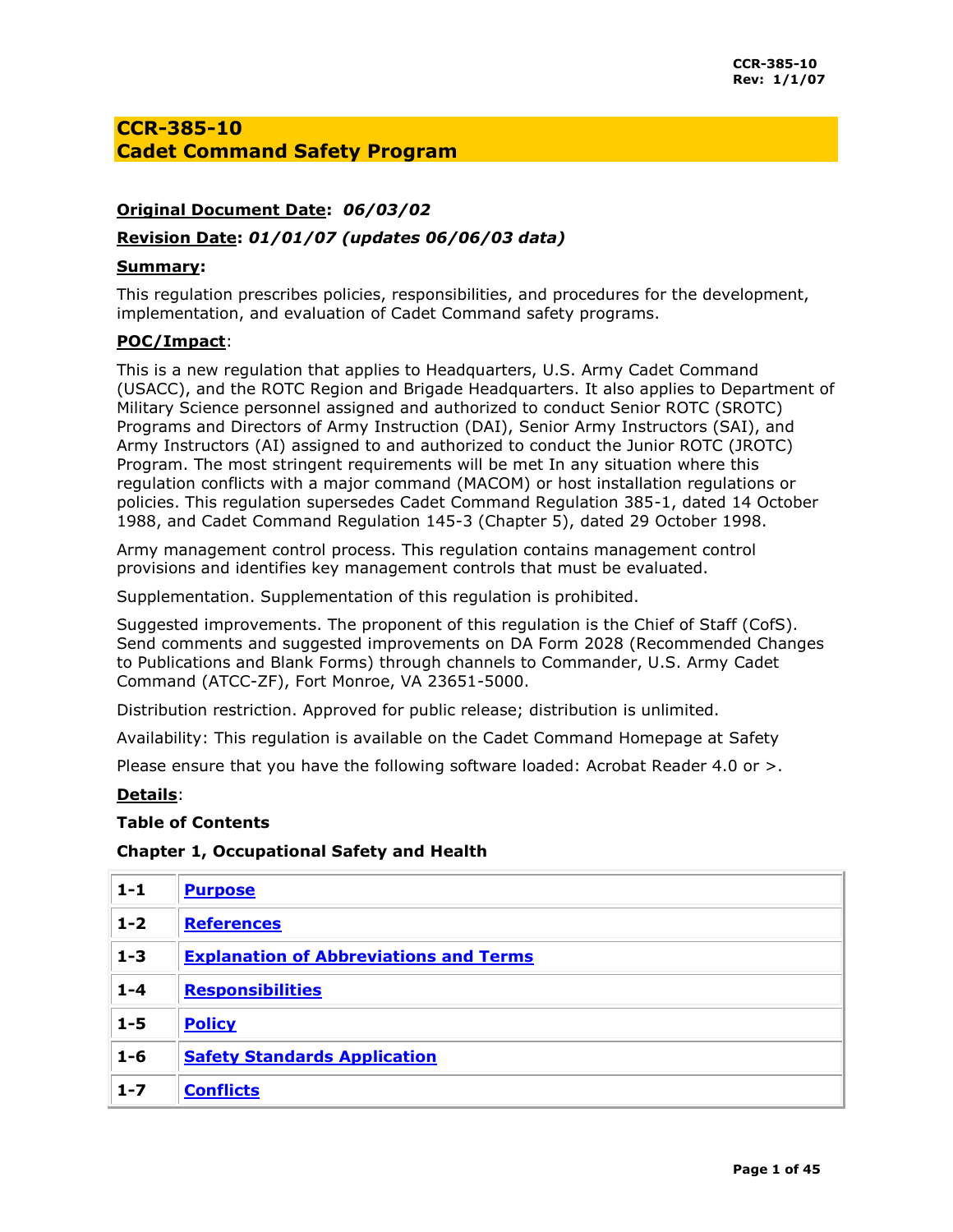# CCR-385-10
# Cadet Command Safety Program

**Original Document Date**: *06/03/02*

**Revision Date**: *01/01/07 (updates 06/06/03 data)*

**Summary**:

This regulation prescribes policies, responsibilities, and procedures for the development, implementation, and evaluation of Cadet Command safety programs.

**POC/Impact**:

This is a new regulation that applies to Headquarters, U.S. Army Cadet Command (USACC), and the ROTC Region and Brigade Headquarters. It also applies to Department of Military Science personnel assigned and authorized to conduct Senior ROTC (SROTC) Programs and Directors of Army Instruction (DAI), Senior Army Instructors (SAI), and Army Instructors (AI) assigned to and authorized to conduct the Junior ROTC (JROTC) Program. The most stringent requirements will be met In any situation where this regulation conflicts with a major command (MACOM) or host installation regulations or policies. This regulation supersedes Cadet Command Regulation 385-1, dated 14 October 1988, and Cadet Command Regulation 145-3 (Chapter 5), dated 29 October 1998.

Army management control process. This regulation contains management control provisions and identifies key management controls that must be evaluated.

Supplementation. Supplementation of this regulation is prohibited.

Suggested improvements. The proponent of this regulation is the Chief of Staff (CofS). Send comments and suggested improvements on DA Form 2028 (Recommended Changes to Publications and Blank Forms) through channels to Commander, U.S. Army Cadet Command (ATCC-ZF), Fort Monroe, VA 23651-5000.

Distribution restriction. Approved for public release; distribution is unlimited.

Availability: This regulation is available on the Cadet Command Homepage at Safety

Please ensure that you have the following software loaded: Acrobat Reader 4.0 or >.

**Details**:

**Table of Contents**

**Chapter 1, Occupational Safety and Health**

| | |
|---|---|
| **1-1** | **Purpose** |
| **1-2** | **References** |
| **1-3** | **Explanation of Abbreviations and Terms** |
| **1-4** | **Responsibilities** |
| **1-5** | **Policy** |
| **1-6** | **Safety Standards Application** |
| **1-7** | **Conflicts** |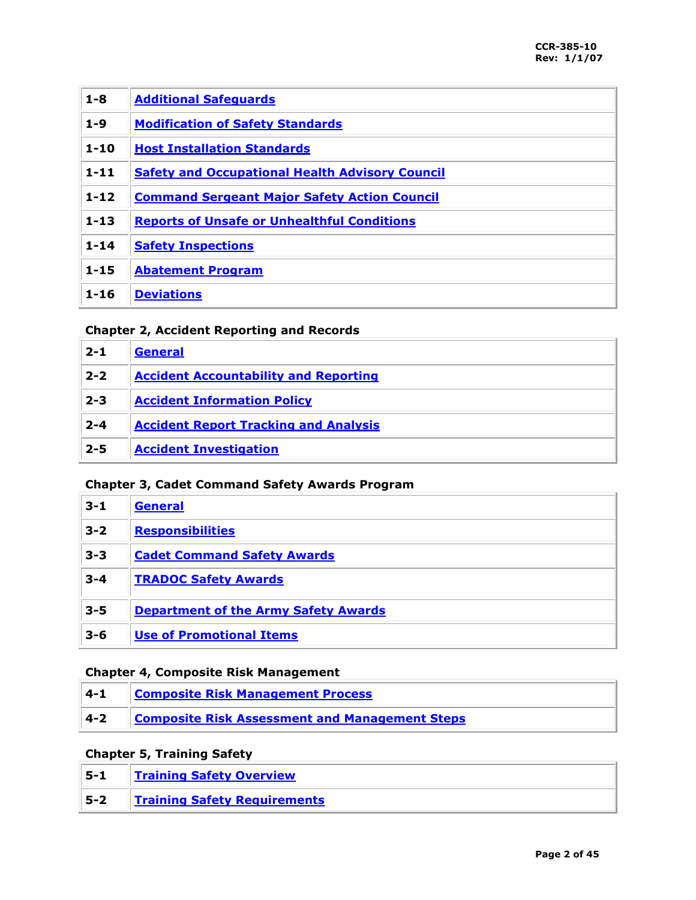| | |
|---|---|
| 1-8 | Additional Safeguards |
| 1-9 | Modification of Safety Standards |
| 1-10 | Host Installation Standards |
| 1-11 | Safety and Occupational Health Advisory Council |
| 1-12 | Command Sergeant Major Safety Action Council |
| 1-13 | Reports of Unsafe or Unhealthful Conditions |
| 1-14 | Safety Inspections |
| 1-15 | Abatement Program |
| 1-16 | Deviations |

**Chapter 2, Accident Reporting and Records**

| | |
|---|---|
| 2-1 | General |
| 2-2 | Accident Accountability and Reporting |
| 2-3 | Accident Information Policy |
| 2-4 | Accident Report Tracking and Analysis |
| 2-5 | Accident Investigation |

**Chapter 3, Cadet Command Safety Awards Program**

| | |
|---|---|
| 3-1 | General |
| 3-2 | Responsibilities |
| 3-3 | Cadet Command Safety Awards |
| 3-4 | TRADOC Safety Awards |
| 3-5 | Department of the Army Safety Awards |
| 3-6 | Use of Promotional Items |

**Chapter 4, Composite Risk Management**

| | |
|---|---|
| 4-1 | Composite Risk Management Process |
| 4-2 | Composite Risk Assessment and Management Steps |

**Chapter 5, Training Safety**

| | |
|---|---|
| 5-1 | Training Safety Overview |
| 5-2 | Training Safety Requirements |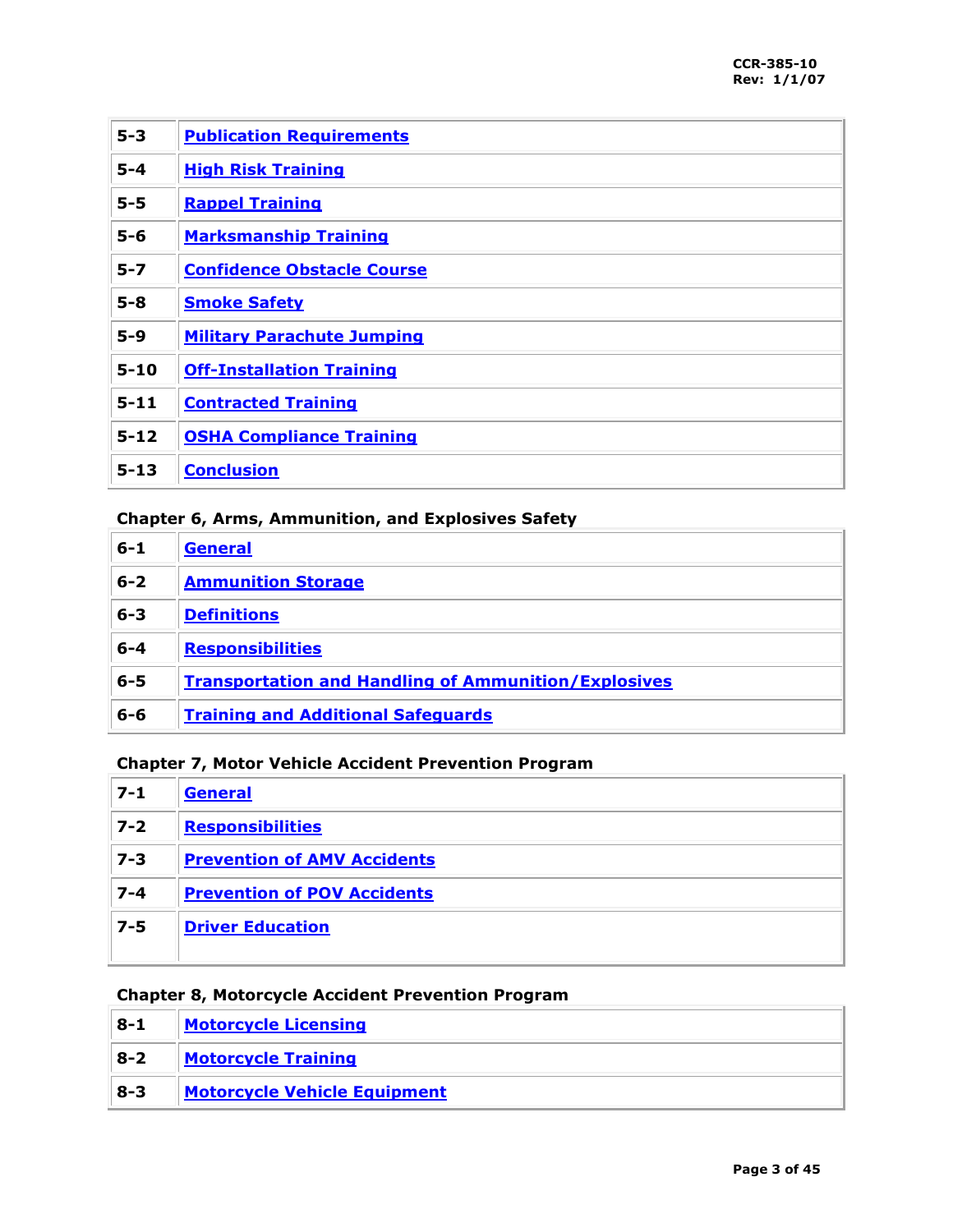| 5-3 | **Publication Requirements** |
|---|---|
| 5-4 | **High Risk Training** |
| 5-5 | **Rappel Training** |
| 5-6 | **Marksmanship Training** |
| 5-7 | **Confidence Obstacle Course** |
| 5-8 | **Smoke Safety** |
| 5-9 | **Military Parachute Jumping** |
| 5-10 | **Off-Installation Training** |
| 5-11 | **Contracted Training** |
| 5-12 | **OSHA Compliance Training** |
| 5-13 | **Conclusion** |

**Chapter 6, Arms, Ammunition, and Explosives Safety**

| 6-1 | **General** |
|---|---|
| 6-2 | **Ammunition Storage** |
| 6-3 | **Definitions** |
| 6-4 | **Responsibilities** |
| 6-5 | **Transportation and Handling of Ammunition/Explosives** |
| 6-6 | **Training and Additional Safeguards** |

**Chapter 7, Motor Vehicle Accident Prevention Program**

| 7-1 | **General** |
|---|---|
| 7-2 | **Responsibilities** |
| 7-3 | **Prevention of AMV Accidents** |
| 7-4 | **Prevention of POV Accidents** |
| 7-5 | **Driver Education** |

**Chapter 8, Motorcycle Accident Prevention Program**

| 8-1 | **Motorcycle Licensing** |
|---|---|
| 8-2 | **Motorcycle Training** |
| 8-3 | **Motorcycle Vehicle Equipment** |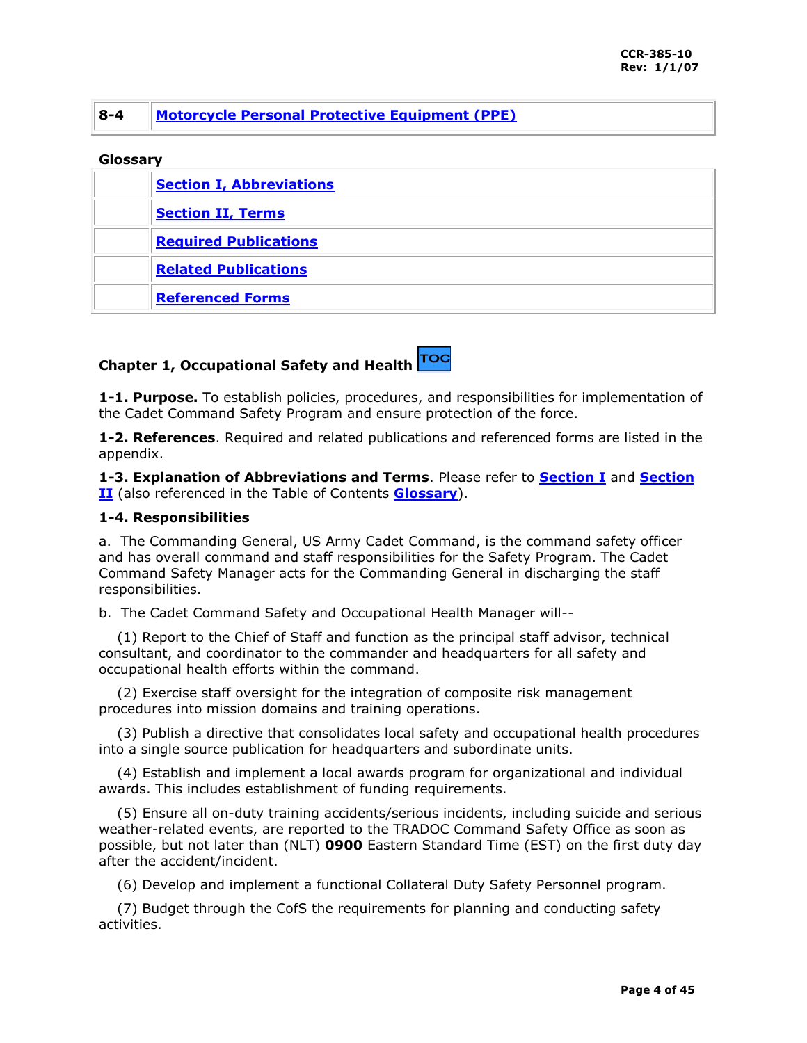| 8-4 | Motorcycle Personal Protective Equipment (PPE) |
|---|---|

**Glossary**

| | |
|---|---|
| | Section I, Abbreviations |
| | Section II, Terms |
| | Required Publications |
| | Related Publications |
| | Referenced Forms |

## Chapter 1, Occupational Safety and Health TOC

**1-1. Purpose.** To establish policies, procedures, and responsibilities for implementation of the Cadet Command Safety Program and ensure protection of the force.

**1-2. References**. Required and related publications and referenced forms are listed in the appendix.

**1-3. Explanation of Abbreviations and Terms**. Please refer to **Section I** and **Section II** (also referenced in the Table of Contents **Glossary**).

**1-4. Responsibilities**

a. The Commanding General, US Army Cadet Command, is the command safety officer and has overall command and staff responsibilities for the Safety Program. The Cadet Command Safety Manager acts for the Commanding General in discharging the staff responsibilities.

b. The Cadet Command Safety and Occupational Health Manager will--

(1) Report to the Chief of Staff and function as the principal staff advisor, technical consultant, and coordinator to the commander and headquarters for all safety and occupational health efforts within the command.

(2) Exercise staff oversight for the integration of composite risk management procedures into mission domains and training operations.

(3) Publish a directive that consolidates local safety and occupational health procedures into a single source publication for headquarters and subordinate units.

(4) Establish and implement a local awards program for organizational and individual awards. This includes establishment of funding requirements.

(5) Ensure all on-duty training accidents/serious incidents, including suicide and serious weather-related events, are reported to the TRADOC Command Safety Office as soon as possible, but not later than (NLT) **0900** Eastern Standard Time (EST) on the first duty day after the accident/incident.

(6) Develop and implement a functional Collateral Duty Safety Personnel program.

(7) Budget through the CofS the requirements for planning and conducting safety activities.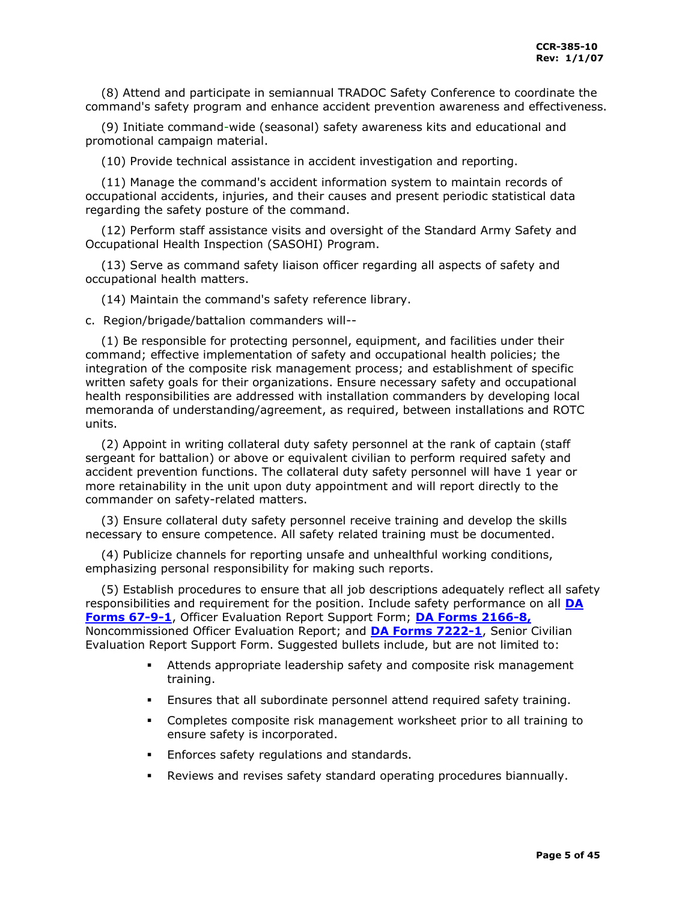(8) Attend and participate in semiannual TRADOC Safety Conference to coordinate the command's safety program and enhance accident prevention awareness and effectiveness.

(9) Initiate command-wide (seasonal) safety awareness kits and educational and promotional campaign material.

(10) Provide technical assistance in accident investigation and reporting.

(11) Manage the command's accident information system to maintain records of occupational accidents, injuries, and their causes and present periodic statistical data regarding the safety posture of the command.

(12) Perform staff assistance visits and oversight of the Standard Army Safety and Occupational Health Inspection (SASOHI) Program.

(13) Serve as command safety liaison officer regarding all aspects of safety and occupational health matters.

(14) Maintain the command's safety reference library.

c. Region/brigade/battalion commanders will--

(1) Be responsible for protecting personnel, equipment, and facilities under their command; effective implementation of safety and occupational health policies; the integration of the composite risk management process; and establishment of specific written safety goals for their organizations. Ensure necessary safety and occupational health responsibilities are addressed with installation commanders by developing local memoranda of understanding/agreement, as required, between installations and ROTC units.

(2) Appoint in writing collateral duty safety personnel at the rank of captain (staff sergeant for battalion) or above or equivalent civilian to perform required safety and accident prevention functions. The collateral duty safety personnel will have 1 year or more retainability in the unit upon duty appointment and will report directly to the commander on safety-related matters.

(3) Ensure collateral duty safety personnel receive training and develop the skills necessary to ensure competence. All safety related training must be documented.

(4) Publicize channels for reporting unsafe and unhealthful working conditions, emphasizing personal responsibility for making such reports.

(5) Establish procedures to ensure that all job descriptions adequately reflect all safety responsibilities and requirement for the position. Include safety performance on all **DA Forms 67-9-1**, Officer Evaluation Report Support Form; **DA Forms 2166-8,** Noncommissioned Officer Evaluation Report; and **DA Forms 7222-1**, Senior Civilian Evaluation Report Support Form. Suggested bullets include, but are not limited to:

- Attends appropriate leadership safety and composite risk management training.
- Ensures that all subordinate personnel attend required safety training.
- Completes composite risk management worksheet prior to all training to ensure safety is incorporated.
- Enforces safety regulations and standards.
- Reviews and revises safety standard operating procedures biannually.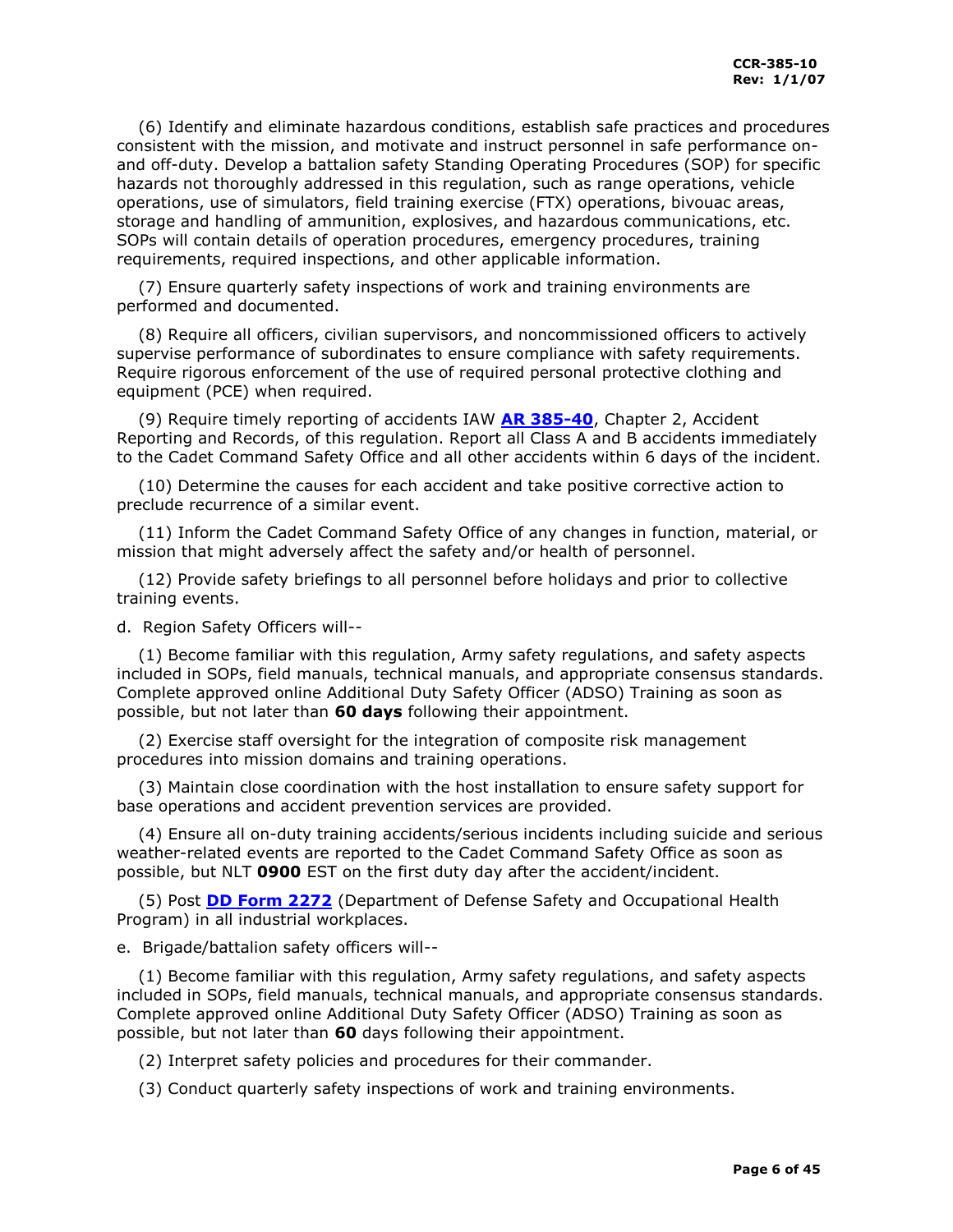(6) Identify and eliminate hazardous conditions, establish safe practices and procedures consistent with the mission, and motivate and instruct personnel in safe performance on- and off-duty. Develop a battalion safety Standing Operating Procedures (SOP) for specific hazards not thoroughly addressed in this regulation, such as range operations, vehicle operations, use of simulators, field training exercise (FTX) operations, bivouac areas, storage and handling of ammunition, explosives, and hazardous communications, etc. SOPs will contain details of operation procedures, emergency procedures, training requirements, required inspections, and other applicable information.

(7) Ensure quarterly safety inspections of work and training environments are performed and documented.

(8) Require all officers, civilian supervisors, and noncommissioned officers to actively supervise performance of subordinates to ensure compliance with safety requirements. Require rigorous enforcement of the use of required personal protective clothing and equipment (PCE) when required.

(9) Require timely reporting of accidents IAW **AR 385-40**, Chapter 2, Accident Reporting and Records, of this regulation. Report all Class A and B accidents immediately to the Cadet Command Safety Office and all other accidents within 6 days of the incident.

(10) Determine the causes for each accident and take positive corrective action to preclude recurrence of a similar event.

(11) Inform the Cadet Command Safety Office of any changes in function, material, or mission that might adversely affect the safety and/or health of personnel.

(12) Provide safety briefings to all personnel before holidays and prior to collective training events.

d. Region Safety Officers will--

(1) Become familiar with this regulation, Army safety regulations, and safety aspects included in SOPs, field manuals, technical manuals, and appropriate consensus standards. Complete approved online Additional Duty Safety Officer (ADSO) Training as soon as possible, but not later than **60 days** following their appointment.

(2) Exercise staff oversight for the integration of composite risk management procedures into mission domains and training operations.

(3) Maintain close coordination with the host installation to ensure safety support for base operations and accident prevention services are provided.

(4) Ensure all on-duty training accidents/serious incidents including suicide and serious weather-related events are reported to the Cadet Command Safety Office as soon as possible, but NLT **0900** EST on the first duty day after the accident/incident.

(5) Post **DD Form 2272** (Department of Defense Safety and Occupational Health Program) in all industrial workplaces.

e. Brigade/battalion safety officers will--

(1) Become familiar with this regulation, Army safety regulations, and safety aspects included in SOPs, field manuals, technical manuals, and appropriate consensus standards. Complete approved online Additional Duty Safety Officer (ADSO) Training as soon as possible, but not later than **60** days following their appointment.

(2) Interpret safety policies and procedures for their commander.

(3) Conduct quarterly safety inspections of work and training environments.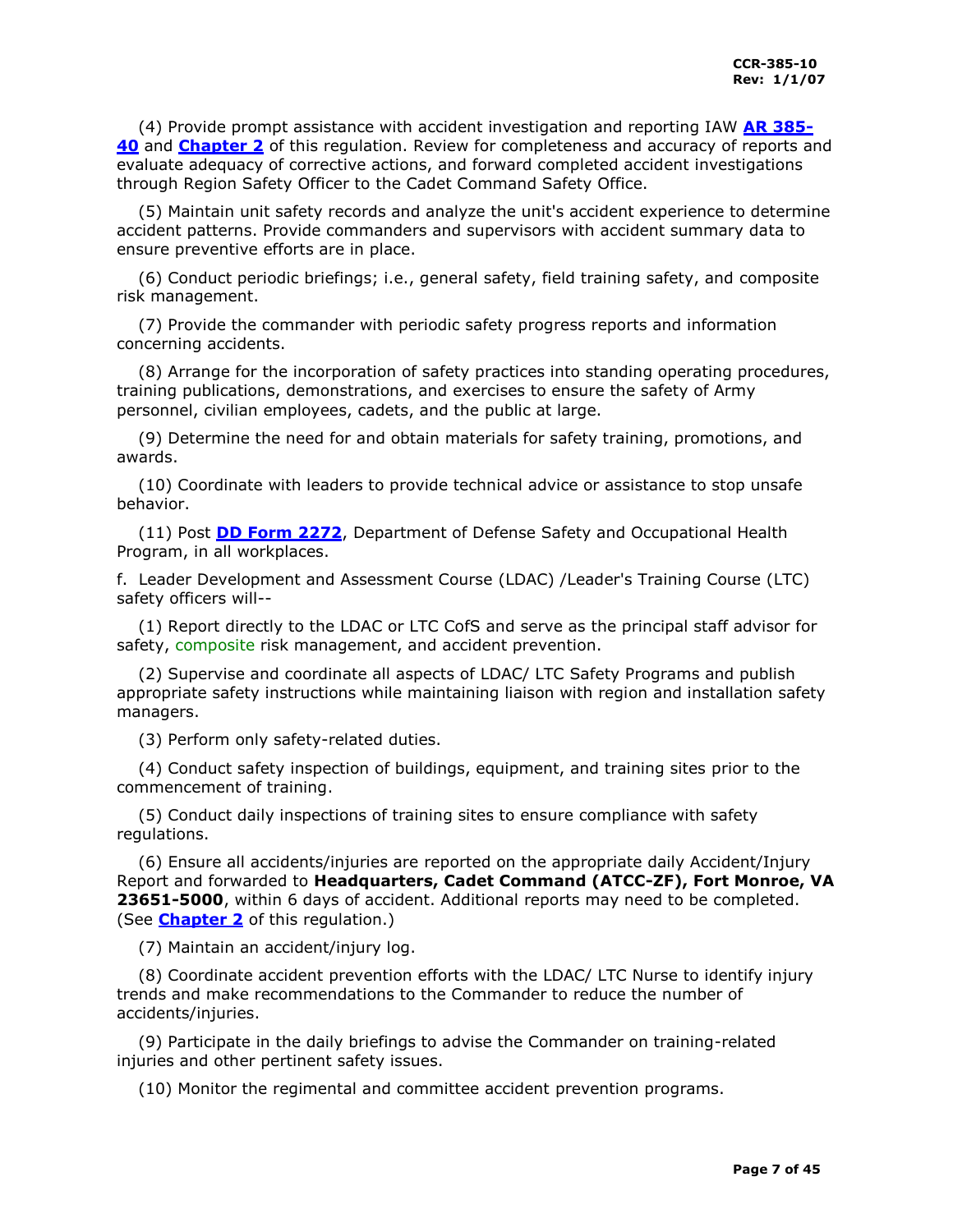(4) Provide prompt assistance with accident investigation and reporting IAW **AR 385-40** and **Chapter 2** of this regulation. Review for completeness and accuracy of reports and evaluate adequacy of corrective actions, and forward completed accident investigations through Region Safety Officer to the Cadet Command Safety Office.

(5) Maintain unit safety records and analyze the unit's accident experience to determine accident patterns. Provide commanders and supervisors with accident summary data to ensure preventive efforts are in place.

(6) Conduct periodic briefings; i.e., general safety, field training safety, and composite risk management.

(7) Provide the commander with periodic safety progress reports and information concerning accidents.

(8) Arrange for the incorporation of safety practices into standing operating procedures, training publications, demonstrations, and exercises to ensure the safety of Army personnel, civilian employees, cadets, and the public at large.

(9) Determine the need for and obtain materials for safety training, promotions, and awards.

(10) Coordinate with leaders to provide technical advice or assistance to stop unsafe behavior.

(11) Post **DD Form 2272**, Department of Defense Safety and Occupational Health Program, in all workplaces.

f. Leader Development and Assessment Course (LDAC) /Leader's Training Course (LTC) safety officers will--

(1) Report directly to the LDAC or LTC CofS and serve as the principal staff advisor for safety, composite risk management, and accident prevention.

(2) Supervise and coordinate all aspects of LDAC/ LTC Safety Programs and publish appropriate safety instructions while maintaining liaison with region and installation safety managers.

(3) Perform only safety-related duties.

(4) Conduct safety inspection of buildings, equipment, and training sites prior to the commencement of training.

(5) Conduct daily inspections of training sites to ensure compliance with safety regulations.

(6) Ensure all accidents/injuries are reported on the appropriate daily Accident/Injury Report and forwarded to **Headquarters, Cadet Command (ATCC-ZF), Fort Monroe, VA 23651-5000**, within 6 days of accident. Additional reports may need to be completed. (See **Chapter 2** of this regulation.)

(7) Maintain an accident/injury log.

(8) Coordinate accident prevention efforts with the LDAC/ LTC Nurse to identify injury trends and make recommendations to the Commander to reduce the number of accidents/injuries.

(9) Participate in the daily briefings to advise the Commander on training-related injuries and other pertinent safety issues.

(10) Monitor the regimental and committee accident prevention programs.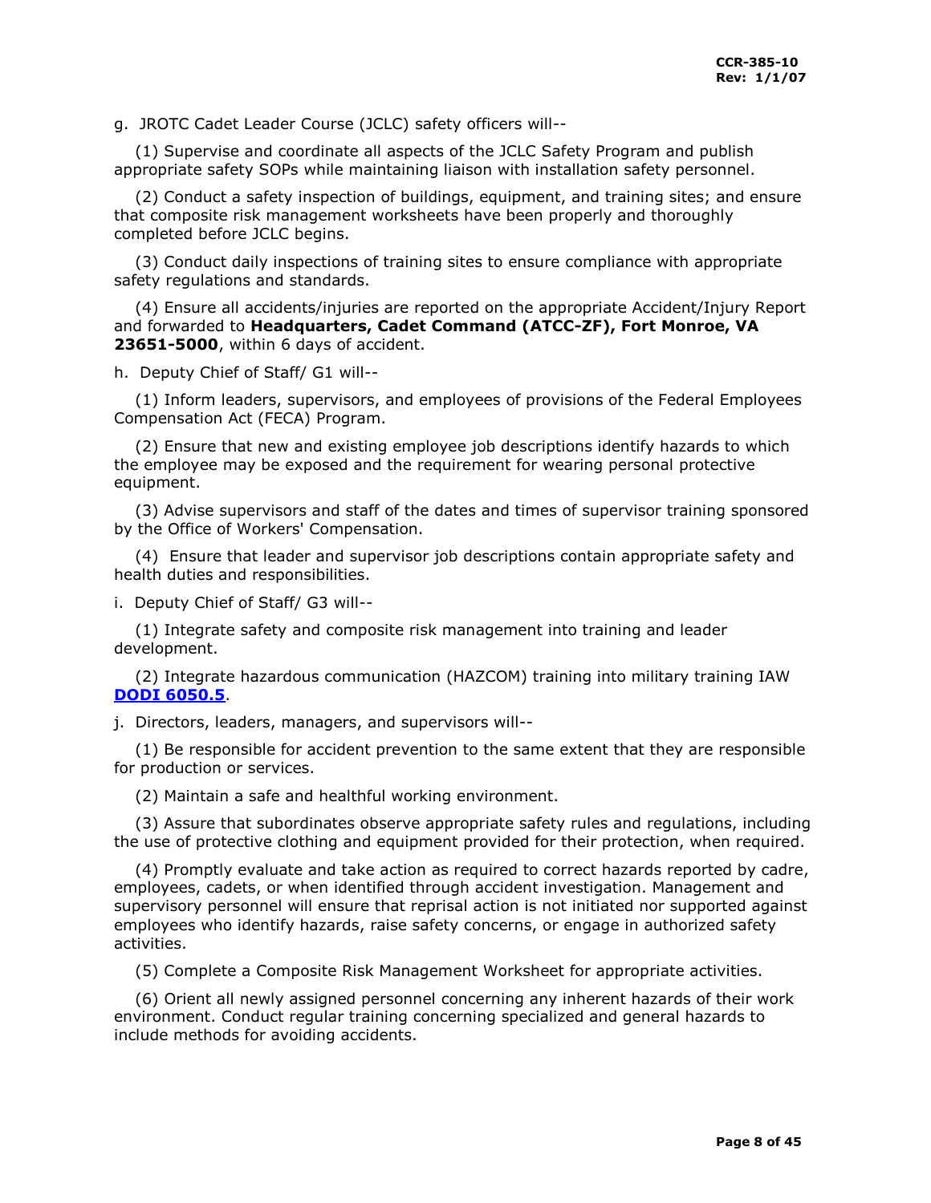g. JROTC Cadet Leader Course (JCLC) safety officers will--

(1) Supervise and coordinate all aspects of the JCLC Safety Program and publish appropriate safety SOPs while maintaining liaison with installation safety personnel.

(2) Conduct a safety inspection of buildings, equipment, and training sites; and ensure that composite risk management worksheets have been properly and thoroughly completed before JCLC begins.

(3) Conduct daily inspections of training sites to ensure compliance with appropriate safety regulations and standards.

(4) Ensure all accidents/injuries are reported on the appropriate Accident/Injury Report and forwarded to **Headquarters, Cadet Command (ATCC-ZF), Fort Monroe, VA 23651-5000**, within 6 days of accident.

h. Deputy Chief of Staff/ G1 will--

(1) Inform leaders, supervisors, and employees of provisions of the Federal Employees Compensation Act (FECA) Program.

(2) Ensure that new and existing employee job descriptions identify hazards to which the employee may be exposed and the requirement for wearing personal protective equipment.

(3) Advise supervisors and staff of the dates and times of supervisor training sponsored by the Office of Workers' Compensation.

(4) Ensure that leader and supervisor job descriptions contain appropriate safety and health duties and responsibilities.

i. Deputy Chief of Staff/ G3 will--

(1) Integrate safety and composite risk management into training and leader development.

(2) Integrate hazardous communication (HAZCOM) training into military training IAW **DODI 6050.5**.

j. Directors, leaders, managers, and supervisors will--

(1) Be responsible for accident prevention to the same extent that they are responsible for production or services.

(2) Maintain a safe and healthful working environment.

(3) Assure that subordinates observe appropriate safety rules and regulations, including the use of protective clothing and equipment provided for their protection, when required.

(4) Promptly evaluate and take action as required to correct hazards reported by cadre, employees, cadets, or when identified through accident investigation. Management and supervisory personnel will ensure that reprisal action is not initiated nor supported against employees who identify hazards, raise safety concerns, or engage in authorized safety activities.

(5) Complete a Composite Risk Management Worksheet for appropriate activities.

(6) Orient all newly assigned personnel concerning any inherent hazards of their work environment. Conduct regular training concerning specialized and general hazards to include methods for avoiding accidents.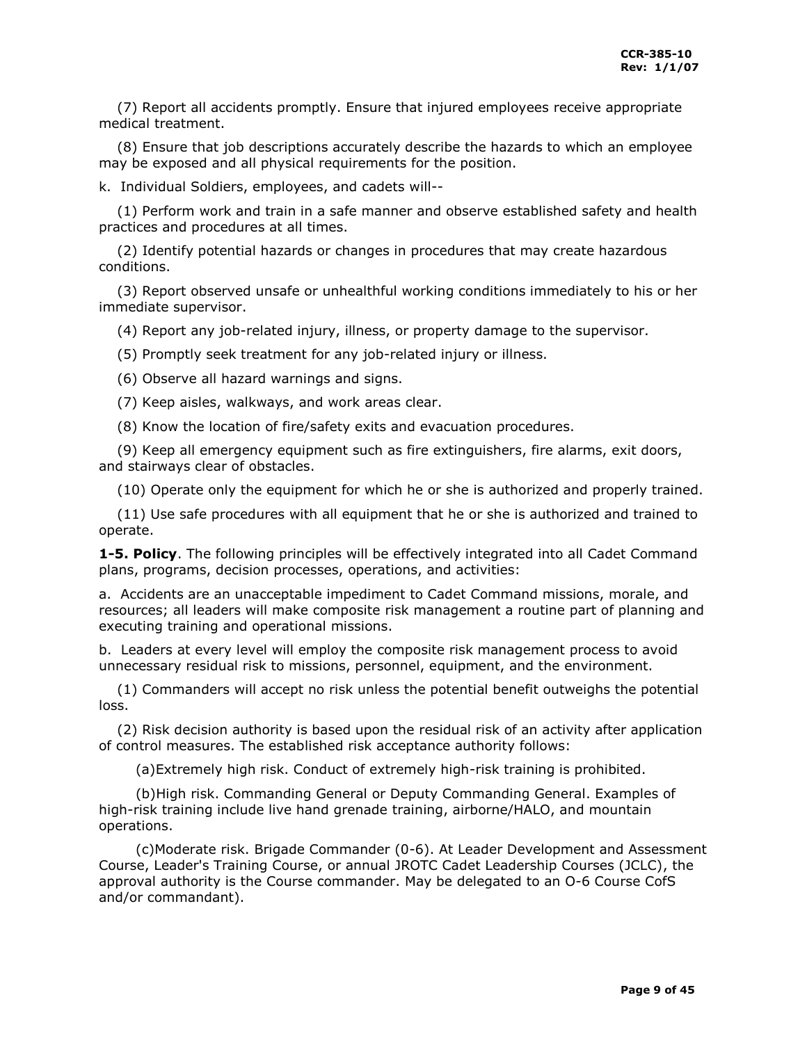(7) Report all accidents promptly. Ensure that injured employees receive appropriate medical treatment.

(8) Ensure that job descriptions accurately describe the hazards to which an employee may be exposed and all physical requirements for the position.

k. Individual Soldiers, employees, and cadets will--

(1) Perform work and train in a safe manner and observe established safety and health practices and procedures at all times.

(2) Identify potential hazards or changes in procedures that may create hazardous conditions.

(3) Report observed unsafe or unhealthful working conditions immediately to his or her immediate supervisor.

(4) Report any job-related injury, illness, or property damage to the supervisor.

(5) Promptly seek treatment for any job-related injury or illness.

(6) Observe all hazard warnings and signs.

(7) Keep aisles, walkways, and work areas clear.

(8) Know the location of fire/safety exits and evacuation procedures.

(9) Keep all emergency equipment such as fire extinguishers, fire alarms, exit doors, and stairways clear of obstacles.

(10) Operate only the equipment for which he or she is authorized and properly trained.

(11) Use safe procedures with all equipment that he or she is authorized and trained to operate.

**1-5. Policy**. The following principles will be effectively integrated into all Cadet Command plans, programs, decision processes, operations, and activities:

a. Accidents are an unacceptable impediment to Cadet Command missions, morale, and resources; all leaders will make composite risk management a routine part of planning and executing training and operational missions.

b. Leaders at every level will employ the composite risk management process to avoid unnecessary residual risk to missions, personnel, equipment, and the environment.

(1) Commanders will accept no risk unless the potential benefit outweighs the potential loss.

(2) Risk decision authority is based upon the residual risk of an activity after application of control measures. The established risk acceptance authority follows:

(a)Extremely high risk. Conduct of extremely high-risk training is prohibited.

(b)High risk. Commanding General or Deputy Commanding General. Examples of high-risk training include live hand grenade training, airborne/HALO, and mountain operations.

(c)Moderate risk. Brigade Commander (0-6). At Leader Development and Assessment Course, Leader's Training Course, or annual JROTC Cadet Leadership Courses (JCLC), the approval authority is the Course commander. May be delegated to an O-6 Course CofS and/or commandant).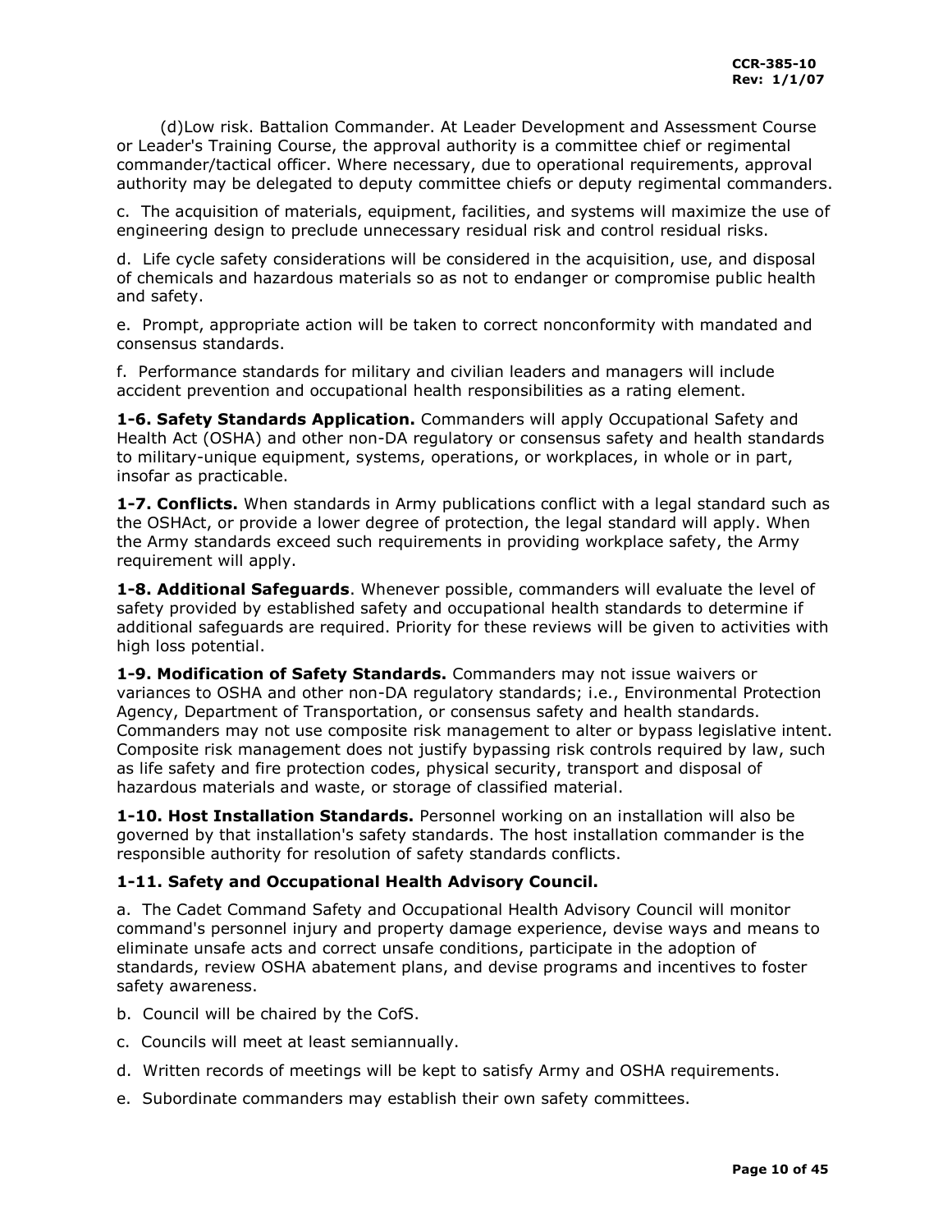(d)Low risk. Battalion Commander. At Leader Development and Assessment Course or Leader's Training Course, the approval authority is a committee chief or regimental commander/tactical officer. Where necessary, due to operational requirements, approval authority may be delegated to deputy committee chiefs or deputy regimental commanders.

c. The acquisition of materials, equipment, facilities, and systems will maximize the use of engineering design to preclude unnecessary residual risk and control residual risks.

d. Life cycle safety considerations will be considered in the acquisition, use, and disposal of chemicals and hazardous materials so as not to endanger or compromise public health and safety.

e. Prompt, appropriate action will be taken to correct nonconformity with mandated and consensus standards.

f. Performance standards for military and civilian leaders and managers will include accident prevention and occupational health responsibilities as a rating element.

**1-6. Safety Standards Application.** Commanders will apply Occupational Safety and Health Act (OSHA) and other non-DA regulatory or consensus safety and health standards to military-unique equipment, systems, operations, or workplaces, in whole or in part, insofar as practicable.

**1-7. Conflicts.** When standards in Army publications conflict with a legal standard such as the OSHAct, or provide a lower degree of protection, the legal standard will apply. When the Army standards exceed such requirements in providing workplace safety, the Army requirement will apply.

**1-8. Additional Safeguards**. Whenever possible, commanders will evaluate the level of safety provided by established safety and occupational health standards to determine if additional safeguards are required. Priority for these reviews will be given to activities with high loss potential.

**1-9. Modification of Safety Standards.** Commanders may not issue waivers or variances to OSHA and other non-DA regulatory standards; i.e., Environmental Protection Agency, Department of Transportation, or consensus safety and health standards. Commanders may not use composite risk management to alter or bypass legislative intent. Composite risk management does not justify bypassing risk controls required by law, such as life safety and fire protection codes, physical security, transport and disposal of hazardous materials and waste, or storage of classified material.

**1-10. Host Installation Standards.** Personnel working on an installation will also be governed by that installation's safety standards. The host installation commander is the responsible authority for resolution of safety standards conflicts.

**1-11. Safety and Occupational Health Advisory Council.**

a. The Cadet Command Safety and Occupational Health Advisory Council will monitor command's personnel injury and property damage experience, devise ways and means to eliminate unsafe acts and correct unsafe conditions, participate in the adoption of standards, review OSHA abatement plans, and devise programs and incentives to foster safety awareness.

b. Council will be chaired by the CofS.

c. Councils will meet at least semiannually.

d. Written records of meetings will be kept to satisfy Army and OSHA requirements.

e. Subordinate commanders may establish their own safety committees.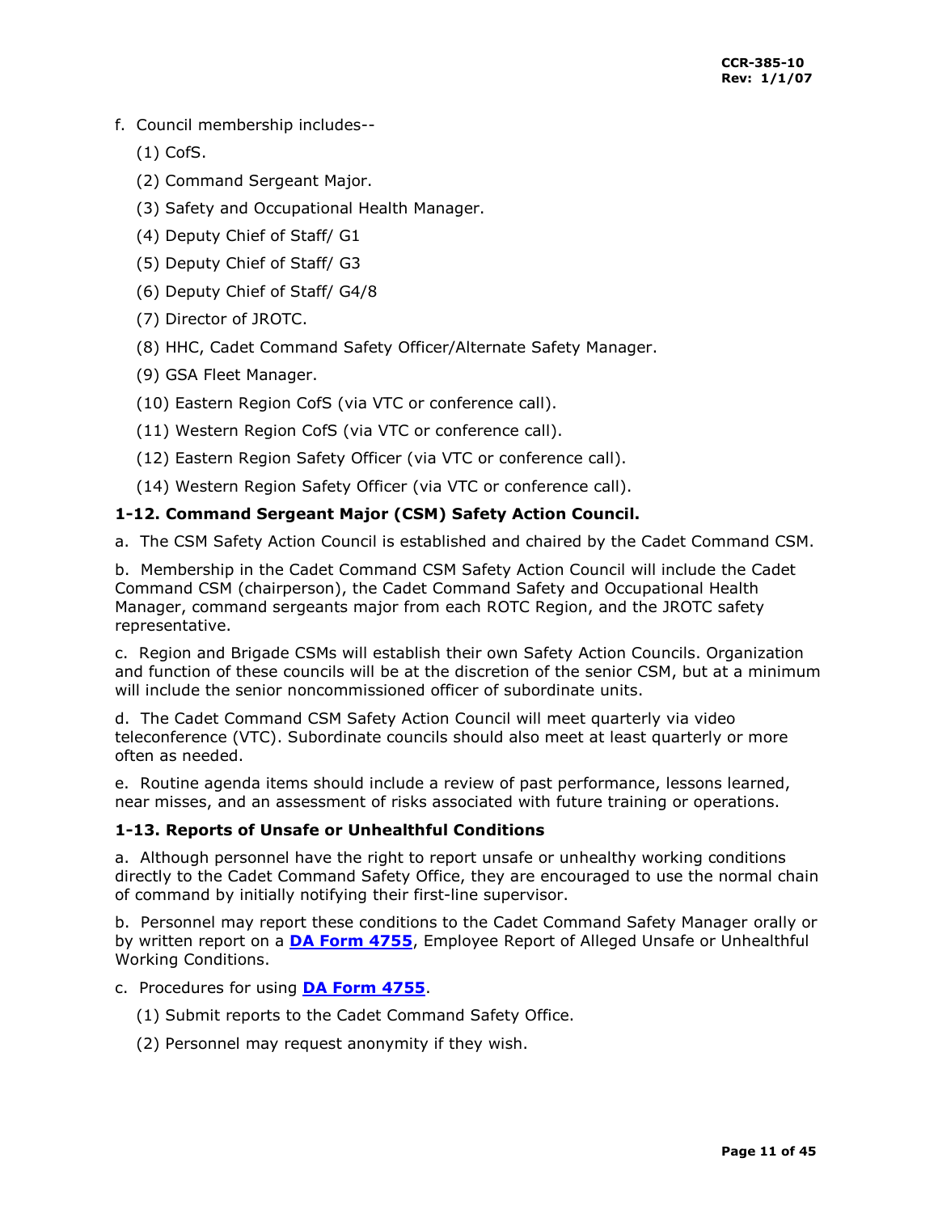f. Council membership includes--

(1) CofS.

(2) Command Sergeant Major.

(3) Safety and Occupational Health Manager.

(4) Deputy Chief of Staff/ G1

(5) Deputy Chief of Staff/ G3

(6) Deputy Chief of Staff/ G4/8

(7) Director of JROTC.

(8) HHC, Cadet Command Safety Officer/Alternate Safety Manager.

(9) GSA Fleet Manager.

(10) Eastern Region CofS (via VTC or conference call).

(11) Western Region CofS (via VTC or conference call).

(12) Eastern Region Safety Officer (via VTC or conference call).

(14) Western Region Safety Officer (via VTC or conference call).

### 1-12. Command Sergeant Major (CSM) Safety Action Council.

a. The CSM Safety Action Council is established and chaired by the Cadet Command CSM.

b. Membership in the Cadet Command CSM Safety Action Council will include the Cadet Command CSM (chairperson), the Cadet Command Safety and Occupational Health Manager, command sergeants major from each ROTC Region, and the JROTC safety representative.

c. Region and Brigade CSMs will establish their own Safety Action Councils. Organization and function of these councils will be at the discretion of the senior CSM, but at a minimum will include the senior noncommissioned officer of subordinate units.

d. The Cadet Command CSM Safety Action Council will meet quarterly via video teleconference (VTC). Subordinate councils should also meet at least quarterly or more often as needed.

e. Routine agenda items should include a review of past performance, lessons learned, near misses, and an assessment of risks associated with future training or operations.

### 1-13. Reports of Unsafe or Unhealthful Conditions

a. Although personnel have the right to report unsafe or unhealthy working conditions directly to the Cadet Command Safety Office, they are encouraged to use the normal chain of command by initially notifying their first-line supervisor.

b. Personnel may report these conditions to the Cadet Command Safety Manager orally or by written report on a **DA Form 4755**, Employee Report of Alleged Unsafe or Unhealthful Working Conditions.

c. Procedures for using **DA Form 4755**.

(1) Submit reports to the Cadet Command Safety Office.

(2) Personnel may request anonymity if they wish.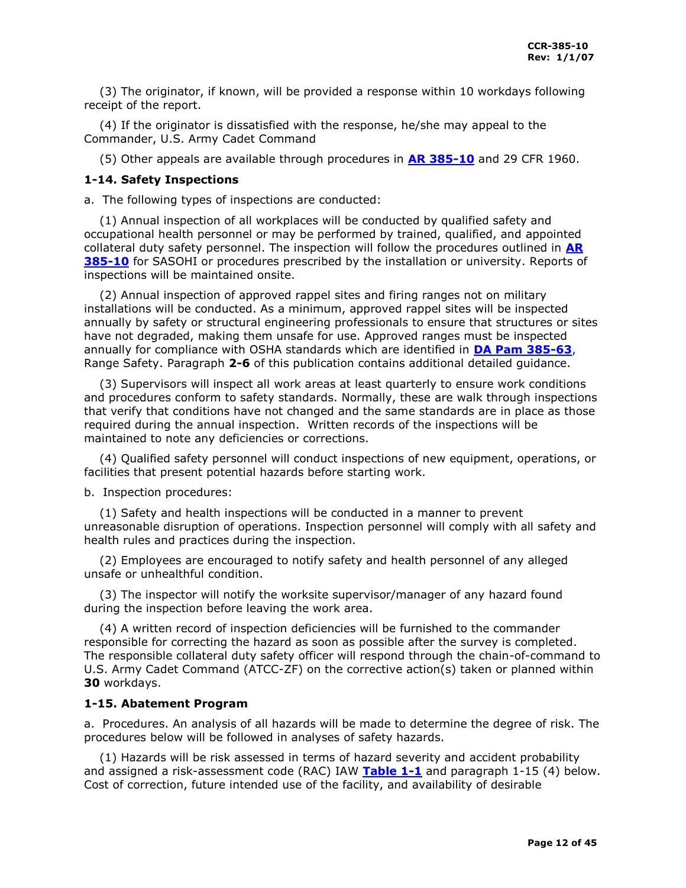(3) The originator, if known, will be provided a response within 10 workdays following receipt of the report.

(4) If the originator is dissatisfied with the response, he/she may appeal to the Commander, U.S. Army Cadet Command

(5) Other appeals are available through procedures in **AR 385-10** and 29 CFR 1960.

### 1-14. Safety Inspections

a. The following types of inspections are conducted:

(1) Annual inspection of all workplaces will be conducted by qualified safety and occupational health personnel or may be performed by trained, qualified, and appointed collateral duty safety personnel. The inspection will follow the procedures outlined in **AR 385-10** for SASOHI or procedures prescribed by the installation or university. Reports of inspections will be maintained onsite.

(2) Annual inspection of approved rappel sites and firing ranges not on military installations will be conducted. As a minimum, approved rappel sites will be inspected annually by safety or structural engineering professionals to ensure that structures or sites have not degraded, making them unsafe for use. Approved ranges must be inspected annually for compliance with OSHA standards which are identified in **DA Pam 385-63**, Range Safety. Paragraph **2-6** of this publication contains additional detailed guidance.

(3) Supervisors will inspect all work areas at least quarterly to ensure work conditions and procedures conform to safety standards. Normally, these are walk through inspections that verify that conditions have not changed and the same standards are in place as those required during the annual inspection. Written records of the inspections will be maintained to note any deficiencies or corrections.

(4) Qualified safety personnel will conduct inspections of new equipment, operations, or facilities that present potential hazards before starting work.

b. Inspection procedures:

(1) Safety and health inspections will be conducted in a manner to prevent unreasonable disruption of operations. Inspection personnel will comply with all safety and health rules and practices during the inspection.

(2) Employees are encouraged to notify safety and health personnel of any alleged unsafe or unhealthful condition.

(3) The inspector will notify the worksite supervisor/manager of any hazard found during the inspection before leaving the work area.

(4) A written record of inspection deficiencies will be furnished to the commander responsible for correcting the hazard as soon as possible after the survey is completed. The responsible collateral duty safety officer will respond through the chain-of-command to U.S. Army Cadet Command (ATCC-ZF) on the corrective action(s) taken or planned within **30** workdays.

### 1-15. Abatement Program

a. Procedures. An analysis of all hazards will be made to determine the degree of risk. The procedures below will be followed in analyses of safety hazards.

(1) Hazards will be risk assessed in terms of hazard severity and accident probability and assigned a risk-assessment code (RAC) IAW **Table 1-1** and paragraph 1-15 (4) below. Cost of correction, future intended use of the facility, and availability of desirable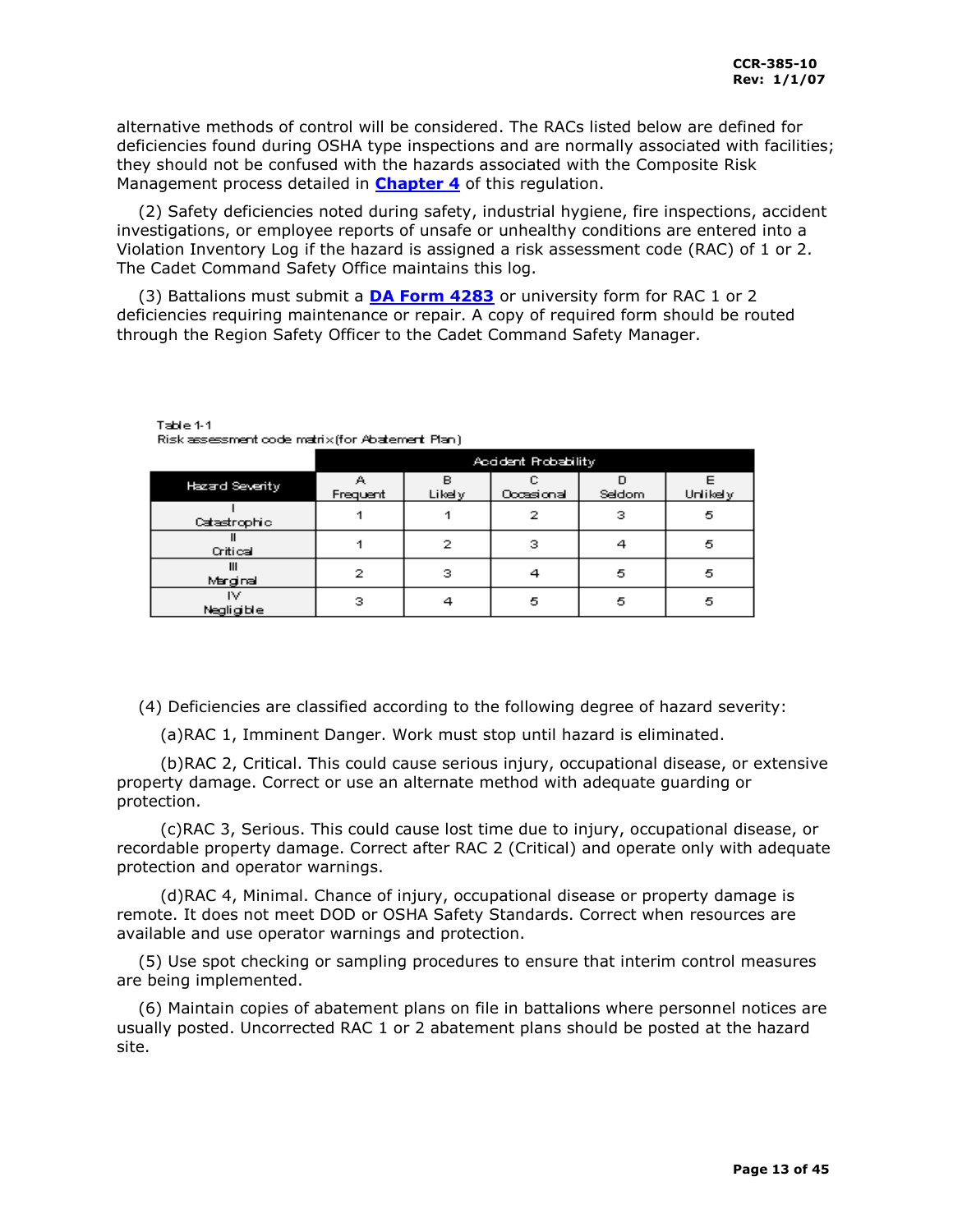alternative methods of control will be considered. The RACs listed below are defined for deficiencies found during OSHA type inspections and are normally associated with facilities; they should not be confused with the hazards associated with the Composite Risk Management process detailed in **Chapter 4** of this regulation.

(2) Safety deficiencies noted during safety, industrial hygiene, fire inspections, accident investigations, or employee reports of unsafe or unhealthy conditions are entered into a Violation Inventory Log if the hazard is assigned a risk assessment code (RAC) of 1 or 2. The Cadet Command Safety Office maintains this log.

(3) Battalions must submit a **DA Form 4283** or university form for RAC 1 or 2 deficiencies requiring maintenance or repair. A copy of required form should be routed through the Region Safety Officer to the Cadet Command Safety Manager.

Table 1-1
Risk assessment code matrix (for Abatement Plan)

| | Accident Probability | | | | |
|---|---|---|---|---|---|
| Hazard Severity | A Frequent | B Likely | C Occasional | D Seldom | E Unlikely |
| I Catastrophic | 1 | 1 | 2 | 3 | 5 |
| II Critical | 1 | 2 | 3 | 4 | 5 |
| III Marginal | 2 | 3 | 4 | 5 | 5 |
| IV Negligible | 3 | 4 | 5 | 5 | 5 |

(4) Deficiencies are classified according to the following degree of hazard severity:

(a)RAC 1, Imminent Danger. Work must stop until hazard is eliminated.

(b)RAC 2, Critical. This could cause serious injury, occupational disease, or extensive property damage. Correct or use an alternate method with adequate guarding or protection.

(c)RAC 3, Serious. This could cause lost time due to injury, occupational disease, or recordable property damage. Correct after RAC 2 (Critical) and operate only with adequate protection and operator warnings.

(d)RAC 4, Minimal. Chance of injury, occupational disease or property damage is remote. It does not meet DOD or OSHA Safety Standards. Correct when resources are available and use operator warnings and protection.

(5) Use spot checking or sampling procedures to ensure that interim control measures are being implemented.

(6) Maintain copies of abatement plans on file in battalions where personnel notices are usually posted. Uncorrected RAC 1 or 2 abatement plans should be posted at the hazard site.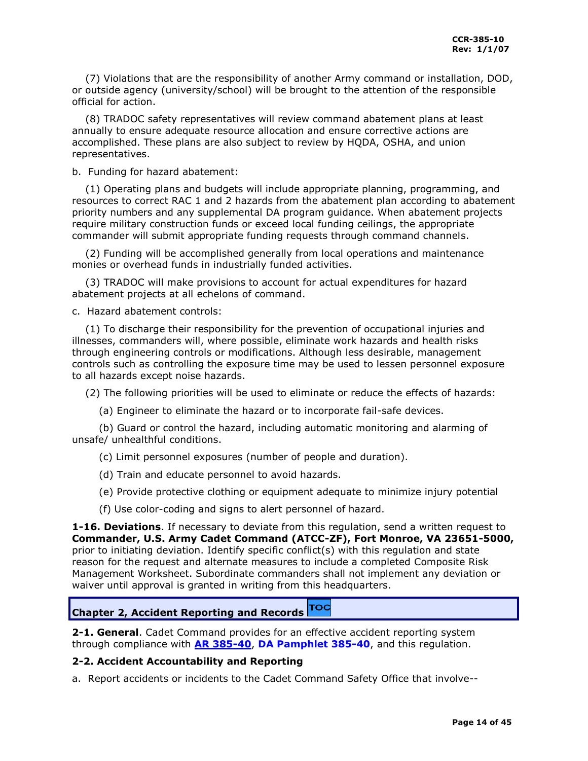(7) Violations that are the responsibility of another Army command or installation, DOD, or outside agency (university/school) will be brought to the attention of the responsible official for action.

(8) TRADOC safety representatives will review command abatement plans at least annually to ensure adequate resource allocation and ensure corrective actions are accomplished. These plans are also subject to review by HQDA, OSHA, and union representatives.

b. Funding for hazard abatement:

(1) Operating plans and budgets will include appropriate planning, programming, and resources to correct RAC 1 and 2 hazards from the abatement plan according to abatement priority numbers and any supplemental DA program guidance. When abatement projects require military construction funds or exceed local funding ceilings, the appropriate commander will submit appropriate funding requests through command channels.

(2) Funding will be accomplished generally from local operations and maintenance monies or overhead funds in industrially funded activities.

(3) TRADOC will make provisions to account for actual expenditures for hazard abatement projects at all echelons of command.

c. Hazard abatement controls:

(1) To discharge their responsibility for the prevention of occupational injuries and illnesses, commanders will, where possible, eliminate work hazards and health risks through engineering controls or modifications. Although less desirable, management controls such as controlling the exposure time may be used to lessen personnel exposure to all hazards except noise hazards.

(2) The following priorities will be used to eliminate or reduce the effects of hazards:

(a) Engineer to eliminate the hazard or to incorporate fail-safe devices.

(b) Guard or control the hazard, including automatic monitoring and alarming of unsafe/ unhealthful conditions.

(c) Limit personnel exposures (number of people and duration).

(d) Train and educate personnel to avoid hazards.

(e) Provide protective clothing or equipment adequate to minimize injury potential

(f) Use color-coding and signs to alert personnel of hazard.

**1-16. Deviations**. If necessary to deviate from this regulation, send a written request to **Commander, U.S. Army Cadet Command (ATCC-ZF), Fort Monroe, VA 23651-5000,** prior to initiating deviation. Identify specific conflict(s) with this regulation and state reason for the request and alternate measures to include a completed Composite Risk Management Worksheet. Subordinate commanders shall not implement any deviation or waiver until approval is granted in writing from this headquarters.

## Chapter 2, Accident Reporting and Records TOC

**2-1. General**. Cadet Command provides for an effective accident reporting system through compliance with **AR 385-40**, **DA Pamphlet 385-40**, and this regulation.

**2-2. Accident Accountability and Reporting**

a. Report accidents or incidents to the Cadet Command Safety Office that involve--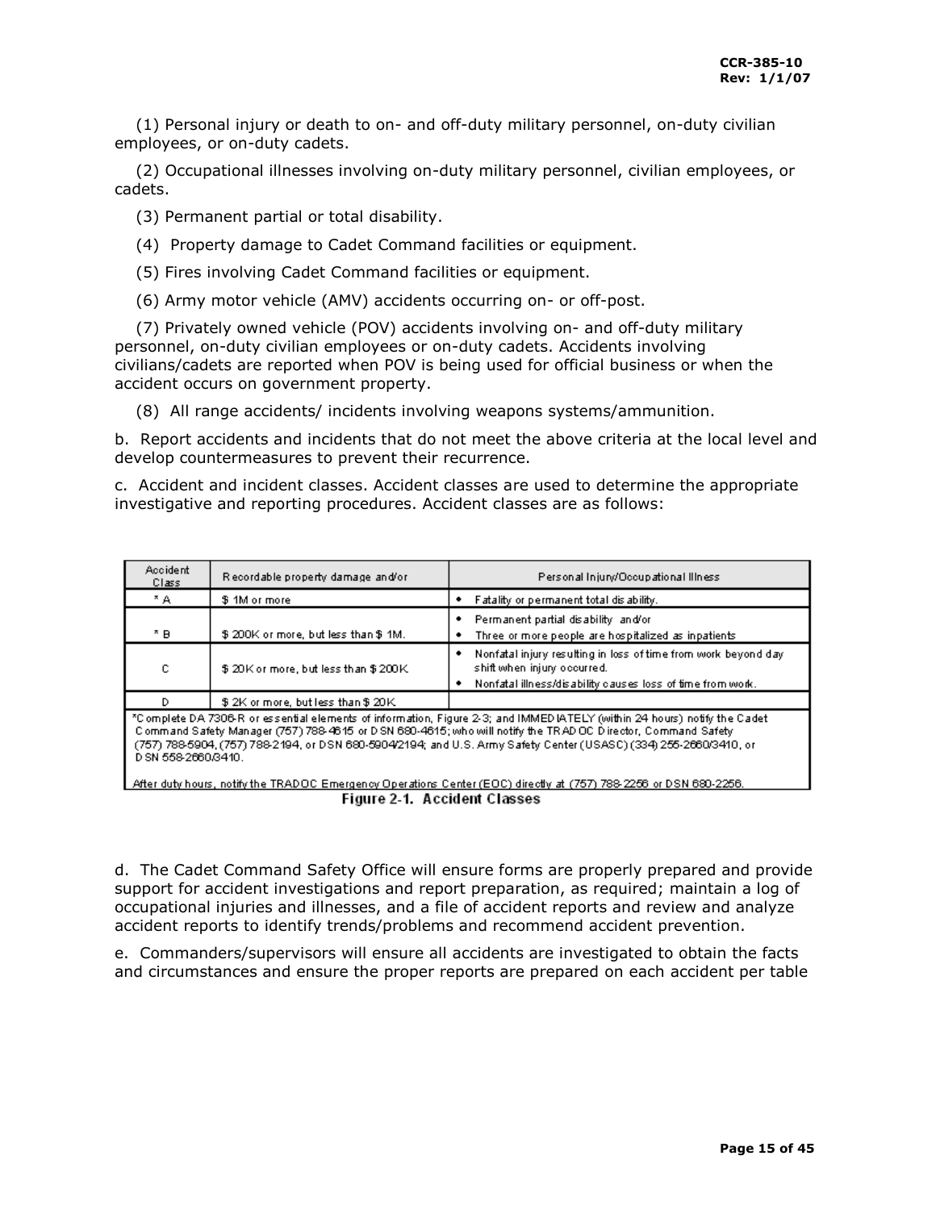(1) Personal injury or death to on- and off-duty military personnel, on-duty civilian employees, or on-duty cadets.

(2) Occupational illnesses involving on-duty military personnel, civilian employees, or cadets.

(3) Permanent partial or total disability.

(4) Property damage to Cadet Command facilities or equipment.

(5) Fires involving Cadet Command facilities or equipment.

(6) Army motor vehicle (AMV) accidents occurring on- or off-post.

(7) Privately owned vehicle (POV) accidents involving on- and off-duty military personnel, on-duty civilian employees or on-duty cadets. Accidents involving civilians/cadets are reported when POV is being used for official business or when the accident occurs on government property.

(8) All range accidents/ incidents involving weapons systems/ammunition.

b. Report accidents and incidents that do not meet the above criteria at the local level and develop countermeasures to prevent their recurrence.

c. Accident and incident classes. Accident classes are used to determine the appropriate investigative and reporting procedures. Accident classes are as follows:

| Accident Class | Recordable property damage and/or | Personal Injury/Occupational Illness |
|---|---|---|
| * A | $ 1M or more | • Fatality or permanent total disability. |
| * B | $ 200K or more, but less than $ 1M. | • Permanent partial disability and/or<br>• Three or more people are hospitalized as inpatients |
| C | $ 20K or more, but less than $ 200K | • Nonfatal injury resulting in loss of time from work beyond day shift when injury occurred.<br>• Nonfatal illness/disability causes loss of time from work. |
| D | $ 2K or more, but less than $ 20K | |

*Complete DA 7306-R or essential elements of information, Figure 2-3; and IMMEDIATELY (within 24 hours) notify the Cadet Command Safety Manager (757) 788-4615 or DSN 680-4615; who will notify the TRADOC Director, Command Safety (757) 788-5904, (757) 788-2194, or DSN 680-5904/2194; and U.S. Army Safety Center (USASC) (334) 255-2660/3410, or DSN 558-2660/3410.

After duty hours, notify the TRADOC Emergency Operations Center (EOC) directly at (757) 788-2256 or DSN 680-2256.

**Figure 2-1. Accident Classes**

d. The Cadet Command Safety Office will ensure forms are properly prepared and provide support for accident investigations and report preparation, as required; maintain a log of occupational injuries and illnesses, and a file of accident reports and review and analyze accident reports to identify trends/problems and recommend accident prevention.

e. Commanders/supervisors will ensure all accidents are investigated to obtain the facts and circumstances and ensure the proper reports are prepared on each accident per table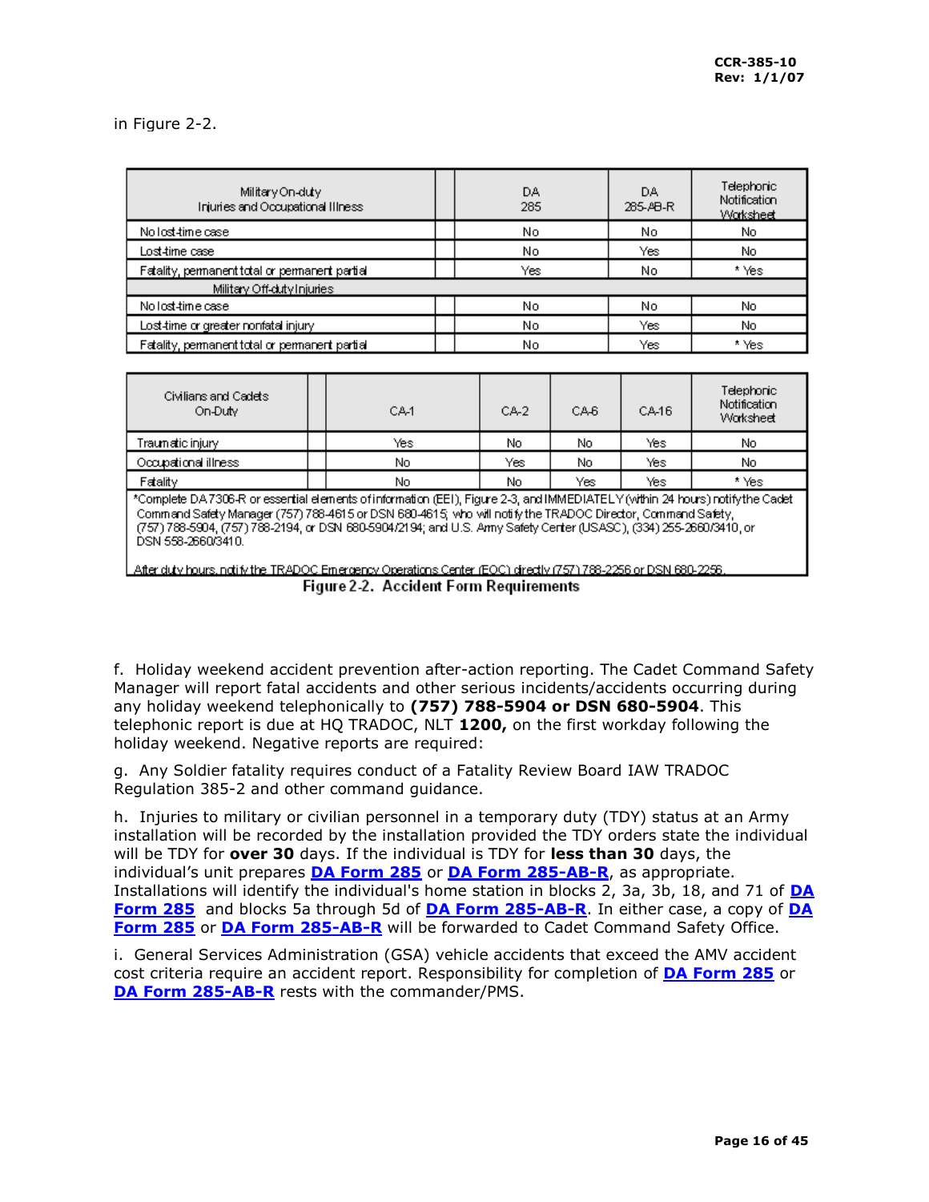in Figure 2-2.

| Military On-duty Injuries and Occupational Illness | | DA 285 | DA 285-AB-R | Telephonic Notification Worksheet |
|---|---|---|---|---|
| No lost-time case | | No | No | No |
| Lost-time case | | No | Yes | No |
| Fatality, permanent total or permanent partial | | Yes | No | * Yes |
| Military Off-duty Injuries | | | | |
| No lost-time case | | No | No | No |
| Lost-time or greater nonfatal injury | | No | Yes | No |
| Fatality, permanent total or permanent partial | | No | Yes | * Yes |

| Civilians and Cadets On-Duty | | CA-1 | CA-2 | CA-6 | CA-16 | Telephonic Notification Worksheet |
|---|---|---|---|---|---|---|
| Traumatic injury | | Yes | No | No | Yes | No |
| Occupational illness | | No | Yes | No | Yes | No |
| Fatality | | No | No | Yes | Yes | * Yes |

*Complete DA 7306-R or essential elements of information (EEI), Figure 2-3, and IMMEDIATELY (within 24 hours) notify the Cadet Command Safety Manager (757) 788-4615 or DSN 680-4615; who will notify the TRADOC Director, Command Safety, (757) 788-5904, (757) 788-2194, or DSN 680-5904/2194; and U.S. Army Safety Center (USASC), (334) 255-2660/3410, or DSN 558-2660/3410.

After duty hours, notify the TRADOC Emergency Operations Center (EOC) directly (757) 788-2256 or DSN 680-2256.

Figure 2-2. Accident Form Requirements

f. Holiday weekend accident prevention after-action reporting. The Cadet Command Safety Manager will report fatal accidents and other serious incidents/accidents occurring during any holiday weekend telephonically to **(757) 788-5904 or DSN 680-5904**. This telephonic report is due at HQ TRADOC, NLT **1200,** on the first workday following the holiday weekend. Negative reports are required:

g. Any Soldier fatality requires conduct of a Fatality Review Board IAW TRADOC Regulation 385-2 and other command guidance.

h. Injuries to military or civilian personnel in a temporary duty (TDY) status at an Army installation will be recorded by the installation provided the TDY orders state the individual will be TDY for **over 30** days. If the individual is TDY for **less than 30** days, the individual's unit prepares **DA Form 285** or **DA Form 285-AB-R**, as appropriate. Installations will identify the individual's home station in blocks 2, 3a, 3b, 18, and 71 of **DA Form 285** and blocks 5a through 5d of **DA Form 285-AB-R**. In either case, a copy of **DA Form 285** or **DA Form 285-AB-R** will be forwarded to Cadet Command Safety Office.

i. General Services Administration (GSA) vehicle accidents that exceed the AMV accident cost criteria require an accident report. Responsibility for completion of **DA Form 285** or **DA Form 285-AB-R** rests with the commander/PMS.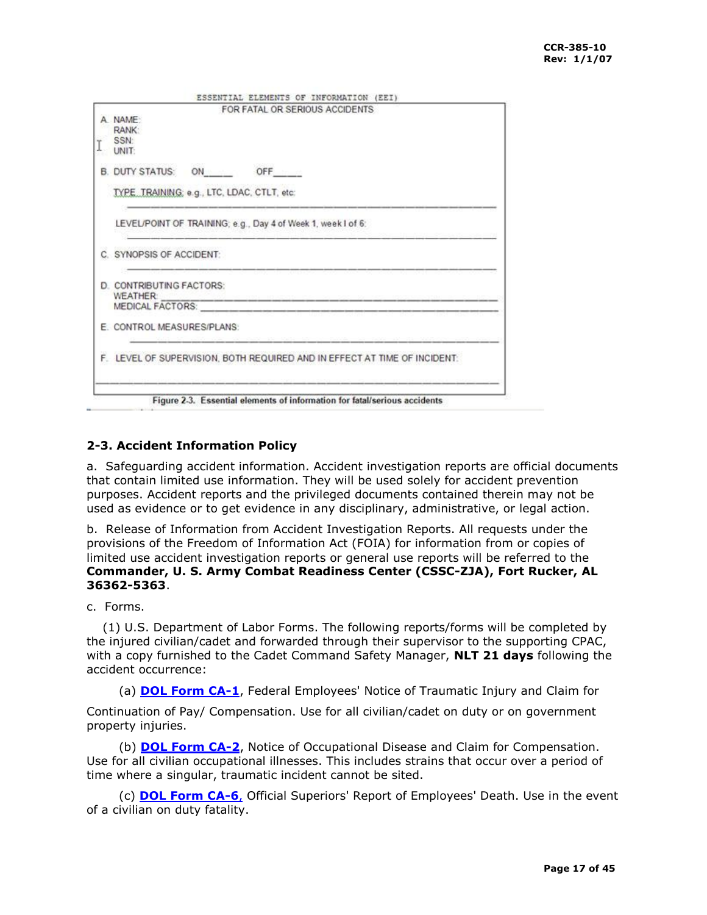ESSENTIAL ELEMENTS OF INFORMATION (EEI)

FOR FATAL OR SERIOUS ACCIDENTS

A. NAME:
RANK:
SSN:
UNIT:

B. DUTY STATUS: ON_____ OFF_____

TYPE TRAINING: e.g., LTC, LDAC, CTLT, etc:

______________________________________________________________

LEVEL/POINT OF TRAINING; e.g., Day 4 of Week 1, week I of 6:

______________________________________________________________

C. SYNOPSIS OF ACCIDENT:

______________________________________________________________

D. CONTRIBUTING FACTORS:
WEATHER: ______________________________________________________
MEDICAL FACTORS: ______________________________________________

E. CONTROL MEASURES/PLANS:

______________________________________________________________

F. LEVEL OF SUPERVISION, BOTH REQUIRED AND IN EFFECT AT TIME OF INCIDENT:

______________________________________________________________

**Figure 2-3. Essential elements of information for fatal/serious accidents**

## 2-3. Accident Information Policy

a. Safeguarding accident information. Accident investigation reports are official documents that contain limited use information. They will be used solely for accident prevention purposes. Accident reports and the privileged documents contained therein may not be used as evidence or to get evidence in any disciplinary, administrative, or legal action.

b. Release of Information from Accident Investigation Reports. All requests under the provisions of the Freedom of Information Act (FOIA) for information from or copies of limited use accident investigation reports or general use reports will be referred to the **Commander, U. S. Army Combat Readiness Center (CSSC-ZJA), Fort Rucker, AL 36362-5363**.

c. Forms.

(1) U.S. Department of Labor Forms. The following reports/forms will be completed by the injured civilian/cadet and forwarded through their supervisor to the supporting CPAC, with a copy furnished to the Cadet Command Safety Manager, **NLT 21 days** following the accident occurrence:

(a) **DOL Form CA-1**, Federal Employees' Notice of Traumatic Injury and Claim for Continuation of Pay/ Compensation. Use for all civilian/cadet on duty or on government property injuries.

(b) **DOL Form CA-2**, Notice of Occupational Disease and Claim for Compensation. Use for all civilian occupational illnesses. This includes strains that occur over a period of time where a singular, traumatic incident cannot be sited.

(c) **DOL Form CA-6**, Official Superiors' Report of Employees' Death. Use in the event of a civilian on duty fatality.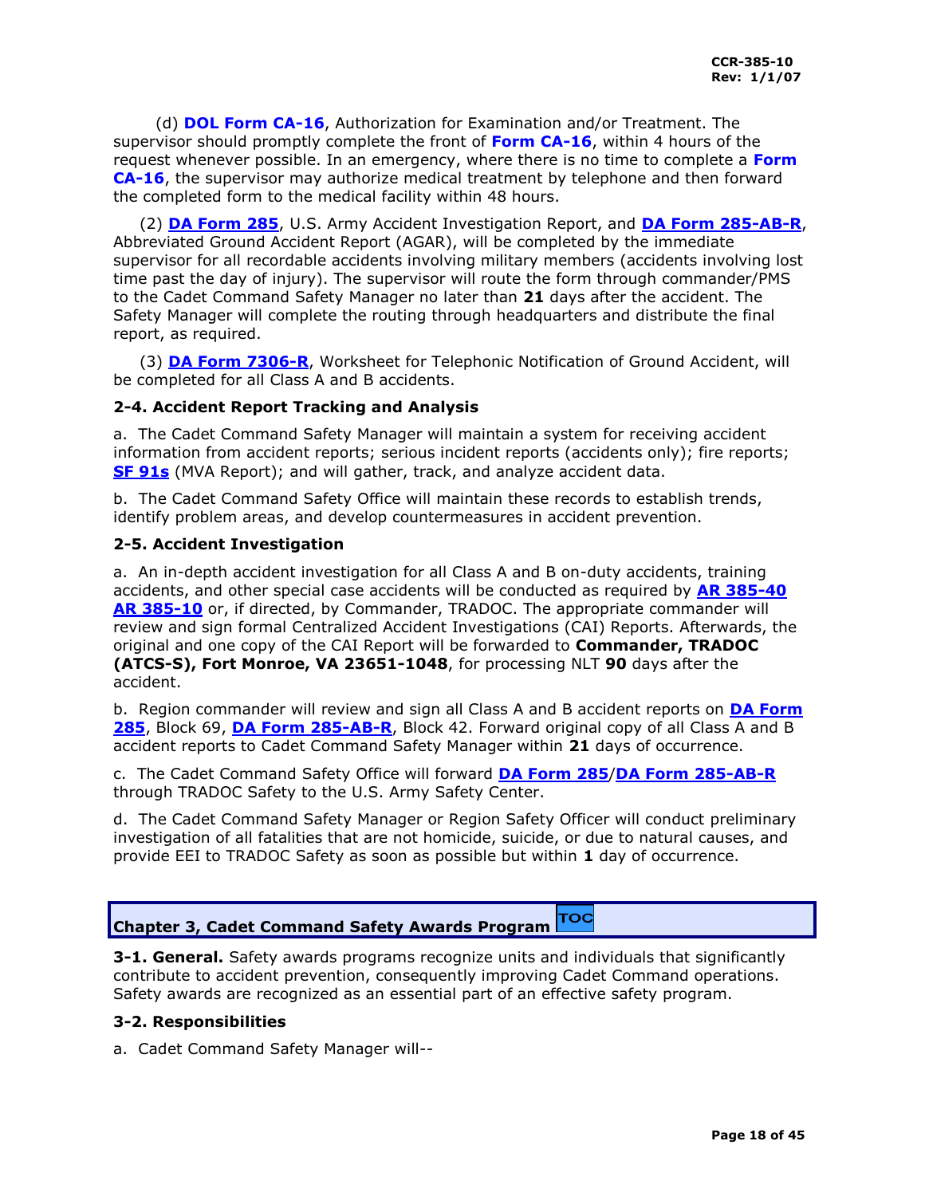(d) **DOL Form CA-16**, Authorization for Examination and/or Treatment. The supervisor should promptly complete the front of **Form CA-16**, within 4 hours of the request whenever possible. In an emergency, where there is no time to complete a **Form CA-16**, the supervisor may authorize medical treatment by telephone and then forward the completed form to the medical facility within 48 hours.

(2) **DA Form 285**, U.S. Army Accident Investigation Report, and **DA Form 285-AB-R**, Abbreviated Ground Accident Report (AGAR), will be completed by the immediate supervisor for all recordable accidents involving military members (accidents involving lost time past the day of injury). The supervisor will route the form through commander/PMS to the Cadet Command Safety Manager no later than **21** days after the accident. The Safety Manager will complete the routing through headquarters and distribute the final report, as required.

(3) **DA Form 7306-R**, Worksheet for Telephonic Notification of Ground Accident, will be completed for all Class A and B accidents.

### 2-4. Accident Report Tracking and Analysis

a. The Cadet Command Safety Manager will maintain a system for receiving accident information from accident reports; serious incident reports (accidents only); fire reports; **SF 91s** (MVA Report); and will gather, track, and analyze accident data.

b. The Cadet Command Safety Office will maintain these records to establish trends, identify problem areas, and develop countermeasures in accident prevention.

### 2-5. Accident Investigation

a. An in-depth accident investigation for all Class A and B on-duty accidents, training accidents, and other special case accidents will be conducted as required by **AR 385-40** **AR 385-10** or, if directed, by Commander, TRADOC. The appropriate commander will review and sign formal Centralized Accident Investigations (CAI) Reports. Afterwards, the original and one copy of the CAI Report will be forwarded to **Commander, TRADOC (ATCS-S), Fort Monroe, VA 23651-1048**, for processing NLT **90** days after the accident.

b. Region commander will review and sign all Class A and B accident reports on **DA Form 285**, Block 69, **DA Form 285-AB-R**, Block 42. Forward original copy of all Class A and B accident reports to Cadet Command Safety Manager within **21** days of occurrence.

c. The Cadet Command Safety Office will forward **DA Form 285**/**DA Form 285-AB-R** through TRADOC Safety to the U.S. Army Safety Center.

d. The Cadet Command Safety Manager or Region Safety Officer will conduct preliminary investigation of all fatalities that are not homicide, suicide, or due to natural causes, and provide EEI to TRADOC Safety as soon as possible but within **1** day of occurrence.

## Chapter 3, Cadet Command Safety Awards Program

**3-1. General.** Safety awards programs recognize units and individuals that significantly contribute to accident prevention, consequently improving Cadet Command operations. Safety awards are recognized as an essential part of an effective safety program.

### 3-2. Responsibilities

a. Cadet Command Safety Manager will--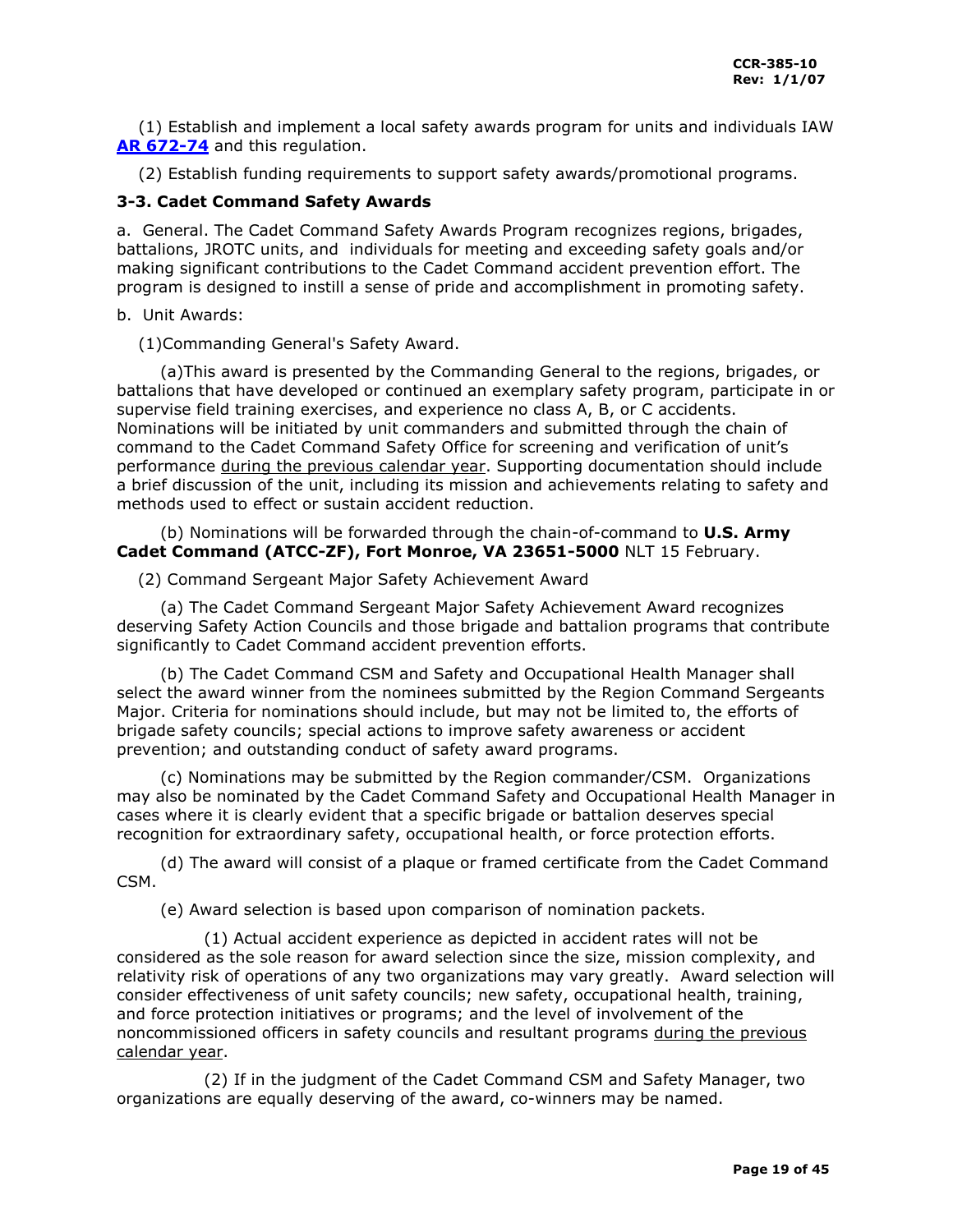(1) Establish and implement a local safety awards program for units and individuals IAW [AR 672-74](AR 672-74) and this regulation.

(2) Establish funding requirements to support safety awards/promotional programs.

### 3-3. Cadet Command Safety Awards

a. General. The Cadet Command Safety Awards Program recognizes regions, brigades, battalions, JROTC units, and individuals for meeting and exceeding safety goals and/or making significant contributions to the Cadet Command accident prevention effort. The program is designed to instill a sense of pride and accomplishment in promoting safety.

b. Unit Awards:

(1)Commanding General's Safety Award.

(a)This award is presented by the Commanding General to the regions, brigades, or battalions that have developed or continued an exemplary safety program, participate in or supervise field training exercises, and experience no class A, B, or C accidents. Nominations will be initiated by unit commanders and submitted through the chain of command to the Cadet Command Safety Office for screening and verification of unit's performance <u>during the previous calendar year</u>. Supporting documentation should include a brief discussion of the unit, including its mission and achievements relating to safety and methods used to effect or sustain accident reduction.

(b) Nominations will be forwarded through the chain-of-command to **U.S. Army Cadet Command (ATCC-ZF), Fort Monroe, VA 23651-5000** NLT 15 February.

(2) Command Sergeant Major Safety Achievement Award

(a) The Cadet Command Sergeant Major Safety Achievement Award recognizes deserving Safety Action Councils and those brigade and battalion programs that contribute significantly to Cadet Command accident prevention efforts.

(b) The Cadet Command CSM and Safety and Occupational Health Manager shall select the award winner from the nominees submitted by the Region Command Sergeants Major. Criteria for nominations should include, but may not be limited to, the efforts of brigade safety councils; special actions to improve safety awareness or accident prevention; and outstanding conduct of safety award programs.

(c) Nominations may be submitted by the Region commander/CSM. Organizations may also be nominated by the Cadet Command Safety and Occupational Health Manager in cases where it is clearly evident that a specific brigade or battalion deserves special recognition for extraordinary safety, occupational health, or force protection efforts.

(d) The award will consist of a plaque or framed certificate from the Cadet Command CSM.

(e) Award selection is based upon comparison of nomination packets.

(1) Actual accident experience as depicted in accident rates will not be considered as the sole reason for award selection since the size, mission complexity, and relativity risk of operations of any two organizations may vary greatly. Award selection will consider effectiveness of unit safety councils; new safety, occupational health, training, and force protection initiatives or programs; and the level of involvement of the noncommissioned officers in safety councils and resultant programs <u>during the previous calendar year</u>.

(2) If in the judgment of the Cadet Command CSM and Safety Manager, two organizations are equally deserving of the award, co-winners may be named.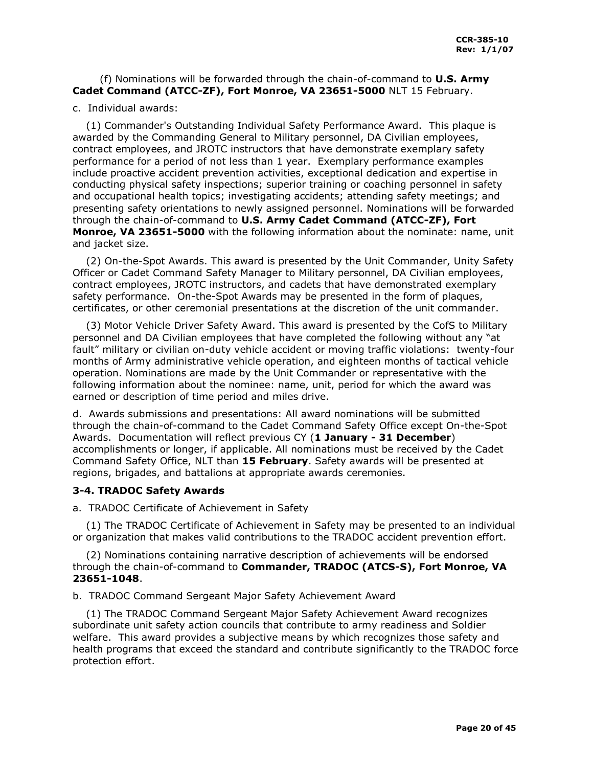(f) Nominations will be forwarded through the chain-of-command to **U.S. Army Cadet Command (ATCC-ZF), Fort Monroe, VA 23651-5000** NLT 15 February.

c. Individual awards:

(1) Commander's Outstanding Individual Safety Performance Award. This plaque is awarded by the Commanding General to Military personnel, DA Civilian employees, contract employees, and JROTC instructors that have demonstrate exemplary safety performance for a period of not less than 1 year. Exemplary performance examples include proactive accident prevention activities, exceptional dedication and expertise in conducting physical safety inspections; superior training or coaching personnel in safety and occupational health topics; investigating accidents; attending safety meetings; and presenting safety orientations to newly assigned personnel. Nominations will be forwarded through the chain-of-command to **U.S. Army Cadet Command (ATCC-ZF), Fort Monroe, VA 23651-5000** with the following information about the nominate: name, unit and jacket size.

(2) On-the-Spot Awards. This award is presented by the Unit Commander, Unity Safety Officer or Cadet Command Safety Manager to Military personnel, DA Civilian employees, contract employees, JROTC instructors, and cadets that have demonstrated exemplary safety performance. On-the-Spot Awards may be presented in the form of plaques, certificates, or other ceremonial presentations at the discretion of the unit commander.

(3) Motor Vehicle Driver Safety Award. This award is presented by the CofS to Military personnel and DA Civilian employees that have completed the following without any "at fault" military or civilian on-duty vehicle accident or moving traffic violations: twenty-four months of Army administrative vehicle operation, and eighteen months of tactical vehicle operation. Nominations are made by the Unit Commander or representative with the following information about the nominee: name, unit, period for which the award was earned or description of time period and miles drive.

d. Awards submissions and presentations: All award nominations will be submitted through the chain-of-command to the Cadet Command Safety Office except On-the-Spot Awards. Documentation will reflect previous CY (**1 January - 31 December**) accomplishments or longer, if applicable. All nominations must be received by the Cadet Command Safety Office, NLT than **15 February**. Safety awards will be presented at regions, brigades, and battalions at appropriate awards ceremonies.

### 3-4. TRADOC Safety Awards

a. TRADOC Certificate of Achievement in Safety

(1) The TRADOC Certificate of Achievement in Safety may be presented to an individual or organization that makes valid contributions to the TRADOC accident prevention effort.

(2) Nominations containing narrative description of achievements will be endorsed through the chain-of-command to **Commander, TRADOC (ATCS-S), Fort Monroe, VA 23651-1048**.

b. TRADOC Command Sergeant Major Safety Achievement Award

(1) The TRADOC Command Sergeant Major Safety Achievement Award recognizes subordinate unit safety action councils that contribute to army readiness and Soldier welfare. This award provides a subjective means by which recognizes those safety and health programs that exceed the standard and contribute significantly to the TRADOC force protection effort.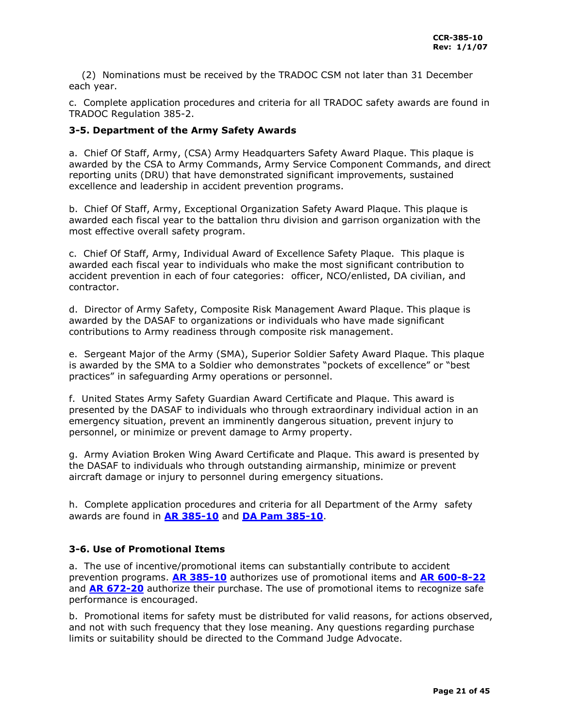(2) Nominations must be received by the TRADOC CSM not later than 31 December each year.

c. Complete application procedures and criteria for all TRADOC safety awards are found in TRADOC Regulation 385-2.

### 3-5. Department of the Army Safety Awards

a. Chief Of Staff, Army, (CSA) Army Headquarters Safety Award Plaque. This plaque is awarded by the CSA to Army Commands, Army Service Component Commands, and direct reporting units (DRU) that have demonstrated significant improvements, sustained excellence and leadership in accident prevention programs.

b. Chief Of Staff, Army, Exceptional Organization Safety Award Plaque. This plaque is awarded each fiscal year to the battalion thru division and garrison organization with the most effective overall safety program.

c. Chief Of Staff, Army, Individual Award of Excellence Safety Plaque. This plaque is awarded each fiscal year to individuals who make the most significant contribution to accident prevention in each of four categories: officer, NCO/enlisted, DA civilian, and contractor.

d. Director of Army Safety, Composite Risk Management Award Plaque. This plaque is awarded by the DASAF to organizations or individuals who have made significant contributions to Army readiness through composite risk management.

e. Sergeant Major of the Army (SMA), Superior Soldier Safety Award Plaque. This plaque is awarded by the SMA to a Soldier who demonstrates "pockets of excellence" or "best practices" in safeguarding Army operations or personnel.

f. United States Army Safety Guardian Award Certificate and Plaque. This award is presented by the DASAF to individuals who through extraordinary individual action in an emergency situation, prevent an imminently dangerous situation, prevent injury to personnel, or minimize or prevent damage to Army property.

g. Army Aviation Broken Wing Award Certificate and Plaque. This award is presented by the DASAF to individuals who through outstanding airmanship, minimize or prevent aircraft damage or injury to personnel during emergency situations.

h. Complete application procedures and criteria for all Department of the Army safety awards are found in **AR 385-10** and **DA Pam 385-10**.

### 3-6. Use of Promotional Items

a. The use of incentive/promotional items can substantially contribute to accident prevention programs. **AR 385-10** authorizes use of promotional items and **AR 600-8-22** and **AR 672-20** authorize their purchase. The use of promotional items to recognize safe performance is encouraged.

b. Promotional items for safety must be distributed for valid reasons, for actions observed, and not with such frequency that they lose meaning. Any questions regarding purchase limits or suitability should be directed to the Command Judge Advocate.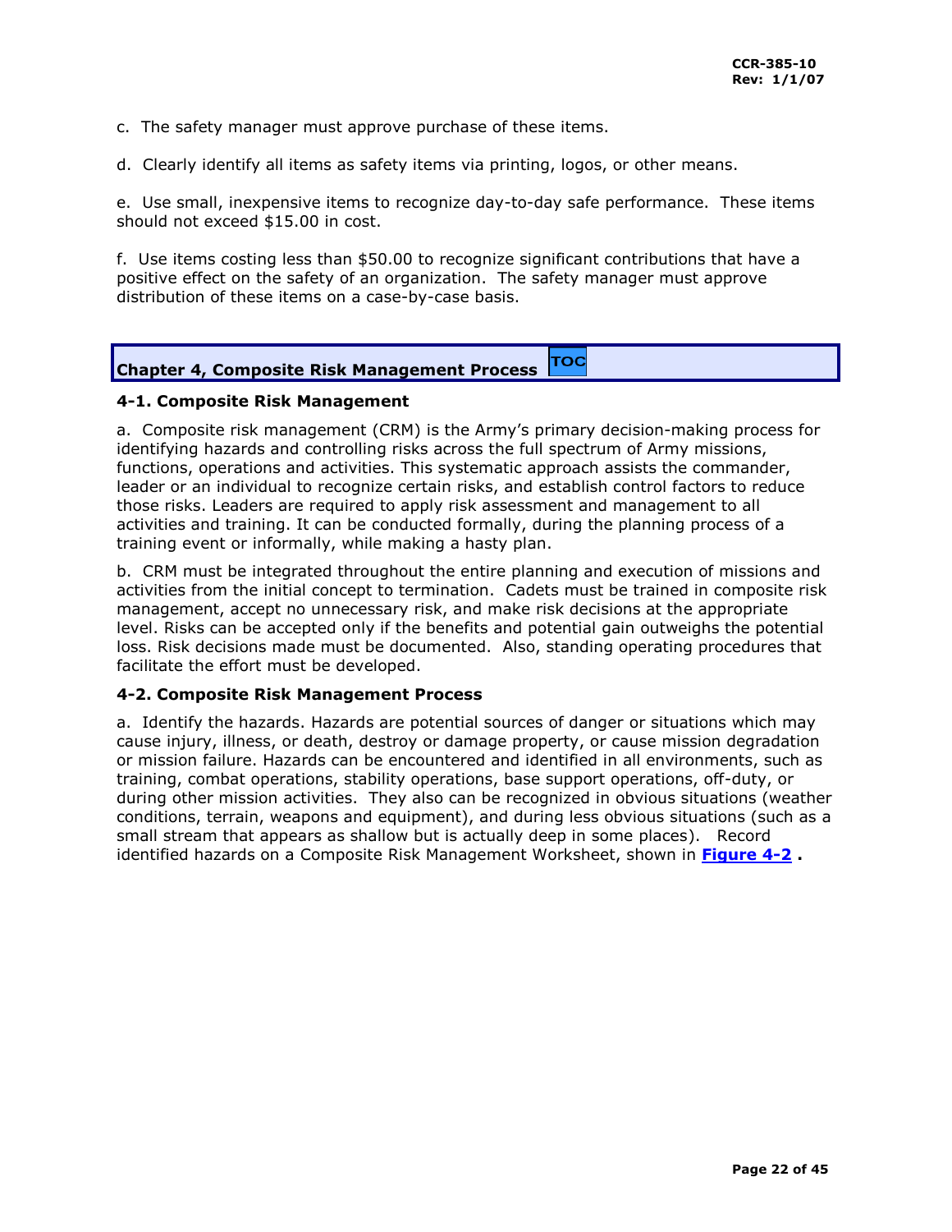c. The safety manager must approve purchase of these items.

d. Clearly identify all items as safety items via printing, logos, or other means.

e. Use small, inexpensive items to recognize day-to-day safe performance. These items should not exceed $15.00 in cost.

f. Use items costing less than $50.00 to recognize significant contributions that have a positive effect on the safety of an organization. The safety manager must approve distribution of these items on a case-by-case basis.

## Chapter 4, Composite Risk Management Process

### 4-1. Composite Risk Management

a. Composite risk management (CRM) is the Army's primary decision-making process for identifying hazards and controlling risks across the full spectrum of Army missions, functions, operations and activities. This systematic approach assists the commander, leader or an individual to recognize certain risks, and establish control factors to reduce those risks. Leaders are required to apply risk assessment and management to all activities and training. It can be conducted formally, during the planning process of a training event or informally, while making a hasty plan.

b. CRM must be integrated throughout the entire planning and execution of missions and activities from the initial concept to termination. Cadets must be trained in composite risk management, accept no unnecessary risk, and make risk decisions at the appropriate level. Risks can be accepted only if the benefits and potential gain outweighs the potential loss. Risk decisions made must be documented. Also, standing operating procedures that facilitate the effort must be developed.

### 4-2. Composite Risk Management Process

a. Identify the hazards. Hazards are potential sources of danger or situations which may cause injury, illness, or death, destroy or damage property, or cause mission degradation or mission failure. Hazards can be encountered and identified in all environments, such as training, combat operations, stability operations, base support operations, off-duty, or during other mission activities. They also can be recognized in obvious situations (weather conditions, terrain, weapons and equipment), and during less obvious situations (such as a small stream that appears as shallow but is actually deep in some places). Record identified hazards on a Composite Risk Management Worksheet, shown in **Figure 4-2** .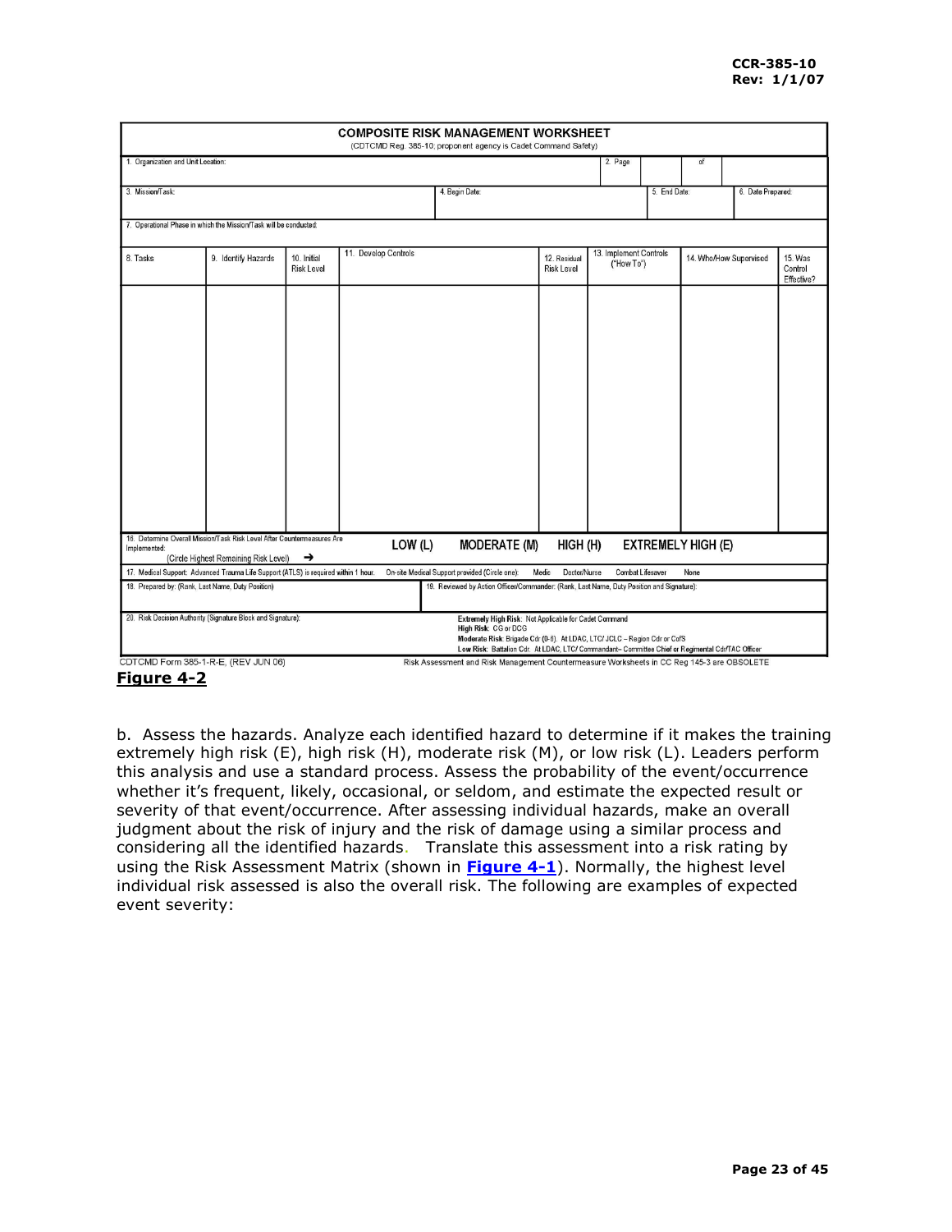**COMPOSITE RISK MANAGEMENT WORKSHEET**
(CDTCMD Reg. 385-10; proponent agency is Cadet Command Safety)

| 1. Organization and Unit Location: | | | | | 2. Page | | of | | |
|---|---|---|---|---|---|---|---|---|---|
| 3. Mission/Task: | | | 4. Begin Date: | | | 5. End Date: | | 6. Date Prepared: | |
| 7. Operational Phase in which the Mission/Task will be conducted: | | | | | | | | | |
| 8. Tasks | 9. Identify Hazards | 10. Initial Risk Level | 11. Develop Controls | | 12. Residual Risk Level | 13. Implement Controls ("How To") | | 14. Who/How Supervised | 15. Was Control Effective? |
| | | | | | | | | | |
| 16. Determine Overall Mission/Task Risk Level After Countermeasures Are Implemented: (Circle Highest Remaining Risk Level) → | | | LOW (L) | MODERATE (M) | HIGH (H) | EXTREMELY HIGH (E) | | | |
| 17. Medical Support: Advanced Trauma Life Support (ATLS) is required within 1 hour. | | | On-site Medical Support provided (Circle one): | Medic | Doctor/Nurse | Combat Lifesaver | None | | |
| 18. Prepared by: (Rank, Last Name, Duty Position) | | | 19. Reviewed by Action Officer/Commander: (Rank, Last Name, Duty Position and Signature): | | | | | | |
| 20. Risk Decision Authority (Signature Block and Signature): | | | **Extremely High Risk**: Not Applicable for Cadet Command<br>**High Risk**: CG or DCG<br>**Moderate Risk**: Brigade Cdr (0-6). At LDAC, LTC/ JCLC – Region Cdr or CofS<br>**Low Risk**: Battalion Cdr. At LDAC, LTC/ Commandant– Committee Chief or Regimental Cdr/TAC Officer | | | | | | |

CDTCMD Form 385-1-R-E, (REV JUN 06) Risk Assessment and Risk Management Countermeasure Worksheets in CC Reg 145-3 are OBSOLETE

**Figure 4-2**

b. Assess the hazards. Analyze each identified hazard to determine if it makes the training extremely high risk (E), high risk (H), moderate risk (M), or low risk (L). Leaders perform this analysis and use a standard process. Assess the probability of the event/occurrence whether it's frequent, likely, occasional, or seldom, and estimate the expected result or severity of that event/occurrence. After assessing individual hazards, make an overall judgment about the risk of injury and the risk of damage using a similar process and considering all the identified hazards. Translate this assessment into a risk rating by using the Risk Assessment Matrix (shown in **Figure 4-1**). Normally, the highest level individual risk assessed is also the overall risk. The following are examples of expected event severity: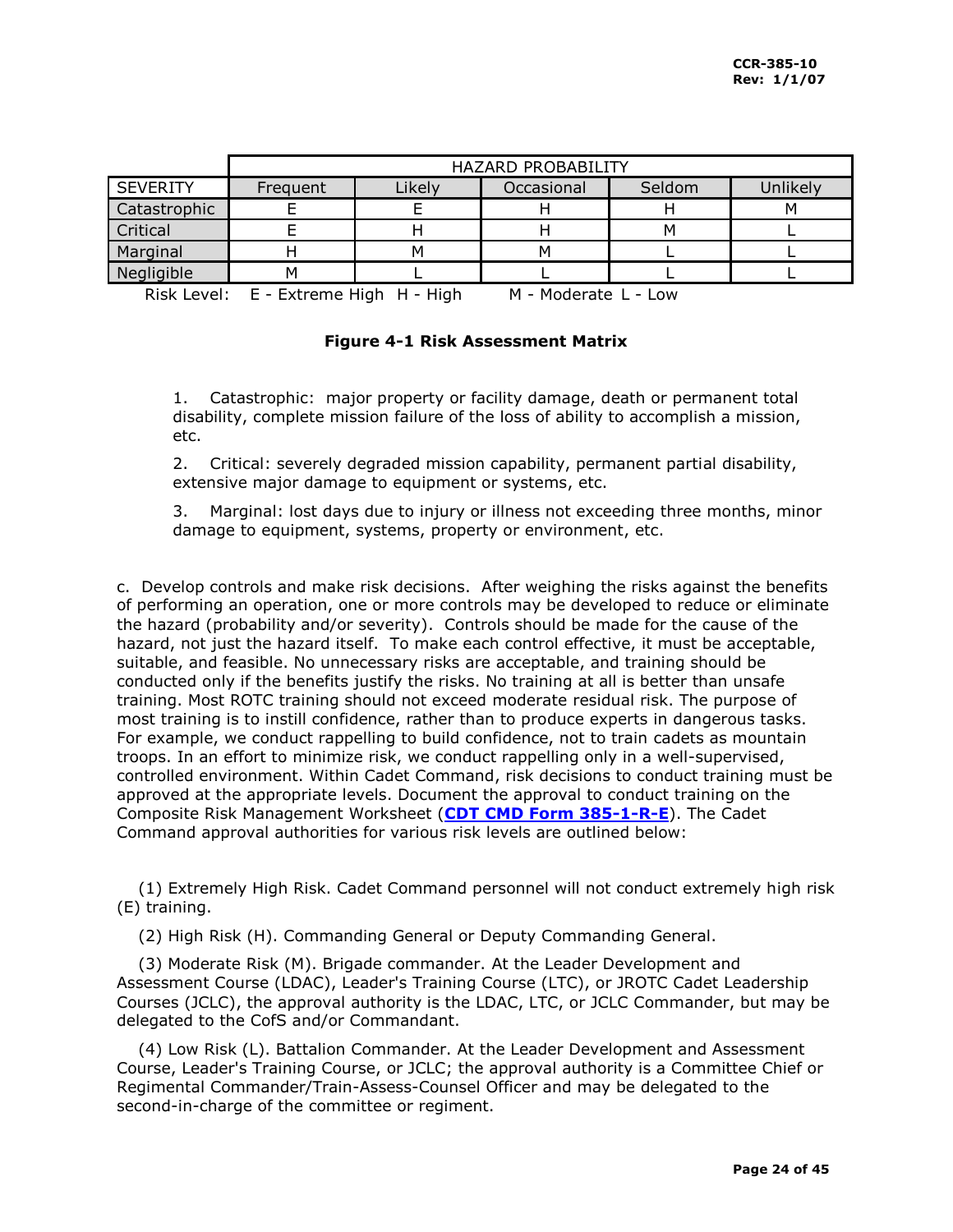| | HAZARD PROBABILITY | | | | |
|---|---|---|---|---|---|
| SEVERITY | Frequent | Likely | Occasional | Seldom | Unlikely |
| Catastrophic | E | E | H | H | M |
| Critical | E | H | H | M | L |
| Marginal | H | M | M | L | L |
| Negligible | M | L | L | L | L |

Risk Level: E - Extreme High H - High M - Moderate L - Low

**Figure 4-1 Risk Assessment Matrix**

1. Catastrophic: major property or facility damage, death or permanent total disability, complete mission failure of the loss of ability to accomplish a mission, etc.

2. Critical: severely degraded mission capability, permanent partial disability, extensive major damage to equipment or systems, etc.

3. Marginal: lost days due to injury or illness not exceeding three months, minor damage to equipment, systems, property or environment, etc.

c. Develop controls and make risk decisions. After weighing the risks against the benefits of performing an operation, one or more controls may be developed to reduce or eliminate the hazard (probability and/or severity). Controls should be made for the cause of the hazard, not just the hazard itself. To make each control effective, it must be acceptable, suitable, and feasible. No unnecessary risks are acceptable, and training should be conducted only if the benefits justify the risks. No training at all is better than unsafe training. Most ROTC training should not exceed moderate residual risk. The purpose of most training is to instill confidence, rather than to produce experts in dangerous tasks. For example, we conduct rappelling to build confidence, not to train cadets as mountain troops. In an effort to minimize risk, we conduct rappelling only in a well-supervised, controlled environment. Within Cadet Command, risk decisions to conduct training must be approved at the appropriate levels. Document the approval to conduct training on the Composite Risk Management Worksheet (**CDT CMD Form 385-1-R-E**). The Cadet Command approval authorities for various risk levels are outlined below:

(1) Extremely High Risk. Cadet Command personnel will not conduct extremely high risk (E) training.

(2) High Risk (H). Commanding General or Deputy Commanding General.

(3) Moderate Risk (M). Brigade commander. At the Leader Development and Assessment Course (LDAC), Leader's Training Course (LTC), or JROTC Cadet Leadership Courses (JCLC), the approval authority is the LDAC, LTC, or JCLC Commander, but may be delegated to the CofS and/or Commandant.

(4) Low Risk (L). Battalion Commander. At the Leader Development and Assessment Course, Leader's Training Course, or JCLC; the approval authority is a Committee Chief or Regimental Commander/Train-Assess-Counsel Officer and may be delegated to the second-in-charge of the committee or regiment.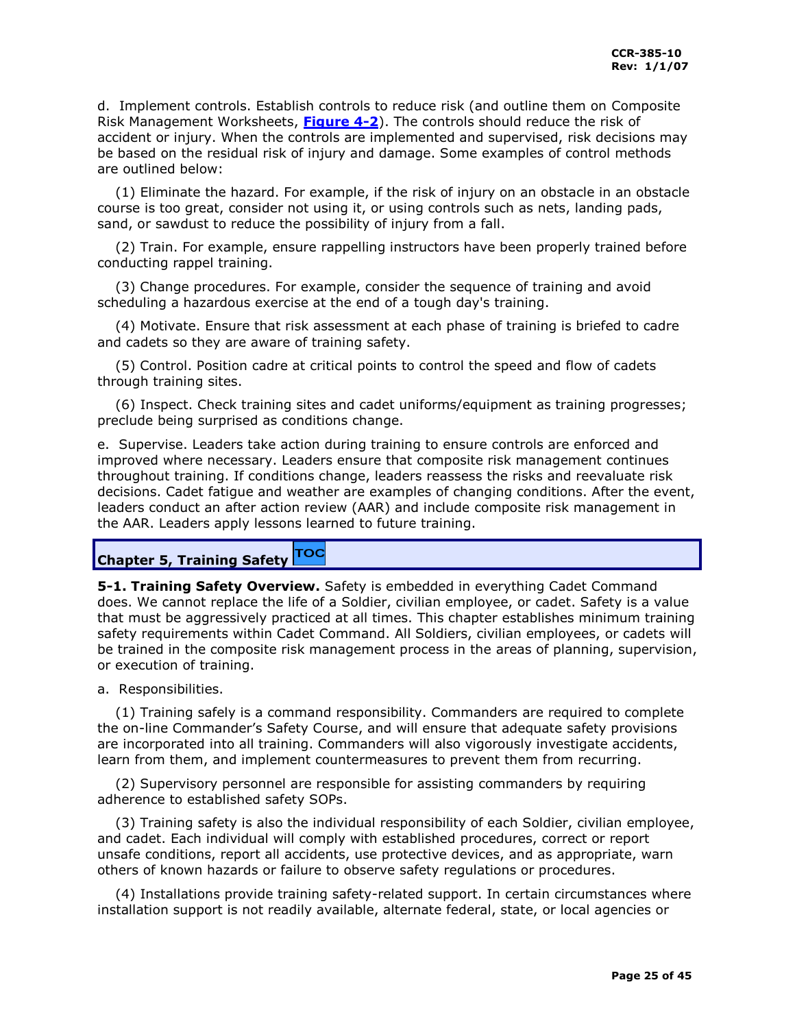d. Implement controls. Establish controls to reduce risk (and outline them on Composite Risk Management Worksheets, **Figure 4-2**). The controls should reduce the risk of accident or injury. When the controls are implemented and supervised, risk decisions may be based on the residual risk of injury and damage. Some examples of control methods are outlined below:

(1) Eliminate the hazard. For example, if the risk of injury on an obstacle in an obstacle course is too great, consider not using it, or using controls such as nets, landing pads, sand, or sawdust to reduce the possibility of injury from a fall.

(2) Train. For example, ensure rappelling instructors have been properly trained before conducting rappel training.

(3) Change procedures. For example, consider the sequence of training and avoid scheduling a hazardous exercise at the end of a tough day's training.

(4) Motivate. Ensure that risk assessment at each phase of training is briefed to cadre and cadets so they are aware of training safety.

(5) Control. Position cadre at critical points to control the speed and flow of cadets through training sites.

(6) Inspect. Check training sites and cadet uniforms/equipment as training progresses; preclude being surprised as conditions change.

e. Supervise. Leaders take action during training to ensure controls are enforced and improved where necessary. Leaders ensure that composite risk management continues throughout training. If conditions change, leaders reassess the risks and reevaluate risk decisions. Cadet fatigue and weather are examples of changing conditions. After the event, leaders conduct an after action review (AAR) and include composite risk management in the AAR. Leaders apply lessons learned to future training.

## Chapter 5, Training Safety TOC

**5-1. Training Safety Overview.** Safety is embedded in everything Cadet Command does. We cannot replace the life of a Soldier, civilian employee, or cadet. Safety is a value that must be aggressively practiced at all times. This chapter establishes minimum training safety requirements within Cadet Command. All Soldiers, civilian employees, or cadets will be trained in the composite risk management process in the areas of planning, supervision, or execution of training.

a. Responsibilities.

(1) Training safely is a command responsibility. Commanders are required to complete the on-line Commander's Safety Course, and will ensure that adequate safety provisions are incorporated into all training. Commanders will also vigorously investigate accidents, learn from them, and implement countermeasures to prevent them from recurring.

(2) Supervisory personnel are responsible for assisting commanders by requiring adherence to established safety SOPs.

(3) Training safety is also the individual responsibility of each Soldier, civilian employee, and cadet. Each individual will comply with established procedures, correct or report unsafe conditions, report all accidents, use protective devices, and as appropriate, warn others of known hazards or failure to observe safety regulations or procedures.

(4) Installations provide training safety-related support. In certain circumstances where installation support is not readily available, alternate federal, state, or local agencies or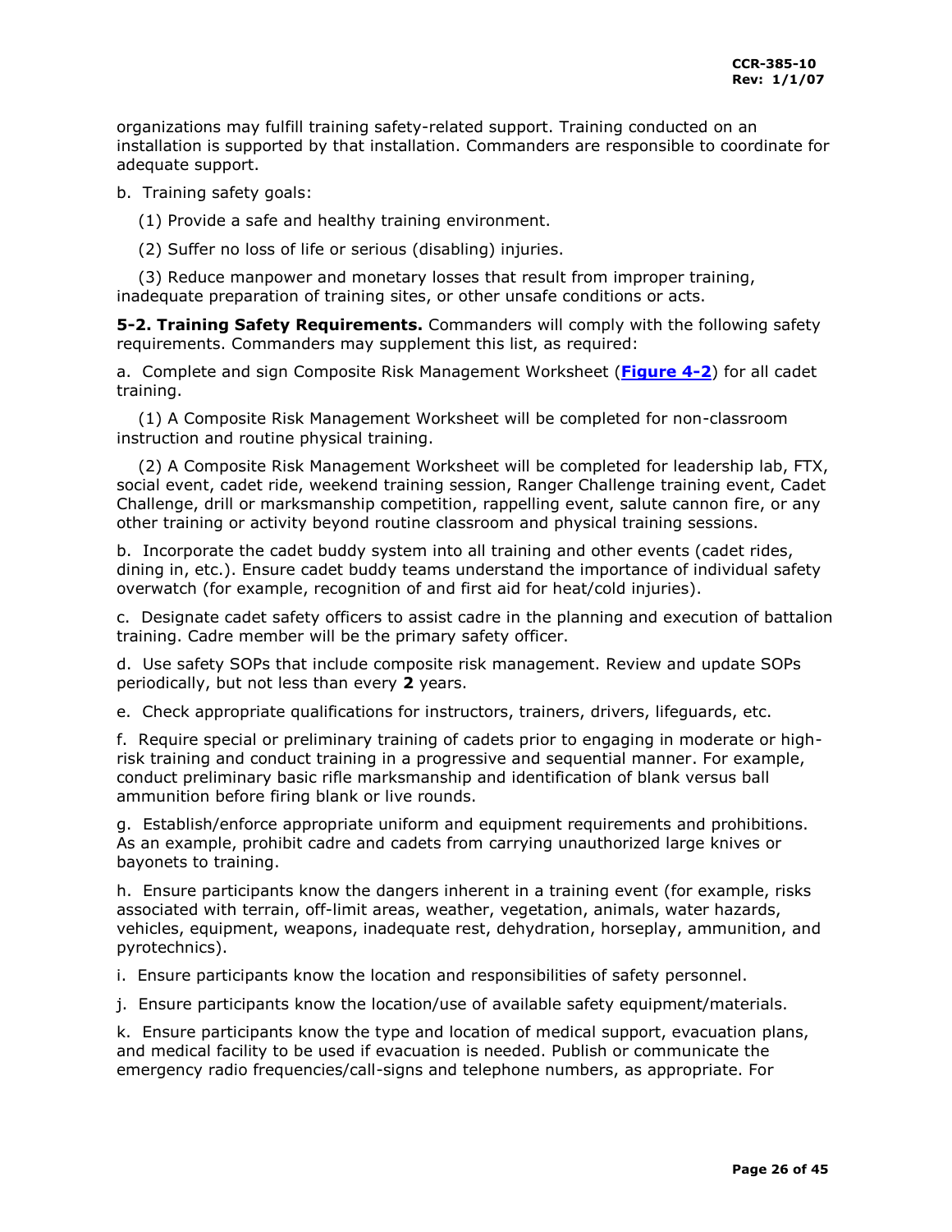organizations may fulfill training safety-related support. Training conducted on an installation is supported by that installation. Commanders are responsible to coordinate for adequate support.

b. Training safety goals:

(1) Provide a safe and healthy training environment.

(2) Suffer no loss of life or serious (disabling) injuries.

(3) Reduce manpower and monetary losses that result from improper training, inadequate preparation of training sites, or other unsafe conditions or acts.

**5-2. Training Safety Requirements.** Commanders will comply with the following safety requirements. Commanders may supplement this list, as required:

a. Complete and sign Composite Risk Management Worksheet (**Figure 4-2**) for all cadet training.

(1) A Composite Risk Management Worksheet will be completed for non-classroom instruction and routine physical training.

(2) A Composite Risk Management Worksheet will be completed for leadership lab, FTX, social event, cadet ride, weekend training session, Ranger Challenge training event, Cadet Challenge, drill or marksmanship competition, rappelling event, salute cannon fire, or any other training or activity beyond routine classroom and physical training sessions.

b. Incorporate the cadet buddy system into all training and other events (cadet rides, dining in, etc.). Ensure cadet buddy teams understand the importance of individual safety overwatch (for example, recognition of and first aid for heat/cold injuries).

c. Designate cadet safety officers to assist cadre in the planning and execution of battalion training. Cadre member will be the primary safety officer.

d. Use safety SOPs that include composite risk management. Review and update SOPs periodically, but not less than every **2** years.

e. Check appropriate qualifications for instructors, trainers, drivers, lifeguards, etc.

f. Require special or preliminary training of cadets prior to engaging in moderate or high-risk training and conduct training in a progressive and sequential manner. For example, conduct preliminary basic rifle marksmanship and identification of blank versus ball ammunition before firing blank or live rounds.

g. Establish/enforce appropriate uniform and equipment requirements and prohibitions. As an example, prohibit cadre and cadets from carrying unauthorized large knives or bayonets to training.

h. Ensure participants know the dangers inherent in a training event (for example, risks associated with terrain, off-limit areas, weather, vegetation, animals, water hazards, vehicles, equipment, weapons, inadequate rest, dehydration, horseplay, ammunition, and pyrotechnics).

i. Ensure participants know the location and responsibilities of safety personnel.

j. Ensure participants know the location/use of available safety equipment/materials.

k. Ensure participants know the type and location of medical support, evacuation plans, and medical facility to be used if evacuation is needed. Publish or communicate the emergency radio frequencies/call-signs and telephone numbers, as appropriate. For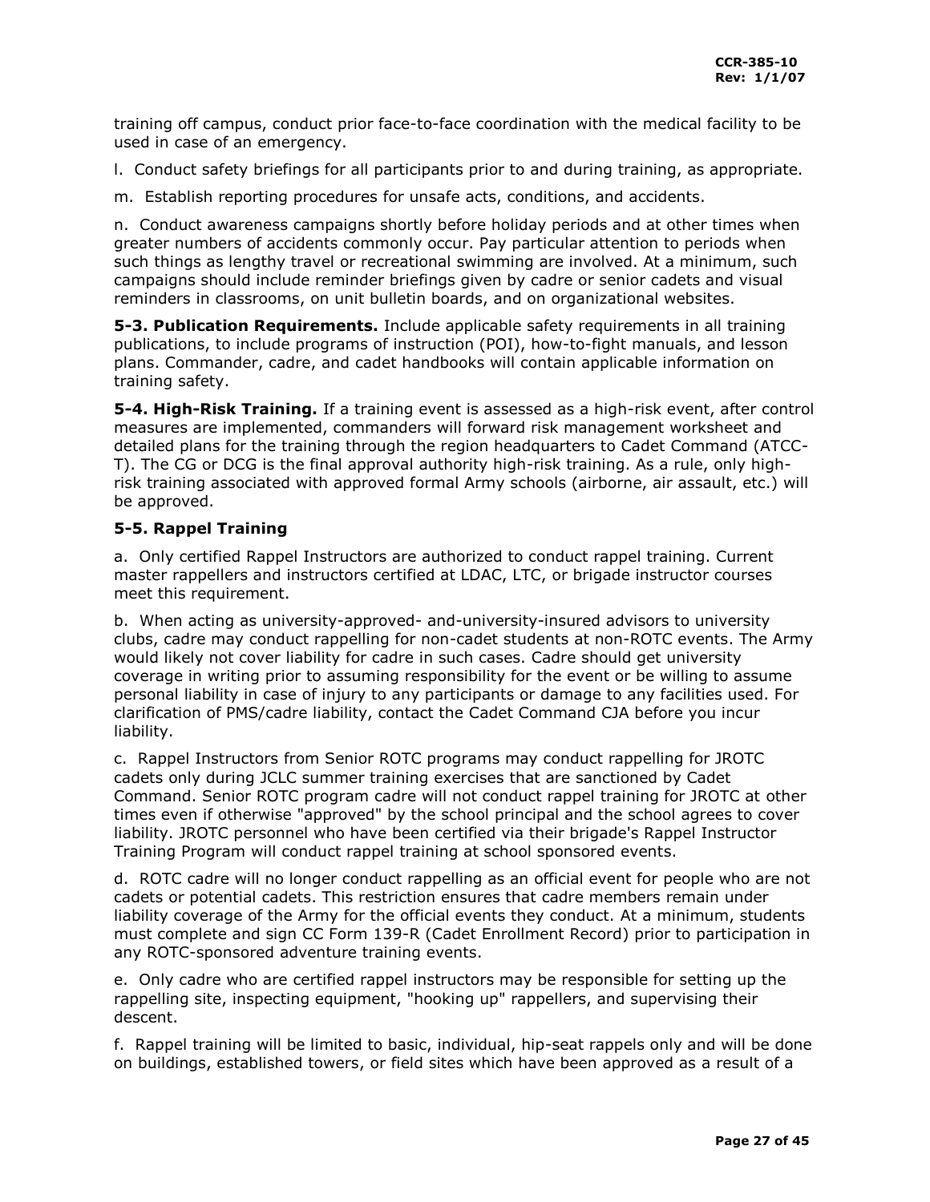training off campus, conduct prior face-to-face coordination with the medical facility to be used in case of an emergency.

l. Conduct safety briefings for all participants prior to and during training, as appropriate.

m. Establish reporting procedures for unsafe acts, conditions, and accidents.

n. Conduct awareness campaigns shortly before holiday periods and at other times when greater numbers of accidents commonly occur. Pay particular attention to periods when such things as lengthy travel or recreational swimming are involved. At a minimum, such campaigns should include reminder briefings given by cadre or senior cadets and visual reminders in classrooms, on unit bulletin boards, and on organizational websites.

**5-3. Publication Requirements.** Include applicable safety requirements in all training publications, to include programs of instruction (POI), how-to-fight manuals, and lesson plans. Commander, cadre, and cadet handbooks will contain applicable information on training safety.

**5-4. High-Risk Training.** If a training event is assessed as a high-risk event, after control measures are implemented, commanders will forward risk management worksheet and detailed plans for the training through the region headquarters to Cadet Command (ATCC-T). The CG or DCG is the final approval authority high-risk training. As a rule, only high-risk training associated with approved formal Army schools (airborne, air assault, etc.) will be approved.

**5-5. Rappel Training**

a. Only certified Rappel Instructors are authorized to conduct rappel training. Current master rappellers and instructors certified at LDAC, LTC, or brigade instructor courses meet this requirement.

b. When acting as university-approved- and-university-insured advisors to university clubs, cadre may conduct rappelling for non-cadet students at non-ROTC events. The Army would likely not cover liability for cadre in such cases. Cadre should get university coverage in writing prior to assuming responsibility for the event or be willing to assume personal liability in case of injury to any participants or damage to any facilities used. For clarification of PMS/cadre liability, contact the Cadet Command CJA before you incur liability.

c. Rappel Instructors from Senior ROTC programs may conduct rappelling for JROTC cadets only during JCLC summer training exercises that are sanctioned by Cadet Command. Senior ROTC program cadre will not conduct rappel training for JROTC at other times even if otherwise "approved" by the school principal and the school agrees to cover liability. JROTC personnel who have been certified via their brigade's Rappel Instructor Training Program will conduct rappel training at school sponsored events.

d. ROTC cadre will no longer conduct rappelling as an official event for people who are not cadets or potential cadets. This restriction ensures that cadre members remain under liability coverage of the Army for the official events they conduct. At a minimum, students must complete and sign CC Form 139-R (Cadet Enrollment Record) prior to participation in any ROTC-sponsored adventure training events.

e. Only cadre who are certified rappel instructors may be responsible for setting up the rappelling site, inspecting equipment, "hooking up" rappellers, and supervising their descent.

f. Rappel training will be limited to basic, individual, hip-seat rappels only and will be done on buildings, established towers, or field sites which have been approved as a result of a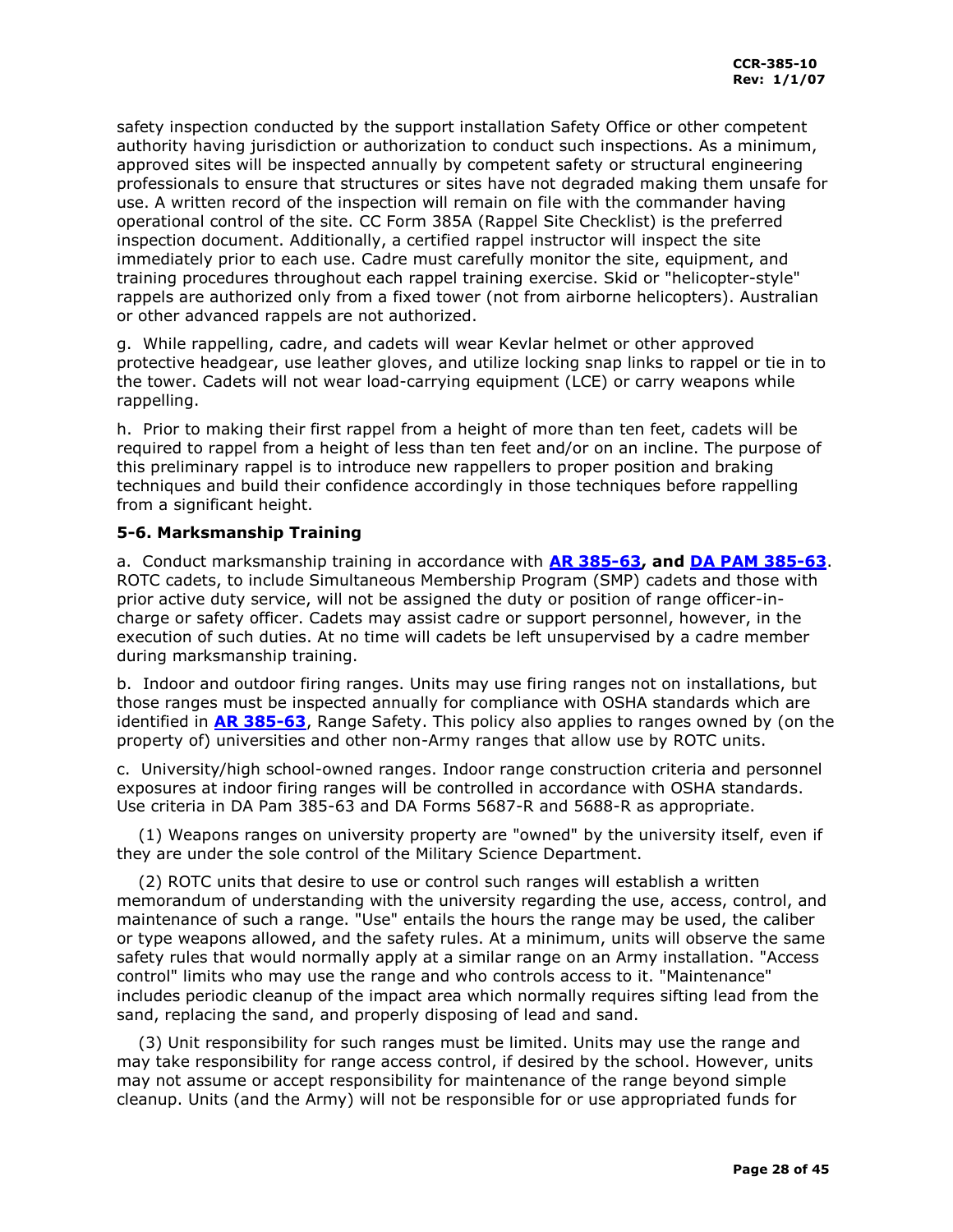safety inspection conducted by the support installation Safety Office or other competent authority having jurisdiction or authorization to conduct such inspections. As a minimum, approved sites will be inspected annually by competent safety or structural engineering professionals to ensure that structures or sites have not degraded making them unsafe for use. A written record of the inspection will remain on file with the commander having operational control of the site. CC Form 385A (Rappel Site Checklist) is the preferred inspection document. Additionally, a certified rappel instructor will inspect the site immediately prior to each use. Cadre must carefully monitor the site, equipment, and training procedures throughout each rappel training exercise. Skid or "helicopter-style" rappels are authorized only from a fixed tower (not from airborne helicopters). Australian or other advanced rappels are not authorized.

g. While rappelling, cadre, and cadets will wear Kevlar helmet or other approved protective headgear, use leather gloves, and utilize locking snap links to rappel or tie in to the tower. Cadets will not wear load-carrying equipment (LCE) or carry weapons while rappelling.

h. Prior to making their first rappel from a height of more than ten feet, cadets will be required to rappel from a height of less than ten feet and/or on an incline. The purpose of this preliminary rappel is to introduce new rappellers to proper position and braking techniques and build their confidence accordingly in those techniques before rappelling from a significant height.

### 5-6. Marksmanship Training

a. Conduct marksmanship training in accordance with **AR 385-63, and DA PAM 385-63**. ROTC cadets, to include Simultaneous Membership Program (SMP) cadets and those with prior active duty service, will not be assigned the duty or position of range officer-in-charge or safety officer. Cadets may assist cadre or support personnel, however, in the execution of such duties. At no time will cadets be left unsupervised by a cadre member during marksmanship training.

b. Indoor and outdoor firing ranges. Units may use firing ranges not on installations, but those ranges must be inspected annually for compliance with OSHA standards which are identified in **AR 385-63**, Range Safety. This policy also applies to ranges owned by (on the property of) universities and other non-Army ranges that allow use by ROTC units.

c. University/high school-owned ranges. Indoor range construction criteria and personnel exposures at indoor firing ranges will be controlled in accordance with OSHA standards. Use criteria in DA Pam 385-63 and DA Forms 5687-R and 5688-R as appropriate.

(1) Weapons ranges on university property are "owned" by the university itself, even if they are under the sole control of the Military Science Department.

(2) ROTC units that desire to use or control such ranges will establish a written memorandum of understanding with the university regarding the use, access, control, and maintenance of such a range. "Use" entails the hours the range may be used, the caliber or type weapons allowed, and the safety rules. At a minimum, units will observe the same safety rules that would normally apply at a similar range on an Army installation. "Access control" limits who may use the range and who controls access to it. "Maintenance" includes periodic cleanup of the impact area which normally requires sifting lead from the sand, replacing the sand, and properly disposing of lead and sand.

(3) Unit responsibility for such ranges must be limited. Units may use the range and may take responsibility for range access control, if desired by the school. However, units may not assume or accept responsibility for maintenance of the range beyond simple cleanup. Units (and the Army) will not be responsible for or use appropriated funds for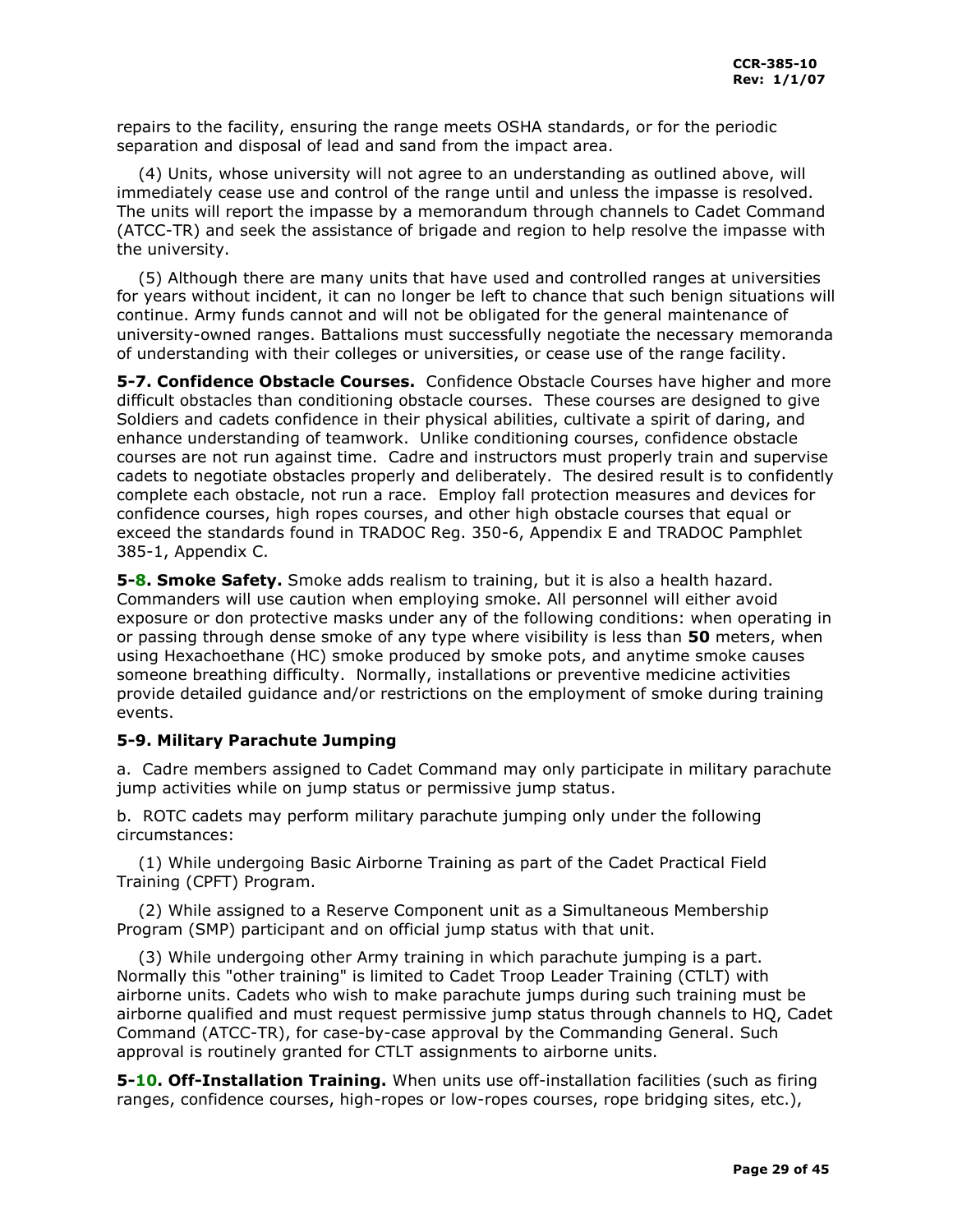repairs to the facility, ensuring the range meets OSHA standards, or for the periodic separation and disposal of lead and sand from the impact area.

(4) Units, whose university will not agree to an understanding as outlined above, will immediately cease use and control of the range until and unless the impasse is resolved. The units will report the impasse by a memorandum through channels to Cadet Command (ATCC-TR) and seek the assistance of brigade and region to help resolve the impasse with the university.

(5) Although there are many units that have used and controlled ranges at universities for years without incident, it can no longer be left to chance that such benign situations will continue. Army funds cannot and will not be obligated for the general maintenance of university-owned ranges. Battalions must successfully negotiate the necessary memoranda of understanding with their colleges or universities, or cease use of the range facility.

**5-7. Confidence Obstacle Courses.** Confidence Obstacle Courses have higher and more difficult obstacles than conditioning obstacle courses. These courses are designed to give Soldiers and cadets confidence in their physical abilities, cultivate a spirit of daring, and enhance understanding of teamwork. Unlike conditioning courses, confidence obstacle courses are not run against time. Cadre and instructors must properly train and supervise cadets to negotiate obstacles properly and deliberately. The desired result is to confidently complete each obstacle, not run a race. Employ fall protection measures and devices for confidence courses, high ropes courses, and other high obstacle courses that equal or exceed the standards found in TRADOC Reg. 350-6, Appendix E and TRADOC Pamphlet 385-1, Appendix C.

**5-8. Smoke Safety.** Smoke adds realism to training, but it is also a health hazard. Commanders will use caution when employing smoke. All personnel will either avoid exposure or don protective masks under any of the following conditions: when operating in or passing through dense smoke of any type where visibility is less than **50** meters, when using Hexachoethane (HC) smoke produced by smoke pots, and anytime smoke causes someone breathing difficulty. Normally, installations or preventive medicine activities provide detailed guidance and/or restrictions on the employment of smoke during training events.

**5-9. Military Parachute Jumping**

a. Cadre members assigned to Cadet Command may only participate in military parachute jump activities while on jump status or permissive jump status.

b. ROTC cadets may perform military parachute jumping only under the following circumstances:

(1) While undergoing Basic Airborne Training as part of the Cadet Practical Field Training (CPFT) Program.

(2) While assigned to a Reserve Component unit as a Simultaneous Membership Program (SMP) participant and on official jump status with that unit.

(3) While undergoing other Army training in which parachute jumping is a part. Normally this "other training" is limited to Cadet Troop Leader Training (CTLT) with airborne units. Cadets who wish to make parachute jumps during such training must be airborne qualified and must request permissive jump status through channels to HQ, Cadet Command (ATCC-TR), for case-by-case approval by the Commanding General. Such approval is routinely granted for CTLT assignments to airborne units.

**5-10. Off-Installation Training.** When units use off-installation facilities (such as firing ranges, confidence courses, high-ropes or low-ropes courses, rope bridging sites, etc.),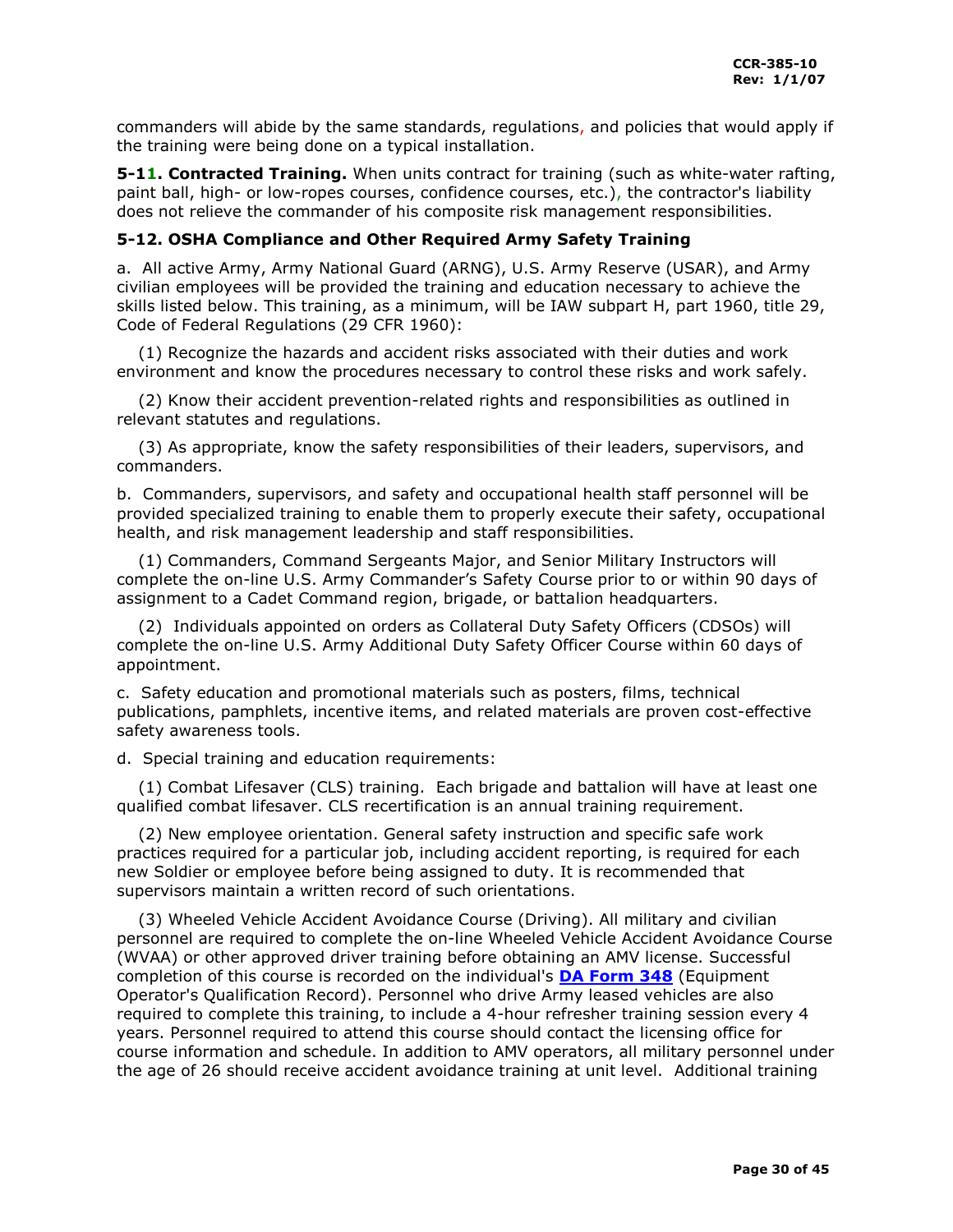commanders will abide by the same standards, regulations, and policies that would apply if the training were being done on a typical installation.

**5-11. Contracted Training.** When units contract for training (such as white-water rafting, paint ball, high- or low-ropes courses, confidence courses, etc.), the contractor's liability does not relieve the commander of his composite risk management responsibilities.

**5-12. OSHA Compliance and Other Required Army Safety Training**

a. All active Army, Army National Guard (ARNG), U.S. Army Reserve (USAR), and Army civilian employees will be provided the training and education necessary to achieve the skills listed below. This training, as a minimum, will be IAW subpart H, part 1960, title 29, Code of Federal Regulations (29 CFR 1960):

(1) Recognize the hazards and accident risks associated with their duties and work environment and know the procedures necessary to control these risks and work safely.

(2) Know their accident prevention-related rights and responsibilities as outlined in relevant statutes and regulations.

(3) As appropriate, know the safety responsibilities of their leaders, supervisors, and commanders.

b. Commanders, supervisors, and safety and occupational health staff personnel will be provided specialized training to enable them to properly execute their safety, occupational health, and risk management leadership and staff responsibilities.

(1) Commanders, Command Sergeants Major, and Senior Military Instructors will complete the on-line U.S. Army Commander's Safety Course prior to or within 90 days of assignment to a Cadet Command region, brigade, or battalion headquarters.

(2) Individuals appointed on orders as Collateral Duty Safety Officers (CDSOs) will complete the on-line U.S. Army Additional Duty Safety Officer Course within 60 days of appointment.

c. Safety education and promotional materials such as posters, films, technical publications, pamphlets, incentive items, and related materials are proven cost-effective safety awareness tools.

d. Special training and education requirements:

(1) Combat Lifesaver (CLS) training. Each brigade and battalion will have at least one qualified combat lifesaver. CLS recertification is an annual training requirement.

(2) New employee orientation. General safety instruction and specific safe work practices required for a particular job, including accident reporting, is required for each new Soldier or employee before being assigned to duty. It is recommended that supervisors maintain a written record of such orientations.

(3) Wheeled Vehicle Accident Avoidance Course (Driving). All military and civilian personnel are required to complete the on-line Wheeled Vehicle Accident Avoidance Course (WVAA) or other approved driver training before obtaining an AMV license. Successful completion of this course is recorded on the individual's **DA Form 348** (Equipment Operator's Qualification Record). Personnel who drive Army leased vehicles are also required to complete this training, to include a 4-hour refresher training session every 4 years. Personnel required to attend this course should contact the licensing office for course information and schedule. In addition to AMV operators, all military personnel under the age of 26 should receive accident avoidance training at unit level. Additional training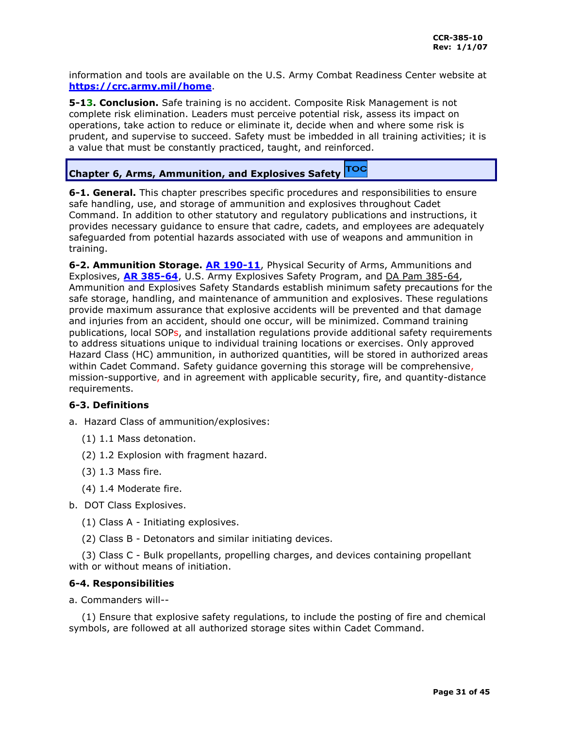information and tools are available on the U.S. Army Combat Readiness Center website at **https://crc.army.mil/home**.

**5-13. Conclusion.** Safe training is no accident. Composite Risk Management is not complete risk elimination. Leaders must perceive potential risk, assess its impact on operations, take action to reduce or eliminate it, decide when and where some risk is prudent, and supervise to succeed. Safety must be imbedded in all training activities; it is a value that must be constantly practiced, taught, and reinforced.

## Chapter 6, Arms, Ammunition, and Explosives Safety

**6-1. General.** This chapter prescribes specific procedures and responsibilities to ensure safe handling, use, and storage of ammunition and explosives throughout Cadet Command. In addition to other statutory and regulatory publications and instructions, it provides necessary guidance to ensure that cadre, cadets, and employees are adequately safeguarded from potential hazards associated with use of weapons and ammunition in training.

**6-2. Ammunition Storage.** **AR 190-11**, Physical Security of Arms, Ammunitions and Explosives, **AR 385-64**, U.S. Army Explosives Safety Program, and DA Pam 385-64, Ammunition and Explosives Safety Standards establish minimum safety precautions for the safe storage, handling, and maintenance of ammunition and explosives. These regulations provide maximum assurance that explosive accidents will be prevented and that damage and injuries from an accident, should one occur, will be minimized. Command training publications, local SOPs, and installation regulations provide additional safety requirements to address situations unique to individual training locations or exercises. Only approved Hazard Class (HC) ammunition, in authorized quantities, will be stored in authorized areas within Cadet Command. Safety guidance governing this storage will be comprehensive, mission-supportive, and in agreement with applicable security, fire, and quantity-distance requirements.

**6-3. Definitions**

a. Hazard Class of ammunition/explosives:

(1) 1.1 Mass detonation.

(2) 1.2 Explosion with fragment hazard.

(3) 1.3 Mass fire.

(4) 1.4 Moderate fire.

b. DOT Class Explosives.

(1) Class A - Initiating explosives.

(2) Class B - Detonators and similar initiating devices.

(3) Class C - Bulk propellants, propelling charges, and devices containing propellant with or without means of initiation.

**6-4. Responsibilities**

a. Commanders will--

(1) Ensure that explosive safety regulations, to include the posting of fire and chemical symbols, are followed at all authorized storage sites within Cadet Command.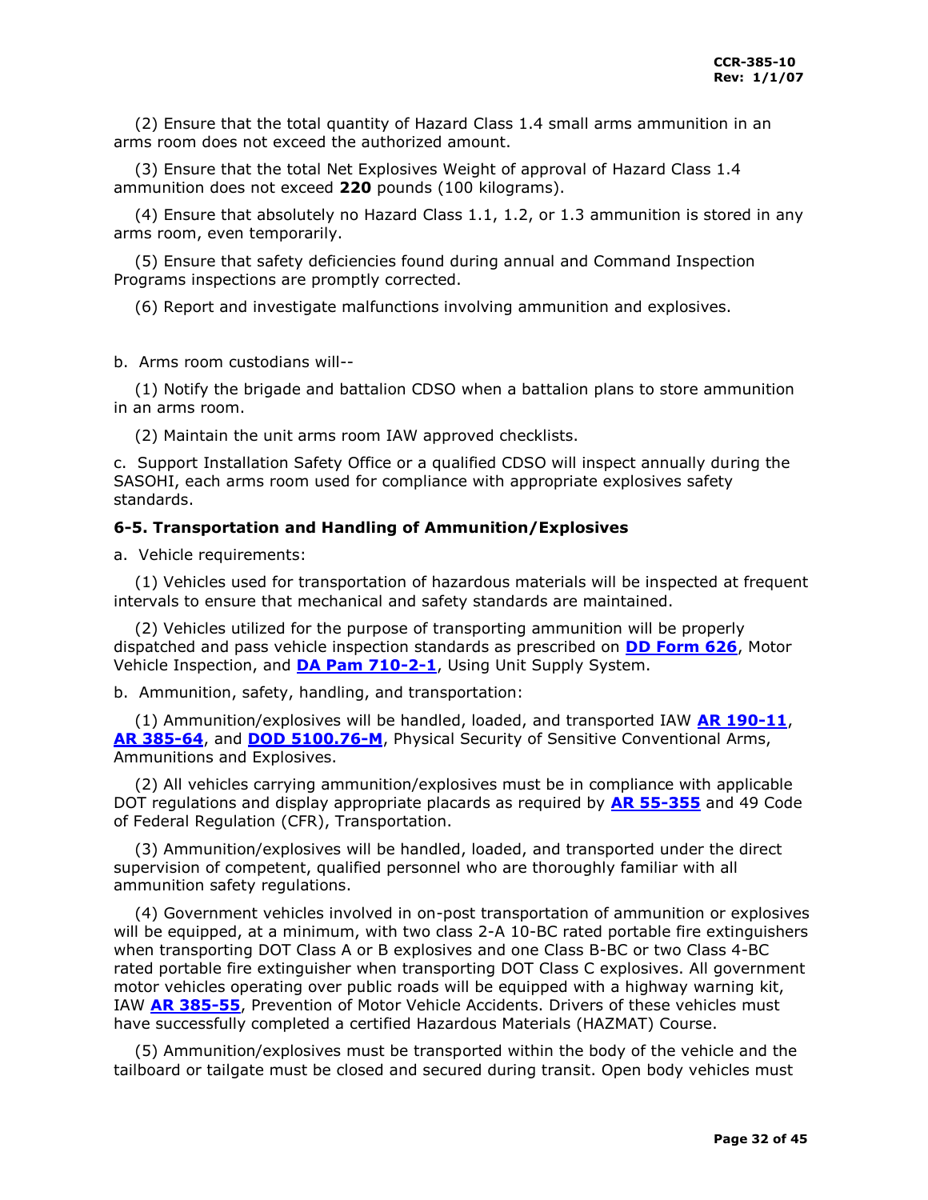(2) Ensure that the total quantity of Hazard Class 1.4 small arms ammunition in an arms room does not exceed the authorized amount.

(3) Ensure that the total Net Explosives Weight of approval of Hazard Class 1.4 ammunition does not exceed **220** pounds (100 kilograms).

(4) Ensure that absolutely no Hazard Class 1.1, 1.2, or 1.3 ammunition is stored in any arms room, even temporarily.

(5) Ensure that safety deficiencies found during annual and Command Inspection Programs inspections are promptly corrected.

(6) Report and investigate malfunctions involving ammunition and explosives.

b. Arms room custodians will--

(1) Notify the brigade and battalion CDSO when a battalion plans to store ammunition in an arms room.

(2) Maintain the unit arms room IAW approved checklists.

c. Support Installation Safety Office or a qualified CDSO will inspect annually during the SASOHI, each arms room used for compliance with appropriate explosives safety standards.

**6-5. Transportation and Handling of Ammunition/Explosives**

a. Vehicle requirements:

(1) Vehicles used for transportation of hazardous materials will be inspected at frequent intervals to ensure that mechanical and safety standards are maintained.

(2) Vehicles utilized for the purpose of transporting ammunition will be properly dispatched and pass vehicle inspection standards as prescribed on **DD Form 626**, Motor Vehicle Inspection, and **DA Pam 710-2-1**, Using Unit Supply System.

b. Ammunition, safety, handling, and transportation:

(1) Ammunition/explosives will be handled, loaded, and transported IAW **AR 190-11**, **AR 385-64**, and **DOD 5100.76-M**, Physical Security of Sensitive Conventional Arms, Ammunitions and Explosives.

(2) All vehicles carrying ammunition/explosives must be in compliance with applicable DOT regulations and display appropriate placards as required by **AR 55-355** and 49 Code of Federal Regulation (CFR), Transportation.

(3) Ammunition/explosives will be handled, loaded, and transported under the direct supervision of competent, qualified personnel who are thoroughly familiar with all ammunition safety regulations.

(4) Government vehicles involved in on-post transportation of ammunition or explosives will be equipped, at a minimum, with two class 2-A 10-BC rated portable fire extinguishers when transporting DOT Class A or B explosives and one Class B-BC or two Class 4-BC rated portable fire extinguisher when transporting DOT Class C explosives. All government motor vehicles operating over public roads will be equipped with a highway warning kit, IAW **AR 385-55**, Prevention of Motor Vehicle Accidents. Drivers of these vehicles must have successfully completed a certified Hazardous Materials (HAZMAT) Course.

(5) Ammunition/explosives must be transported within the body of the vehicle and the tailboard or tailgate must be closed and secured during transit. Open body vehicles must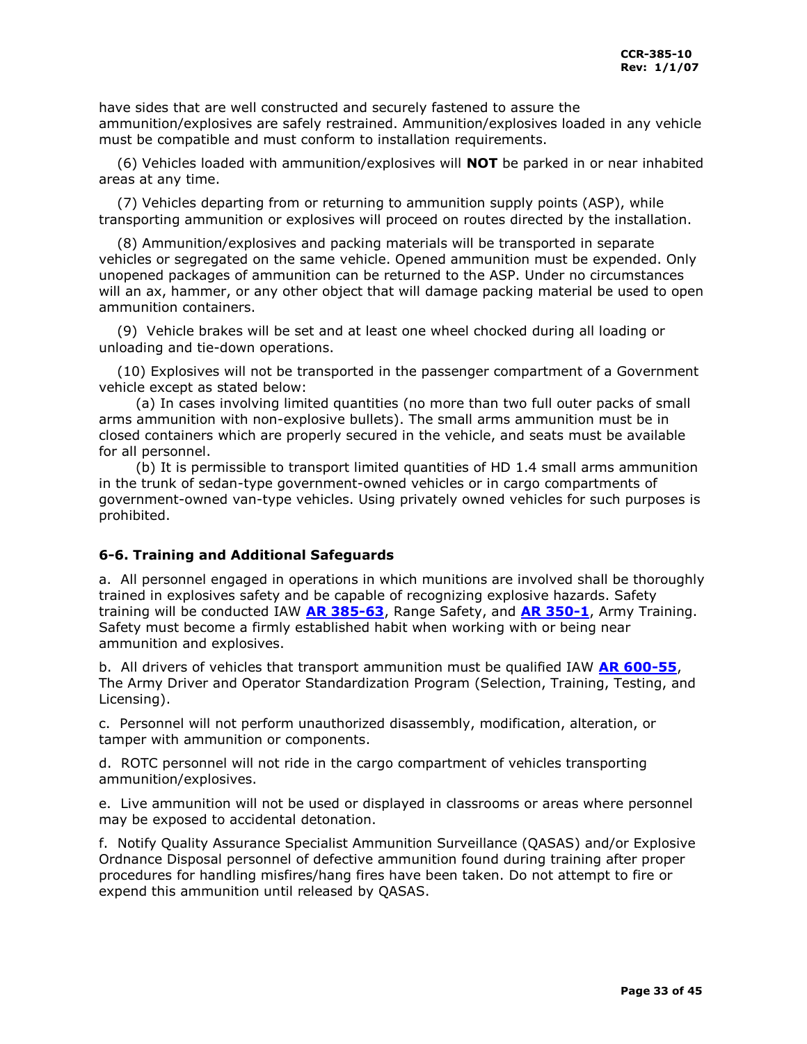have sides that are well constructed and securely fastened to assure the ammunition/explosives are safely restrained. Ammunition/explosives loaded in any vehicle must be compatible and must conform to installation requirements.

(6) Vehicles loaded with ammunition/explosives will **NOT** be parked in or near inhabited areas at any time.

(7) Vehicles departing from or returning to ammunition supply points (ASP), while transporting ammunition or explosives will proceed on routes directed by the installation.

(8) Ammunition/explosives and packing materials will be transported in separate vehicles or segregated on the same vehicle. Opened ammunition must be expended. Only unopened packages of ammunition can be returned to the ASP. Under no circumstances will an ax, hammer, or any other object that will damage packing material be used to open ammunition containers.

(9) Vehicle brakes will be set and at least one wheel chocked during all loading or unloading and tie-down operations.

(10) Explosives will not be transported in the passenger compartment of a Government vehicle except as stated below:

(a) In cases involving limited quantities (no more than two full outer packs of small arms ammunition with non-explosive bullets). The small arms ammunition must be in closed containers which are properly secured in the vehicle, and seats must be available for all personnel.

(b) It is permissible to transport limited quantities of HD 1.4 small arms ammunition in the trunk of sedan-type government-owned vehicles or in cargo compartments of government-owned van-type vehicles. Using privately owned vehicles for such purposes is prohibited.

### 6-6. Training and Additional Safeguards

a. All personnel engaged in operations in which munitions are involved shall be thoroughly trained in explosives safety and be capable of recognizing explosive hazards. Safety training will be conducted IAW **AR 385-63**, Range Safety, and **AR 350-1**, Army Training. Safety must become a firmly established habit when working with or being near ammunition and explosives.

b. All drivers of vehicles that transport ammunition must be qualified IAW **AR 600-55**, The Army Driver and Operator Standardization Program (Selection, Training, Testing, and Licensing).

c. Personnel will not perform unauthorized disassembly, modification, alteration, or tamper with ammunition or components.

d. ROTC personnel will not ride in the cargo compartment of vehicles transporting ammunition/explosives.

e. Live ammunition will not be used or displayed in classrooms or areas where personnel may be exposed to accidental detonation.

f. Notify Quality Assurance Specialist Ammunition Surveillance (QASAS) and/or Explosive Ordnance Disposal personnel of defective ammunition found during training after proper procedures for handling misfires/hang fires have been taken. Do not attempt to fire or expend this ammunition until released by QASAS.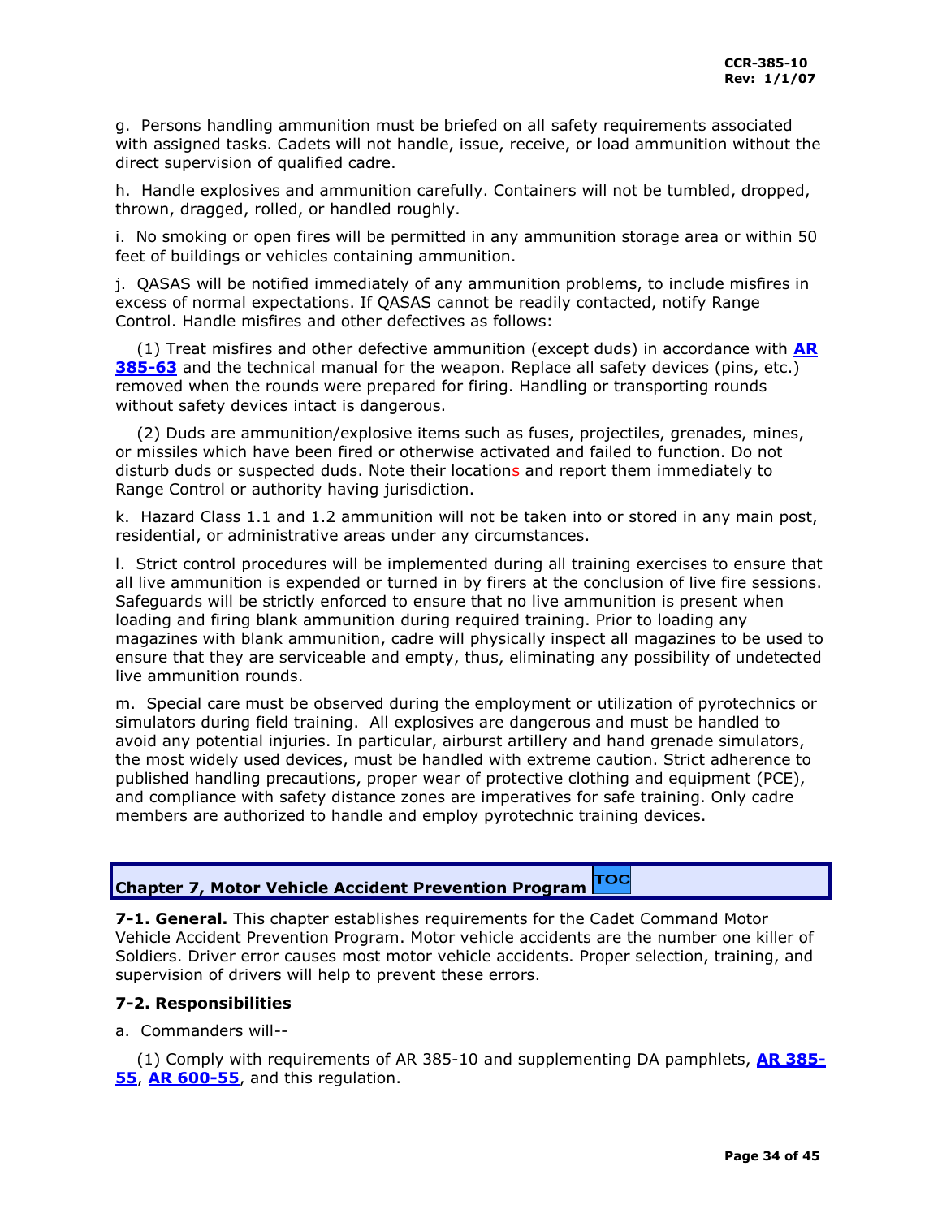g.  Persons handling ammunition must be briefed on all safety requirements associated with assigned tasks. Cadets will not handle, issue, receive, or load ammunition without the direct supervision of qualified cadre.

h.  Handle explosives and ammunition carefully. Containers will not be tumbled, dropped, thrown, dragged, rolled, or handled roughly.

i.  No smoking or open fires will be permitted in any ammunition storage area or within 50 feet of buildings or vehicles containing ammunition.

j.  QASAS will be notified immediately of any ammunition problems, to include misfires in excess of normal expectations. If QASAS cannot be readily contacted, notify Range Control. Handle misfires and other defectives as follows:

(1) Treat misfires and other defective ammunition (except duds) in accordance with **AR 385-63** and the technical manual for the weapon. Replace all safety devices (pins, etc.) removed when the rounds were prepared for firing. Handling or transporting rounds without safety devices intact is dangerous.

(2) Duds are ammunition/explosive items such as fuses, projectiles, grenades, mines, or missiles which have been fired or otherwise activated and failed to function. Do not disturb duds or suspected duds. Note their locations and report them immediately to Range Control or authority having jurisdiction.

k.  Hazard Class 1.1 and 1.2 ammunition will not be taken into or stored in any main post, residential, or administrative areas under any circumstances.

l.  Strict control procedures will be implemented during all training exercises to ensure that all live ammunition is expended or turned in by firers at the conclusion of live fire sessions. Safeguards will be strictly enforced to ensure that no live ammunition is present when loading and firing blank ammunition during required training. Prior to loading any magazines with blank ammunition, cadre will physically inspect all magazines to be used to ensure that they are serviceable and empty, thus, eliminating any possibility of undetected live ammunition rounds.

m.  Special care must be observed during the employment or utilization of pyrotechnics or simulators during field training.  All explosives are dangerous and must be handled to avoid any potential injuries. In particular, airburst artillery and hand grenade simulators, the most widely used devices, must be handled with extreme caution. Strict adherence to published handling precautions, proper wear of protective clothing and equipment (PCE), and compliance with safety distance zones are imperatives for safe training. Only cadre members are authorized to handle and employ pyrotechnic training devices.

## Chapter 7, Motor Vehicle Accident Prevention Program

**7-1. General.** This chapter establishes requirements for the Cadet Command Motor Vehicle Accident Prevention Program. Motor vehicle accidents are the number one killer of Soldiers. Driver error causes most motor vehicle accidents. Proper selection, training, and supervision of drivers will help to prevent these errors.

**7-2. Responsibilities**

a.  Commanders will--

(1) Comply with requirements of AR 385-10 and supplementing DA pamphlets, **AR 385-55**, **AR 600-55**, and this regulation.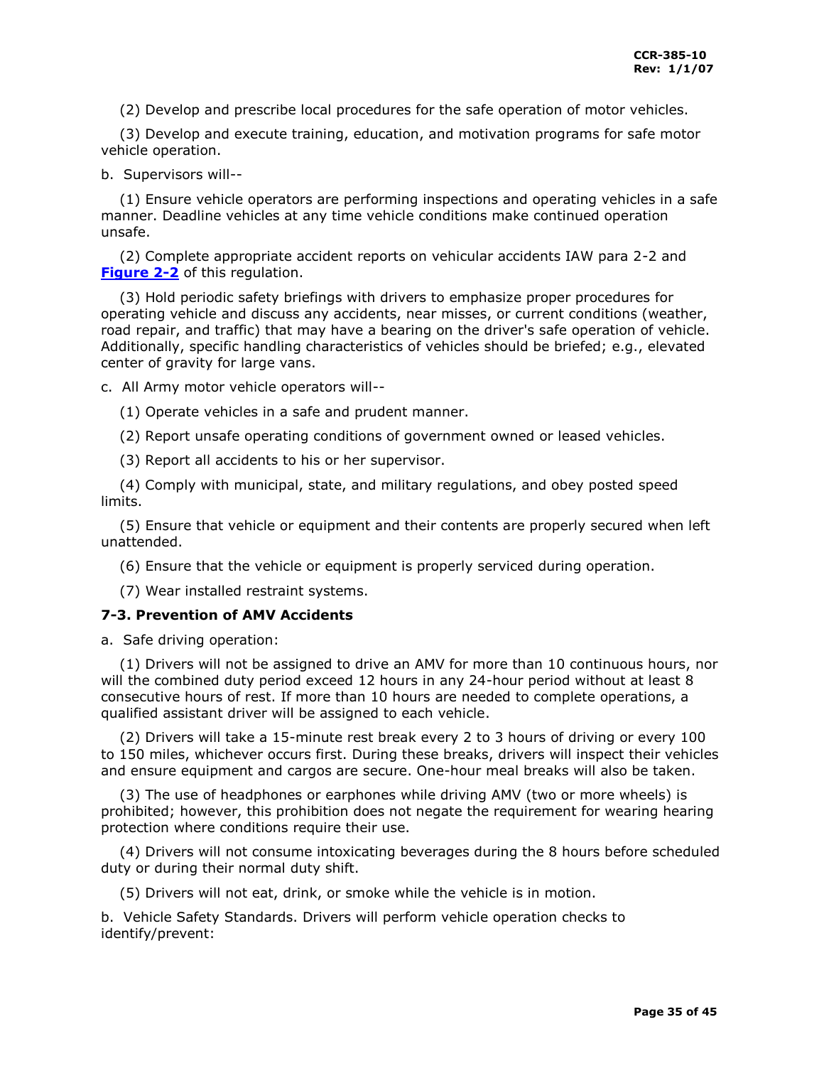(2) Develop and prescribe local procedures for the safe operation of motor vehicles.

(3) Develop and execute training, education, and motivation programs for safe motor vehicle operation.

b. Supervisors will--

(1) Ensure vehicle operators are performing inspections and operating vehicles in a safe manner. Deadline vehicles at any time vehicle conditions make continued operation unsafe.

(2) Complete appropriate accident reports on vehicular accidents IAW para 2-2 and **Figure 2-2** of this regulation.

(3) Hold periodic safety briefings with drivers to emphasize proper procedures for operating vehicle and discuss any accidents, near misses, or current conditions (weather, road repair, and traffic) that may have a bearing on the driver's safe operation of vehicle. Additionally, specific handling characteristics of vehicles should be briefed; e.g., elevated center of gravity for large vans.

c. All Army motor vehicle operators will--

(1) Operate vehicles in a safe and prudent manner.

(2) Report unsafe operating conditions of government owned or leased vehicles.

(3) Report all accidents to his or her supervisor.

(4) Comply with municipal, state, and military regulations, and obey posted speed limits.

(5) Ensure that vehicle or equipment and their contents are properly secured when left unattended.

(6) Ensure that the vehicle or equipment is properly serviced during operation.

(7) Wear installed restraint systems.

### 7-3. Prevention of AMV Accidents

a. Safe driving operation:

(1) Drivers will not be assigned to drive an AMV for more than 10 continuous hours, nor will the combined duty period exceed 12 hours in any 24-hour period without at least 8 consecutive hours of rest. If more than 10 hours are needed to complete operations, a qualified assistant driver will be assigned to each vehicle.

(2) Drivers will take a 15-minute rest break every 2 to 3 hours of driving or every 100 to 150 miles, whichever occurs first. During these breaks, drivers will inspect their vehicles and ensure equipment and cargos are secure. One-hour meal breaks will also be taken.

(3) The use of headphones or earphones while driving AMV (two or more wheels) is prohibited; however, this prohibition does not negate the requirement for wearing hearing protection where conditions require their use.

(4) Drivers will not consume intoxicating beverages during the 8 hours before scheduled duty or during their normal duty shift.

(5) Drivers will not eat, drink, or smoke while the vehicle is in motion.

b. Vehicle Safety Standards. Drivers will perform vehicle operation checks to identify/prevent: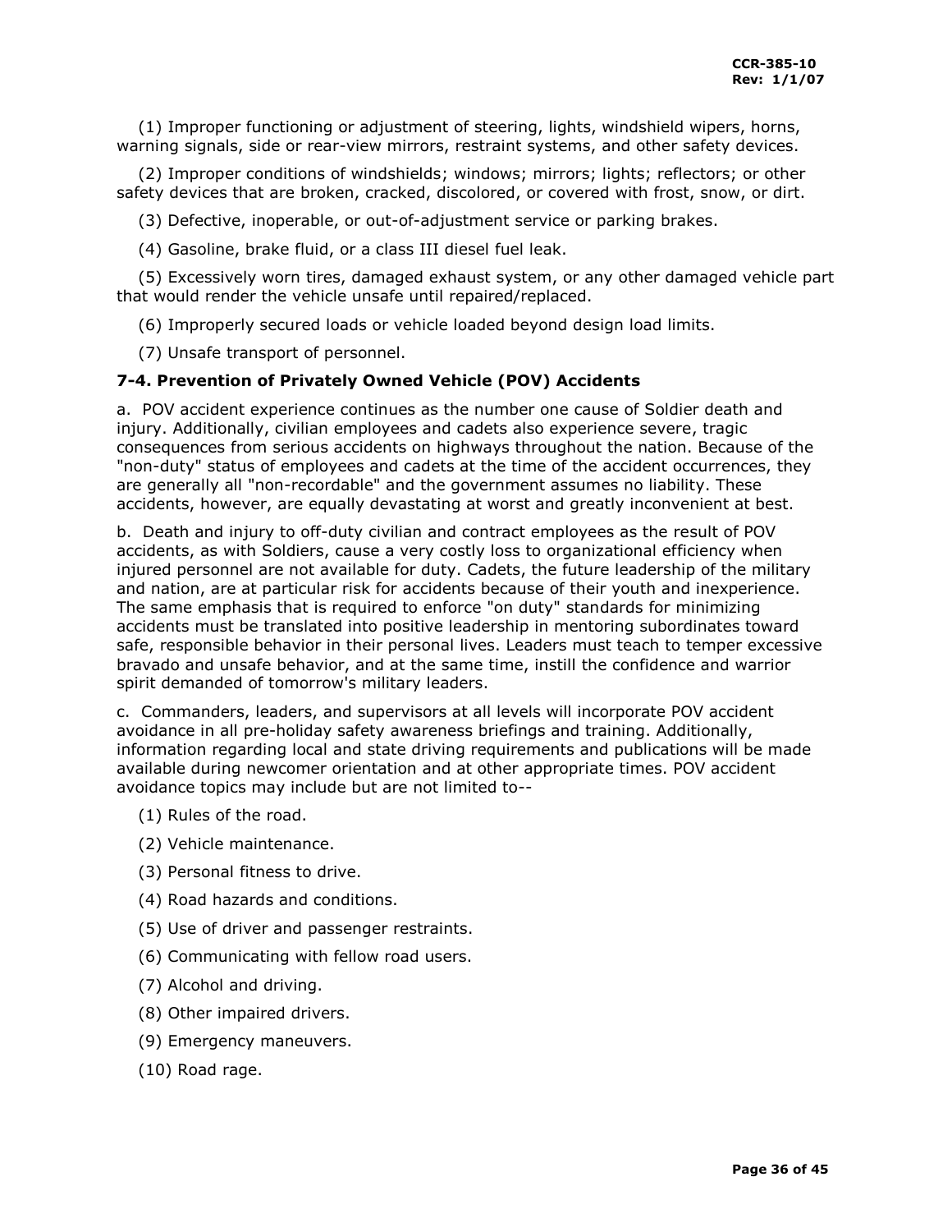(1) Improper functioning or adjustment of steering, lights, windshield wipers, horns, warning signals, side or rear-view mirrors, restraint systems, and other safety devices.

(2) Improper conditions of windshields; windows; mirrors; lights; reflectors; or other safety devices that are broken, cracked, discolored, or covered with frost, snow, or dirt.

(3) Defective, inoperable, or out-of-adjustment service or parking brakes.

(4) Gasoline, brake fluid, or a class III diesel fuel leak.

(5) Excessively worn tires, damaged exhaust system, or any other damaged vehicle part that would render the vehicle unsafe until repaired/replaced.

(6) Improperly secured loads or vehicle loaded beyond design load limits.

(7) Unsafe transport of personnel.

### 7-4. Prevention of Privately Owned Vehicle (POV) Accidents

a. POV accident experience continues as the number one cause of Soldier death and injury. Additionally, civilian employees and cadets also experience severe, tragic consequences from serious accidents on highways throughout the nation. Because of the "non-duty" status of employees and cadets at the time of the accident occurrences, they are generally all "non-recordable" and the government assumes no liability. These accidents, however, are equally devastating at worst and greatly inconvenient at best.

b. Death and injury to off-duty civilian and contract employees as the result of POV accidents, as with Soldiers, cause a very costly loss to organizational efficiency when injured personnel are not available for duty. Cadets, the future leadership of the military and nation, are at particular risk for accidents because of their youth and inexperience. The same emphasis that is required to enforce "on duty" standards for minimizing accidents must be translated into positive leadership in mentoring subordinates toward safe, responsible behavior in their personal lives. Leaders must teach to temper excessive bravado and unsafe behavior, and at the same time, instill the confidence and warrior spirit demanded of tomorrow's military leaders.

c. Commanders, leaders, and supervisors at all levels will incorporate POV accident avoidance in all pre-holiday safety awareness briefings and training. Additionally, information regarding local and state driving requirements and publications will be made available during newcomer orientation and at other appropriate times. POV accident avoidance topics may include but are not limited to--

(1) Rules of the road.

(2) Vehicle maintenance.

(3) Personal fitness to drive.

(4) Road hazards and conditions.

(5) Use of driver and passenger restraints.

(6) Communicating with fellow road users.

(7) Alcohol and driving.

(8) Other impaired drivers.

(9) Emergency maneuvers.

(10) Road rage.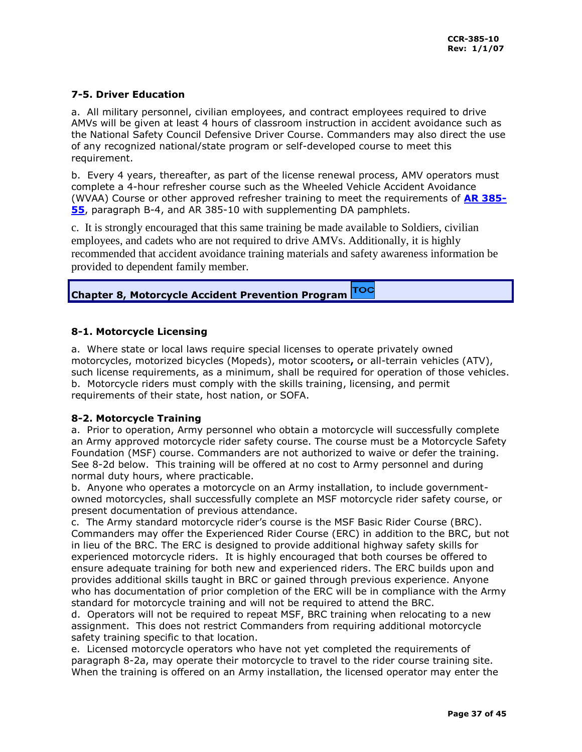### 7-5. Driver Education

a. All military personnel, civilian employees, and contract employees required to drive AMVs will be given at least 4 hours of classroom instruction in accident avoidance such as the National Safety Council Defensive Driver Course. Commanders may also direct the use of any recognized national/state program or self-developed course to meet this requirement.

b. Every 4 years, thereafter, as part of the license renewal process, AMV operators must complete a 4-hour refresher course such as the Wheeled Vehicle Accident Avoidance (WVAA) Course or other approved refresher training to meet the requirements of **AR 385-55**, paragraph B-4, and AR 385-10 with supplementing DA pamphlets.

c. It is strongly encouraged that this same training be made available to Soldiers, civilian employees, and cadets who are not required to drive AMVs. Additionally, it is highly recommended that accident avoidance training materials and safety awareness information be provided to dependent family member.

## Chapter 8, Motorcycle Accident Prevention Program TOC

### 8-1. Motorcycle Licensing

a. Where state or local laws require special licenses to operate privately owned motorcycles, motorized bicycles (Mopeds), motor scooters**,** or all-terrain vehicles (ATV), such license requirements, as a minimum, shall be required for operation of those vehicles.
b. Motorcycle riders must comply with the skills training, licensing, and permit requirements of their state, host nation, or SOFA.

### 8-2. Motorcycle Training

a. Prior to operation, Army personnel who obtain a motorcycle will successfully complete an Army approved motorcycle rider safety course. The course must be a Motorcycle Safety Foundation (MSF) course. Commanders are not authorized to waive or defer the training. See 8-2d below. This training will be offered at no cost to Army personnel and during normal duty hours, where practicable.
b. Anyone who operates a motorcycle on an Army installation, to include government-owned motorcycles, shall successfully complete an MSF motorcycle rider safety course, or present documentation of previous attendance.
c. The Army standard motorcycle rider's course is the MSF Basic Rider Course (BRC). Commanders may offer the Experienced Rider Course (ERC) in addition to the BRC, but not in lieu of the BRC. The ERC is designed to provide additional highway safety skills for experienced motorcycle riders. It is highly encouraged that both courses be offered to ensure adequate training for both new and experienced riders. The ERC builds upon and provides additional skills taught in BRC or gained through previous experience. Anyone who has documentation of prior completion of the ERC will be in compliance with the Army standard for motorcycle training and will not be required to attend the BRC.
d. Operators will not be required to repeat MSF, BRC training when relocating to a new assignment. This does not restrict Commanders from requiring additional motorcycle safety training specific to that location.
e. Licensed motorcycle operators who have not yet completed the requirements of paragraph 8-2a, may operate their motorcycle to travel to the rider course training site. When the training is offered on an Army installation, the licensed operator may enter the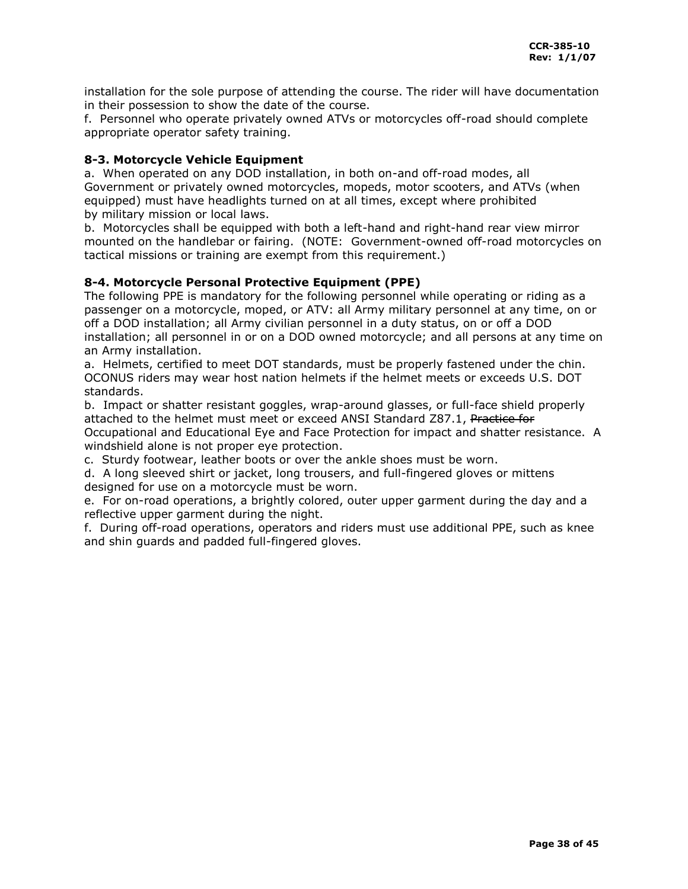installation for the sole purpose of attending the course. The rider will have documentation in their possession to show the date of the course.
f.  Personnel who operate privately owned ATVs or motorcycles off-road should complete appropriate operator safety training.

### 8-3. Motorcycle Vehicle Equipment

a.  When operated on any DOD installation, in both on-and off-road modes, all Government or privately owned motorcycles, mopeds, motor scooters, and ATVs (when equipped) must have headlights turned on at all times, except where prohibited by military mission or local laws.
b.  Motorcycles shall be equipped with both a left-hand and right-hand rear view mirror mounted on the handlebar or fairing.  (NOTE:  Government-owned off-road motorcycles on tactical missions or training are exempt from this requirement.)

### 8-4. Motorcycle Personal Protective Equipment (PPE)

The following PPE is mandatory for the following personnel while operating or riding as a passenger on a motorcycle, moped, or ATV: all Army military personnel at any time, on or off a DOD installation; all Army civilian personnel in a duty status, on or off a DOD installation; all personnel in or on a DOD owned motorcycle; and all persons at any time on an Army installation.
a.  Helmets, certified to meet DOT standards, must be properly fastened under the chin. OCONUS riders may wear host nation helmets if the helmet meets or exceeds U.S. DOT standards.
b.  Impact or shatter resistant goggles, wrap-around glasses, or full-face shield properly attached to the helmet must meet or exceed ANSI Standard Z87.1, ~~Practice for~~ Occupational and Educational Eye and Face Protection for impact and shatter resistance.  A windshield alone is not proper eye protection.
c.  Sturdy footwear, leather boots or over the ankle shoes must be worn.
d.  A long sleeved shirt or jacket, long trousers, and full-fingered gloves or mittens designed for use on a motorcycle must be worn.
e.  For on-road operations, a brightly colored, outer upper garment during the day and a reflective upper garment during the night.
f.  During off-road operations, operators and riders must use additional PPE, such as knee and shin guards and padded full-fingered gloves.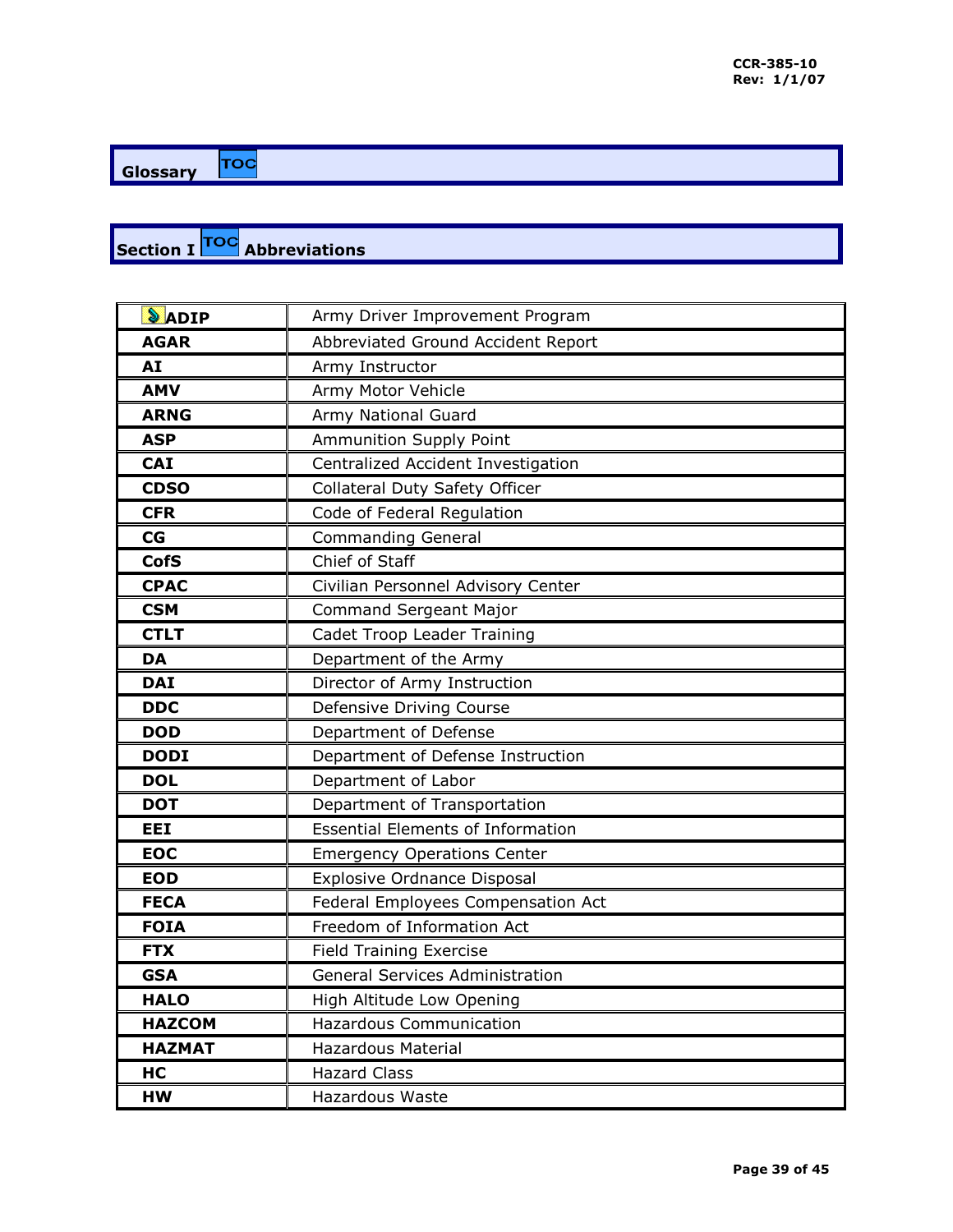## Glossary

### Section I Abbreviations

| | |
|---|---|
| **ADIP** | Army Driver Improvement Program |
| **AGAR** | Abbreviated Ground Accident Report |
| **AI** | Army Instructor |
| **AMV** | Army Motor Vehicle |
| **ARNG** | Army National Guard |
| **ASP** | Ammunition Supply Point |
| **CAI** | Centralized Accident Investigation |
| **CDSO** | Collateral Duty Safety Officer |
| **CFR** | Code of Federal Regulation |
| **CG** | Commanding General |
| **CofS** | Chief of Staff |
| **CPAC** | Civilian Personnel Advisory Center |
| **CSM** | Command Sergeant Major |
| **CTLT** | Cadet Troop Leader Training |
| **DA** | Department of the Army |
| **DAI** | Director of Army Instruction |
| **DDC** | Defensive Driving Course |
| **DOD** | Department of Defense |
| **DODI** | Department of Defense Instruction |
| **DOL** | Department of Labor |
| **DOT** | Department of Transportation |
| **EEI** | Essential Elements of Information |
| **EOC** | Emergency Operations Center |
| **EOD** | Explosive Ordnance Disposal |
| **FECA** | Federal Employees Compensation Act |
| **FOIA** | Freedom of Information Act |
| **FTX** | Field Training Exercise |
| **GSA** | General Services Administration |
| **HALO** | High Altitude Low Opening |
| **HAZCOM** | Hazardous Communication |
| **HAZMAT** | Hazardous Material |
| **HC** | Hazard Class |
| **HW** | Hazardous Waste |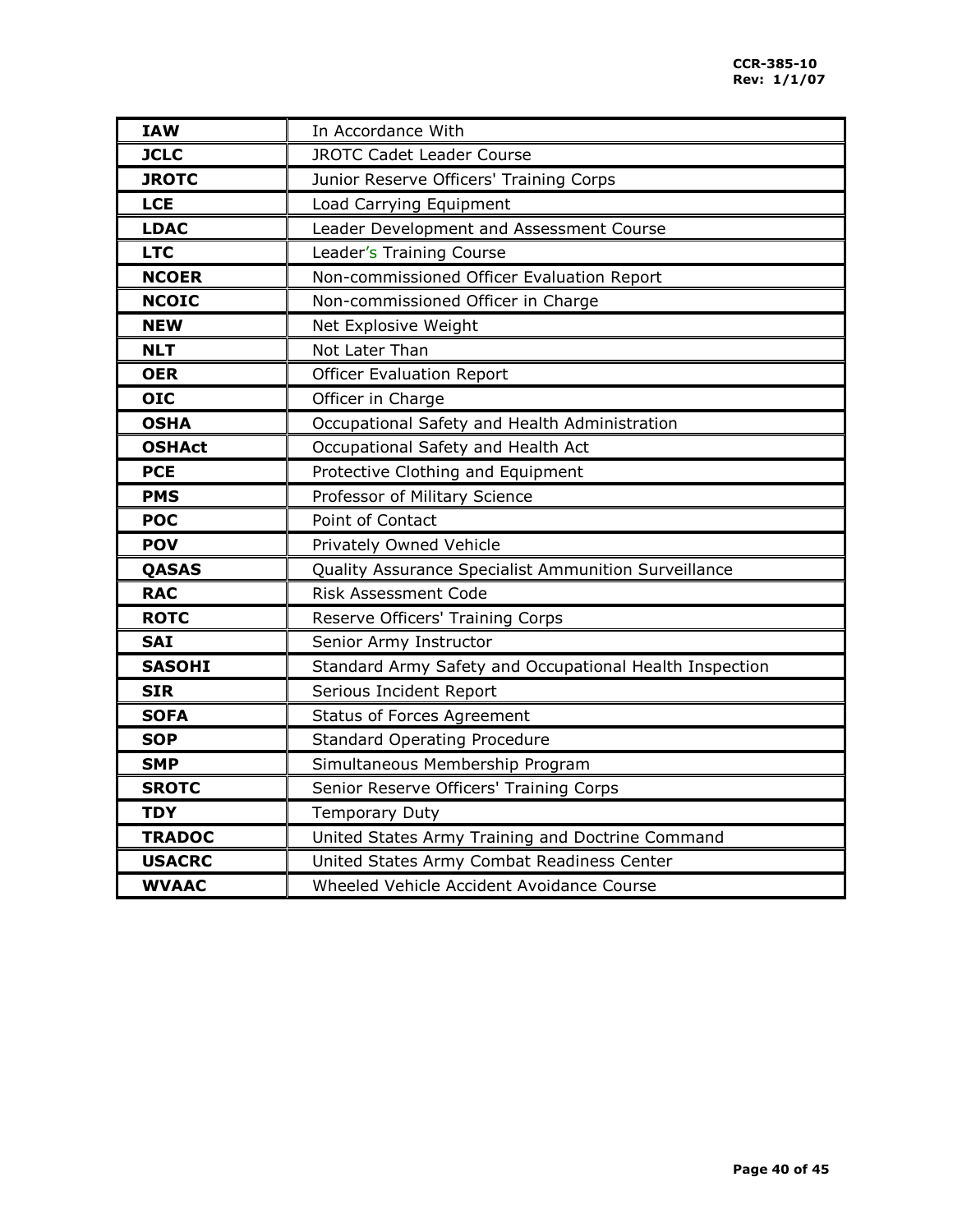| **IAW** | In Accordance With |
|---|---|
| **JCLC** | JROTC Cadet Leader Course |
| **JROTC** | Junior Reserve Officers' Training Corps |
| **LCE** | Load Carrying Equipment |
| **LDAC** | Leader Development and Assessment Course |
| **LTC** | Leader's Training Course |
| **NCOER** | Non-commissioned Officer Evaluation Report |
| **NCOIC** | Non-commissioned Officer in Charge |
| **NEW** | Net Explosive Weight |
| **NLT** | Not Later Than |
| **OER** | Officer Evaluation Report |
| **OIC** | Officer in Charge |
| **OSHA** | Occupational Safety and Health Administration |
| **OSHAct** | Occupational Safety and Health Act |
| **PCE** | Protective Clothing and Equipment |
| **PMS** | Professor of Military Science |
| **POC** | Point of Contact |
| **POV** | Privately Owned Vehicle |
| **QASAS** | Quality Assurance Specialist Ammunition Surveillance |
| **RAC** | Risk Assessment Code |
| **ROTC** | Reserve Officers' Training Corps |
| **SAI** | Senior Army Instructor |
| **SASOHI** | Standard Army Safety and Occupational Health Inspection |
| **SIR** | Serious Incident Report |
| **SOFA** | Status of Forces Agreement |
| **SOP** | Standard Operating Procedure |
| **SMP** | Simultaneous Membership Program |
| **SROTC** | Senior Reserve Officers' Training Corps |
| **TDY** | Temporary Duty |
| **TRADOC** | United States Army Training and Doctrine Command |
| **USACRC** | United States Army Combat Readiness Center |
| **WVAAC** | Wheeled Vehicle Accident Avoidance Course |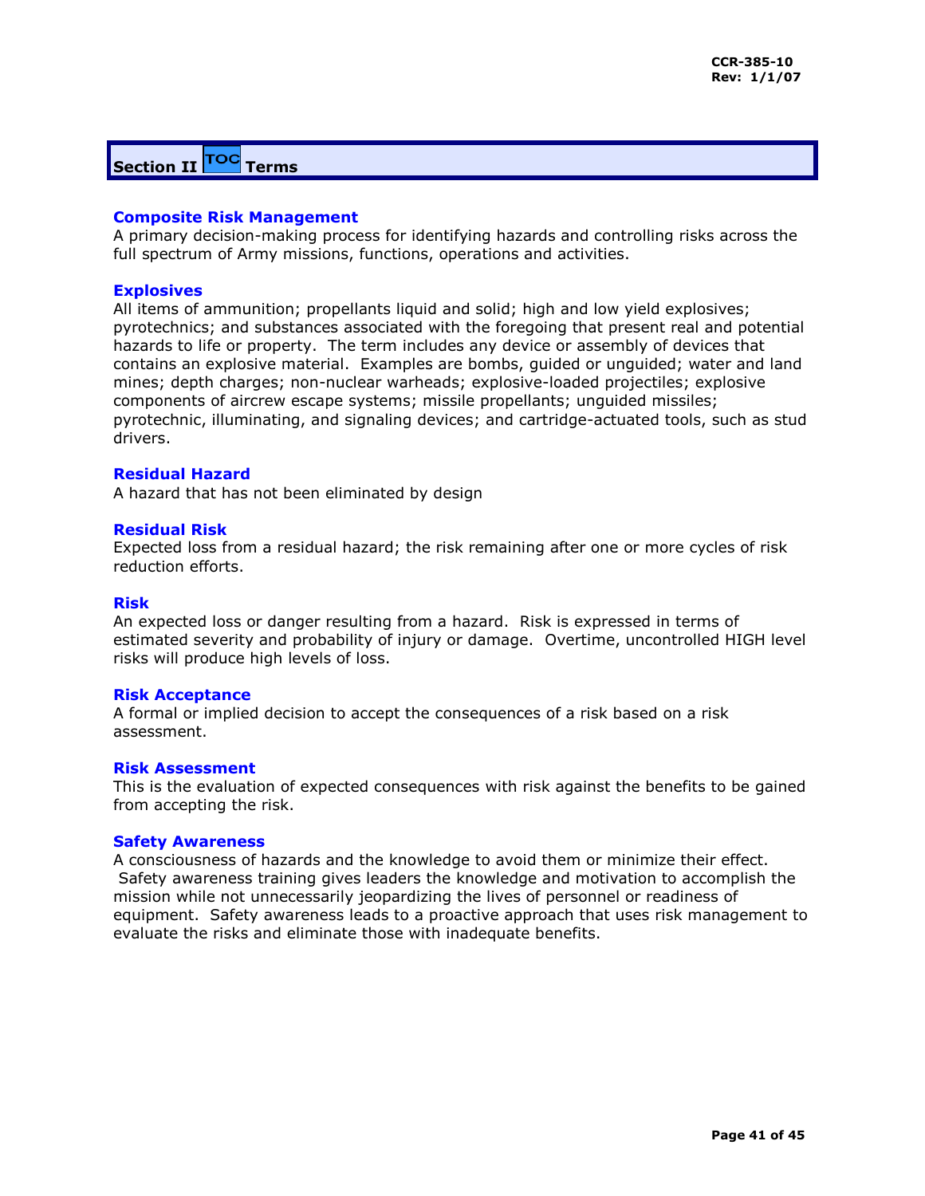## Section II Terms

### Composite Risk Management
A primary decision-making process for identifying hazards and controlling risks across the full spectrum of Army missions, functions, operations and activities.

### Explosives
All items of ammunition; propellants liquid and solid; high and low yield explosives; pyrotechnics; and substances associated with the foregoing that present real and potential hazards to life or property. The term includes any device or assembly of devices that contains an explosive material. Examples are bombs, guided or unguided; water and land mines; depth charges; non-nuclear warheads; explosive-loaded projectiles; explosive components of aircrew escape systems; missile propellants; unguided missiles; pyrotechnic, illuminating, and signaling devices; and cartridge-actuated tools, such as stud drivers.

### Residual Hazard
A hazard that has not been eliminated by design

### Residual Risk
Expected loss from a residual hazard; the risk remaining after one or more cycles of risk reduction efforts.

### Risk
An expected loss or danger resulting from a hazard. Risk is expressed in terms of estimated severity and probability of injury or damage. Overtime, uncontrolled HIGH level risks will produce high levels of loss.

### Risk Acceptance
A formal or implied decision to accept the consequences of a risk based on a risk assessment.

### Risk Assessment
This is the evaluation of expected consequences with risk against the benefits to be gained from accepting the risk.

### Safety Awareness
A consciousness of hazards and the knowledge to avoid them or minimize their effect. Safety awareness training gives leaders the knowledge and motivation to accomplish the mission while not unnecessarily jeopardizing the lives of personnel or readiness of equipment. Safety awareness leads to a proactive approach that uses risk management to evaluate the risks and eliminate those with inadequate benefits.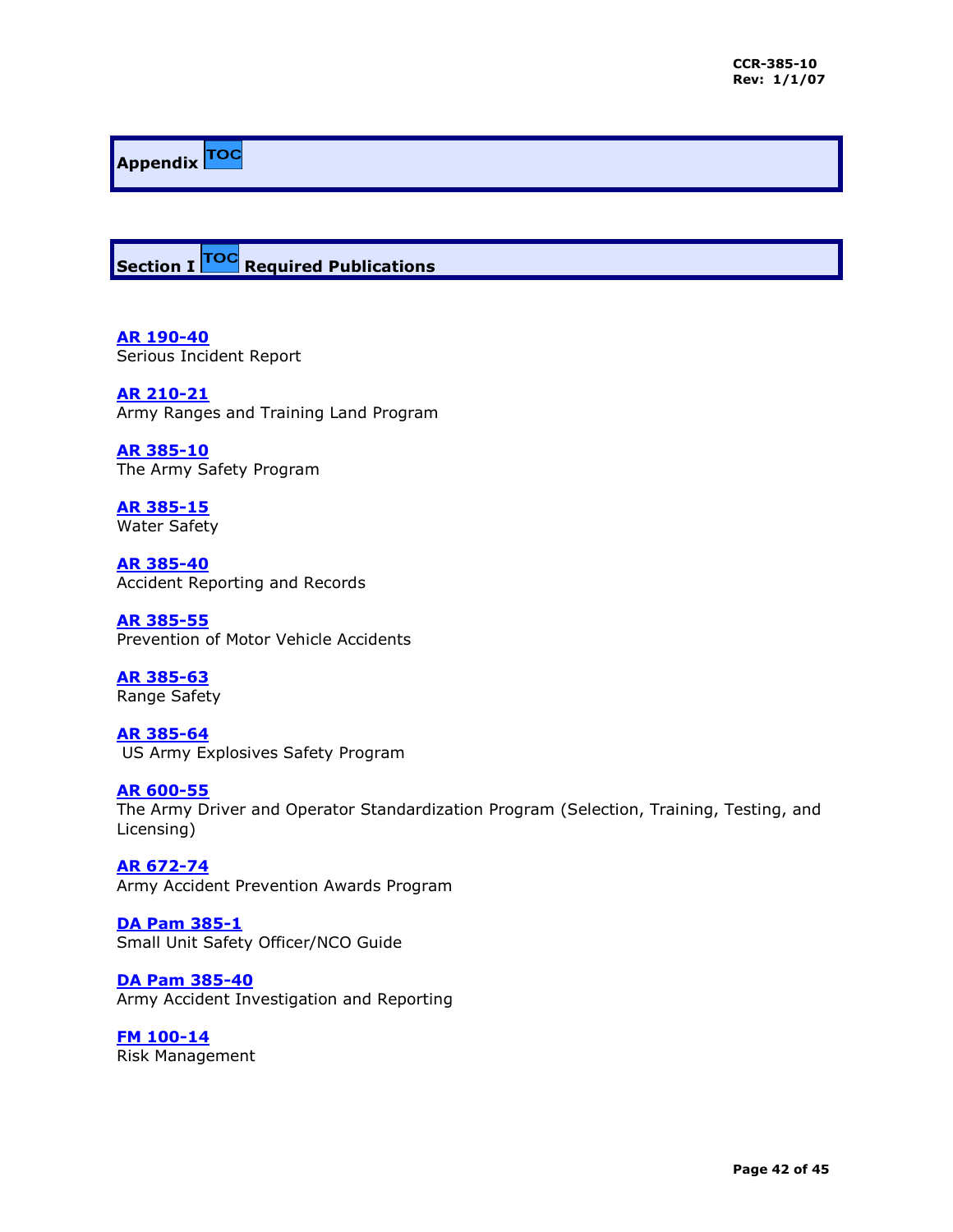## Appendix TOC

### Section I TOC Required Publications

**AR 190-40**
Serious Incident Report

**AR 210-21**
Army Ranges and Training Land Program

**AR 385-10**
The Army Safety Program

**AR 385-15**
Water Safety

**AR 385-40**
Accident Reporting and Records

**AR 385-55**
Prevention of Motor Vehicle Accidents

**AR 385-63**
Range Safety

**AR 385-64**
US Army Explosives Safety Program

**AR 600-55**
The Army Driver and Operator Standardization Program (Selection, Training, Testing, and Licensing)

**AR 672-74**
Army Accident Prevention Awards Program

**DA Pam 385-1**
Small Unit Safety Officer/NCO Guide

**DA Pam 385-40**
Army Accident Investigation and Reporting

**FM 100-14**
Risk Management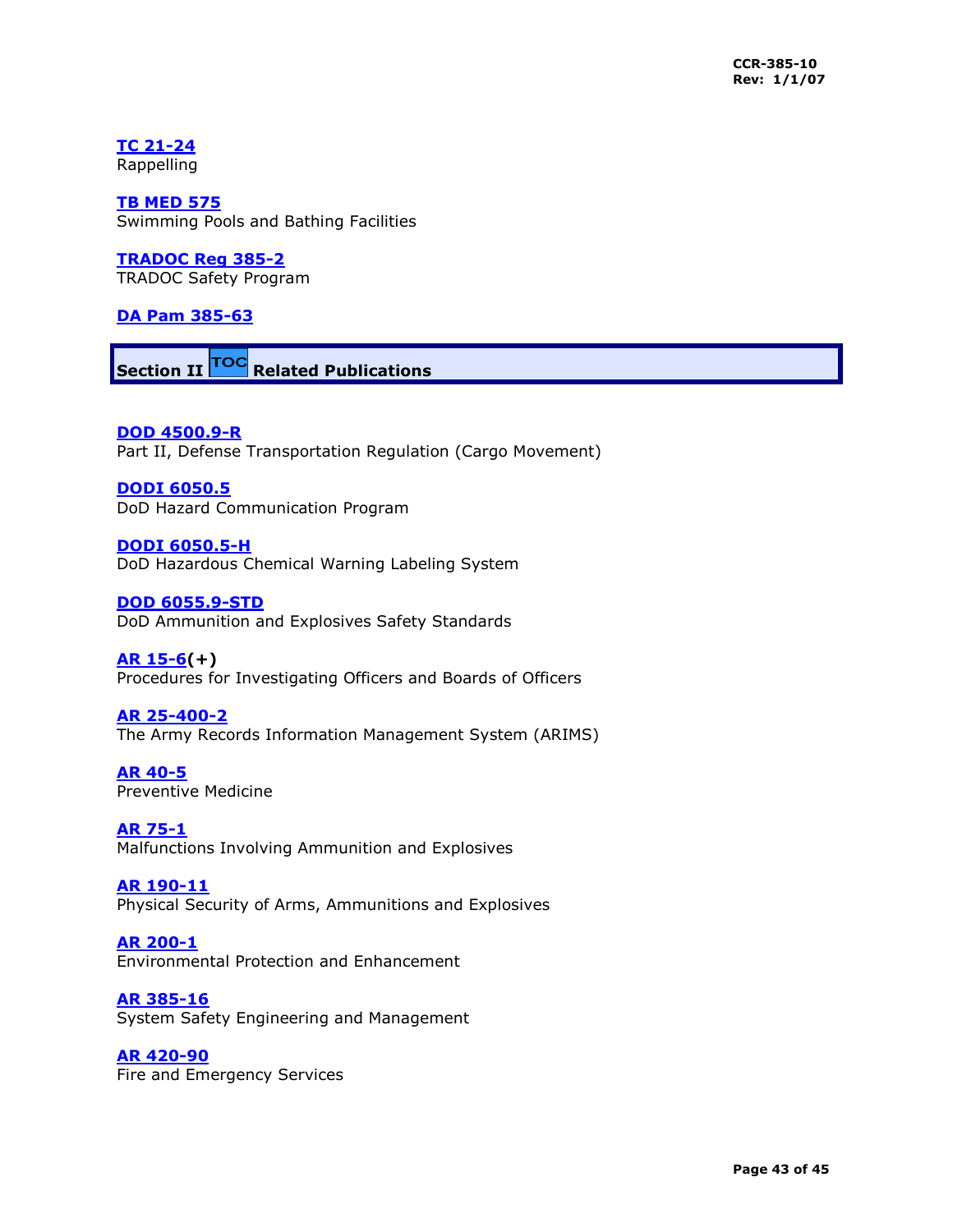**TC 21-24**
Rappelling

**TB MED 575**
Swimming Pools and Bathing Facilities

**TRADOC Reg 385-2**
TRADOC Safety Program

**DA Pam 385-63**

## Section II TOC Related Publications

**DOD 4500.9-R**
Part II, Defense Transportation Regulation (Cargo Movement)

**DODI 6050.5**
DoD Hazard Communication Program

**DODI 6050.5-H**
DoD Hazardous Chemical Warning Labeling System

**DOD 6055.9-STD**
DoD Ammunition and Explosives Safety Standards

**AR 15-6(+)**
Procedures for Investigating Officers and Boards of Officers

**AR 25-400-2**
The Army Records Information Management System (ARIMS)

**AR 40-5**
Preventive Medicine

**AR 75-1**
Malfunctions Involving Ammunition and Explosives

**AR 190-11**
Physical Security of Arms, Ammunitions and Explosives

**AR 200-1**
Environmental Protection and Enhancement

**AR 385-16**
System Safety Engineering and Management

**AR 420-90**
Fire and Emergency Services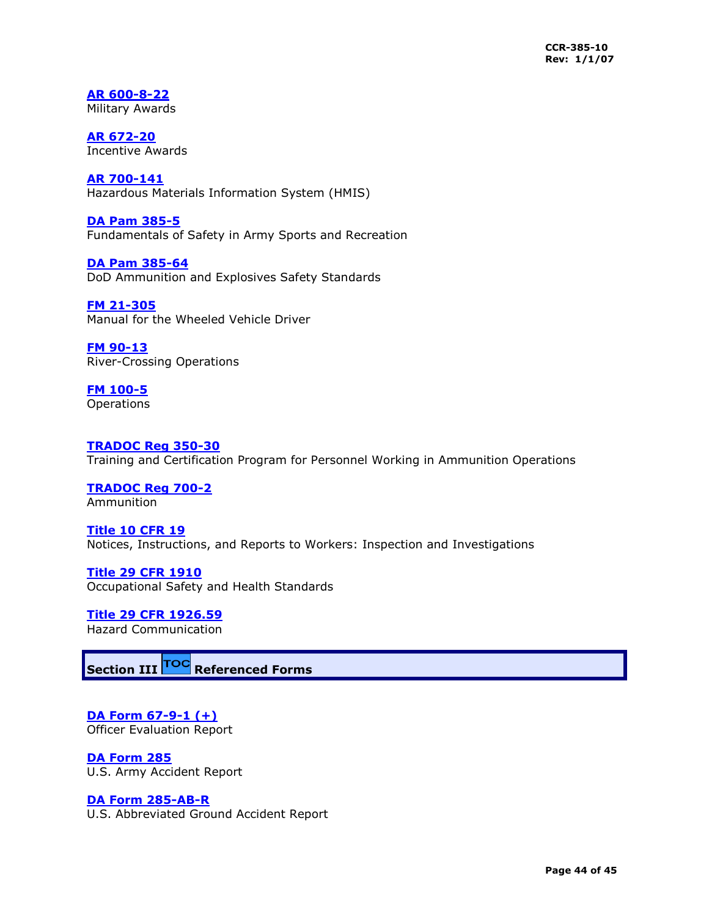**AR 600-8-22**
Military Awards

**AR 672-20**
Incentive Awards

**AR 700-141**
Hazardous Materials Information System (HMIS)

**DA Pam 385-5**
Fundamentals of Safety in Army Sports and Recreation

**DA Pam 385-64**
DoD Ammunition and Explosives Safety Standards

**FM 21-305**
Manual for the Wheeled Vehicle Driver

**FM 90-13**
River-Crossing Operations

**FM 100-5**
Operations

**TRADOC Reg 350-30**
Training and Certification Program for Personnel Working in Ammunition Operations

**TRADOC Reg 700-2**
Ammunition

**Title 10 CFR 19**
Notices, Instructions, and Reports to Workers: Inspection and Investigations

**Title 29 CFR 1910**
Occupational Safety and Health Standards

**Title 29 CFR 1926.59**
Hazard Communication

## Section III TOC Referenced Forms

**DA Form 67-9-1 (+)**
Officer Evaluation Report

**DA Form 285**
U.S. Army Accident Report

**DA Form 285-AB-R**
U.S. Abbreviated Ground Accident Report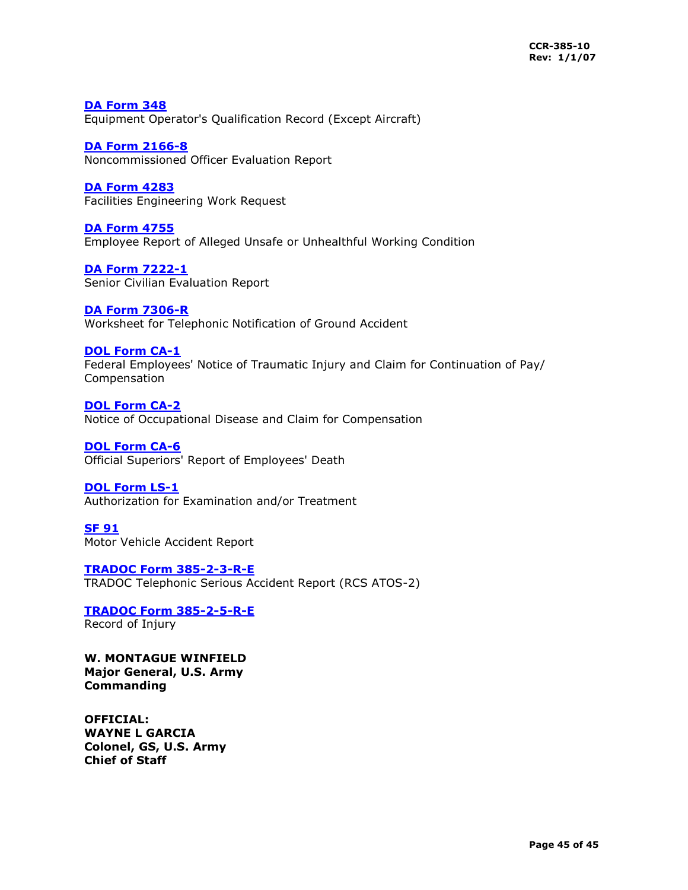**DA Form 348**
Equipment Operator's Qualification Record (Except Aircraft)

**DA Form 2166-8**
Noncommissioned Officer Evaluation Report

**DA Form 4283**
Facilities Engineering Work Request

**DA Form 4755**
Employee Report of Alleged Unsafe or Unhealthful Working Condition

**DA Form 7222-1**
Senior Civilian Evaluation Report

**DA Form 7306-R**
Worksheet for Telephonic Notification of Ground Accident

**DOL Form CA-1**
Federal Employees' Notice of Traumatic Injury and Claim for Continuation of Pay/ Compensation

**DOL Form CA-2**
Notice of Occupational Disease and Claim for Compensation

**DOL Form CA-6**
Official Superiors' Report of Employees' Death

**DOL Form LS-1**
Authorization for Examination and/or Treatment

**SF 91**
Motor Vehicle Accident Report

**TRADOC Form 385-2-3-R-E**
TRADOC Telephonic Serious Accident Report (RCS ATOS-2)

**TRADOC Form 385-2-5-R-E**
Record of Injury

**W. MONTAGUE WINFIELD**
**Major General, U.S. Army**
**Commanding**

**OFFICIAL:**
**WAYNE L GARCIA**
**Colonel, GS, U.S. Army**
**Chief of Staff**